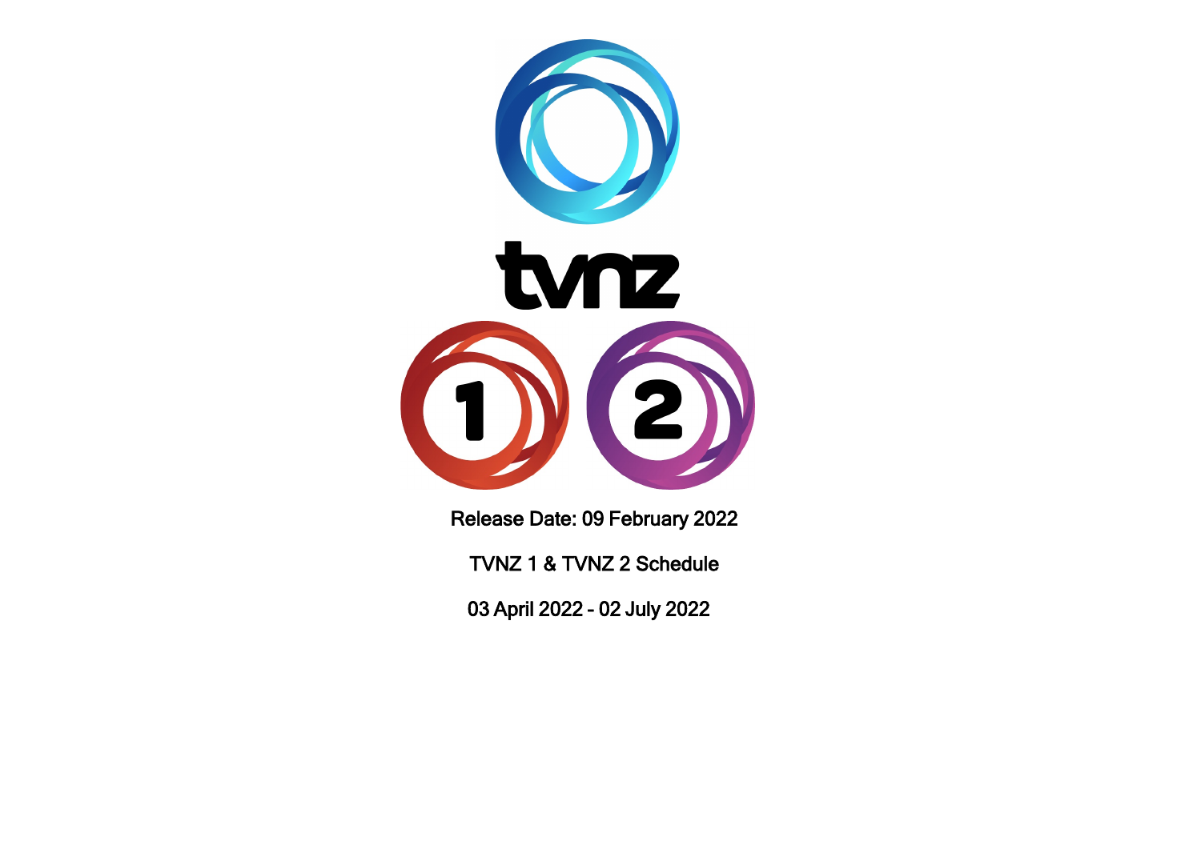Release Date: 09 February 2022

TVNZ 1 & TVNZ 2 Schedule

03 April 2022 - 02 July 2022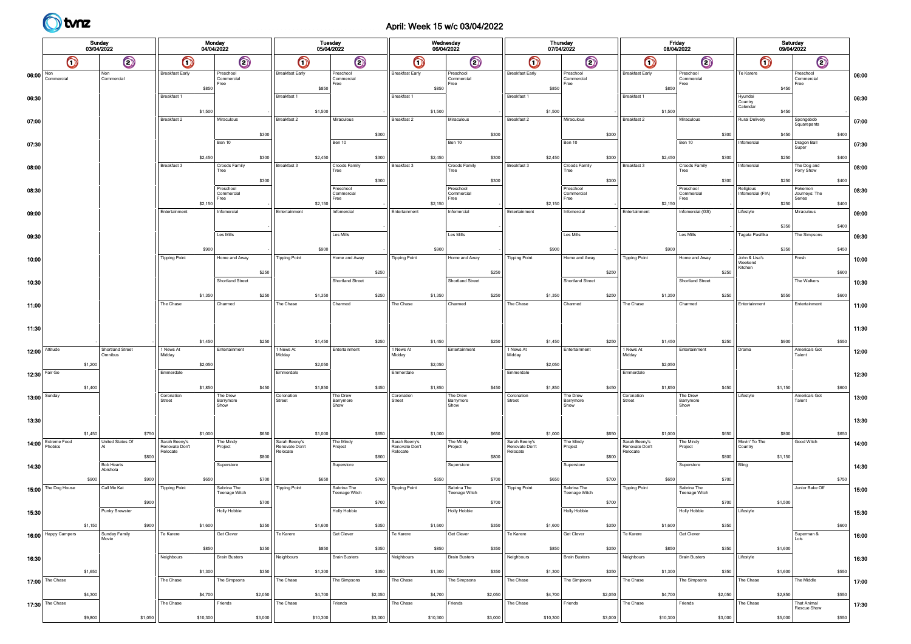# April: Week 15 w/c 03/04/2022

| Time | Sunday 03/04/2022 (1) | Sunday 03/04/2022 (2) | Monday 04/04/2022 (1) | Monday 04/04/2022 (2) | Tuesday 05/04/2022 (1) | Tuesday 05/04/2022 (2) | Wednesday 06/04/2022 (1) | Wednesday 06/04/2022 (2) | Thursday 07/04/2022 (1) | Thursday 07/04/2022 (2) | Friday 08/04/2022 (1) | Friday 08/04/2022 (2) | Saturday 09/04/2022 (1) | Saturday 09/04/2022 (2) |
|---|---|---|---|---|---|---|---|---|---|---|---|---|---|---|
| 06:00 | Non Commercial - | Non Commercial - | Breakfast Early $850 | Preschool Commercial Free - | Breakfast Early $850 | Preschool Commercial Free - | Breakfast Early $850 | Preschool Commercial Free - | Breakfast Early $850 | Preschool Commercial Free - | Breakfast Early $850 | Preschool Commercial Free - | Te Karere $450 | Preschool Commercial Free - |
| 06:30 | | | Breakfast 1 $1,500 | | Breakfast 1 $1,500 | | Breakfast 1 $1,500 | | Breakfast 1 $1,500 | | Breakfast 1 $1,500 | | Hyundai Country Calendar $450 | |
| 07:00 | | | Breakfast 2 $2,450 | Miraculous $300 | Breakfast 2 $2,450 | Miraculous $300 | Breakfast 2 $2,450 | Miraculous $300 | Breakfast 2 $2,450 | Miraculous $300 | Breakfast 2 $2,450 | Miraculous $300 | Rural Delivery $450 | Spongebob Squarepants $400 |
| 07:30 | | | | Ben 10 $300 | | Ben 10 $300 | | Ben 10 $300 | | Ben 10 $300 | | Ben 10 $300 | Infomercial $250 | Dragon Ball Super $400 |
| 08:00 | | | Breakfast 3 $2,150 | Croods Family Tree $300 | Breakfast 3 $2,150 | Croods Family Tree $300 | Breakfast 3 $2,150 | Croods Family Tree $300 | Breakfast 3 $2,150 | Croods Family Tree $300 | Breakfast 3 $2,150 | Croods Family Tree $300 | Infomercial $250 | The Dog and Pony Show $400 |
| 08:30 | | | | Preschool Commercial Free - | | Preschool Commercial Free - | | Preschool Commercial Free - | | Preschool Commercial Free - | | Preschool Commercial Free - | Religious Infomercial (FIA) $250 | Pokemon Journeys: The Series $400 |
| 09:00 | | | Entertainment $900 | Infomercial - | Entertainment $900 | Infomercial - | Entertainment $900 | Infomercial - | Entertainment $900 | Infomercial - | Entertainment $900 | Infomercial (GS) - | Lifestyle $350 | Miraculous $400 |
| 09:30 | | | | Les Mills - | | Les Mills - | | Les Mills - | | Les Mills - | | Les Mills - | Tagata Pasifika $350 | The Simpsons $450 |
| 10:00 | | | Tipping Point $1,350 | Home and Away $250 | Tipping Point $1,350 | Home and Away $250 | Tipping Point $1,350 | Home and Away $250 | Tipping Point $1,350 | Home and Away $250 | Tipping Point $1,350 | Home and Away $250 | John & Lisa's Weekend Kitchen $550 | Fresh $600 |
| 10:30 | | | | Shortland Street $250 | | Shortland Street $250 | | Shortland Street $250 | | Shortland Street $250 | | Shortland Street $250 | | The Walkers $600 |
| 11:00 | | | The Chase $1,450 | Charmed $250 | The Chase $1,450 | Charmed $250 | The Chase $1,450 | Charmed $250 | The Chase $1,450 | Charmed $250 | The Chase $1,450 | Charmed $250 | Entertainment $900 | Entertainment $550 |
| 11:30 | | | | | | | | | | | | | | |
| 12:00 | Attitude $1,200 | Shortland Street Omnibus $750 | 1 News At Midday $2,050 | Entertainment $450 | 1 News At Midday $2,050 | Entertainment $450 | 1 News At Midday $2,050 | Entertainment $450 | 1 News At Midday $2,050 | Entertainment $450 | 1 News At Midday $2,050 | Entertainment $450 | Drama $1,150 | America's Got Talent $600 |
| 12:30 | Fair Go $1,400 | | Emmerdale $1,850 | | Emmerdale $1,850 | | Emmerdale $1,850 | | Emmerdale $1,850 | | Emmerdale $1,850 | | | |
| 13:00 | Sunday $1,450 | | Coronation Street $1,000 | The Drew Barrymore Show $650 | Coronation Street $1,000 | The Drew Barrymore Show $650 | Coronation Street $1,000 | The Drew Barrymore Show $650 | Coronation Street $1,000 | The Drew Barrymore Show $650 | Coronation Street $1,000 | The Drew Barrymore Show $650 | Lifestyle $800 | America's Got Talent $650 |
| 13:30 | | | | | | | | | | | | | | |
| 14:00 | Extreme Food Phobics $900 | United States Of Al $800 | Sarah Beeny's Renovate Don't Relocate $650 | The Mindy Project $800 | Sarah Beeny's Renovate Don't Relocate $650 | The Mindy Project $800 | Sarah Beeny's Renovate Don't Relocate $650 | The Mindy Project $800 | Sarah Beeny's Renovate Don't Relocate $650 | The Mindy Project $800 | Sarah Beeny's Renovate Don't Relocate $650 | The Mindy Project $800 | Movin' To The Country $1,150 | Good Witch $750 |
| 14:30 | | Bob Hearts Abishola $900 | | Superstore $700 | | Superstore $700 | | Superstore $700 | | Superstore $700 | | Superstore $700 | Bling $1,500 | |
| 15:00 | The Dog House $1,150 | Call Me Kat $900 | Tipping Point $1,600 | Sabrina The Teenage Witch $700 | Tipping Point $1,600 | Sabrina The Teenage Witch $700 | Tipping Point $1,600 | Sabrina The Teenage Witch $700 | Tipping Point $1,600 | Sabrina The Teenage Witch $700 | Tipping Point $1,600 | Sabrina The Teenage Witch $700 | | Junior Bake Off $600 |
| 15:30 | | Punky Brewster $900 | | Holly Hobbie $350 | | Holly Hobbie $350 | | Holly Hobbie $350 | | Holly Hobbie $350 | | Holly Hobbie $350 | Lifestyle $1,600 | |
| 16:00 | Happy Campers $1,650 | Sunday Family Movie $1,050 | Te Karere $850 | Get Clever $350 | Te Karere $850 | Get Clever $350 | Te Karere $850 | Get Clever $350 | Te Karere $850 | Get Clever $350 | Te Karere $850 | Get Clever $350 | | Superman & Lois $550 |
| 16:30 | | | Neighbours $1,300 | Brain Busters $350 | Neighbours $1,300 | Brain Busters $350 | Neighbours $1,300 | Brain Busters $350 | Neighbours $1,300 | Brain Busters $350 | Neighbours $1,300 | Brain Busters $350 | Lifestyle $1,600 | |
| 17:00 | The Chase $4,300 | | The Chase $4,700 | The Simpsons $2,050 | The Chase $4,700 | The Simpsons $2,050 | The Chase $4,700 | The Simpsons $2,050 | The Chase $4,700 | The Simpsons $2,050 | The Chase $4,700 | The Simpsons $2,050 | The Chase $2,850 | The Middle $550 |
| 17:30 | The Chase $9,800 | | The Chase $10,300 | Friends $3,000 | The Chase $10,300 | Friends $3,000 | The Chase $10,300 | Friends $3,000 | The Chase $10,300 | Friends $3,000 | The Chase $10,300 | Friends $3,000 | The Chase $5,000 | That Animal Rescue Show $550 |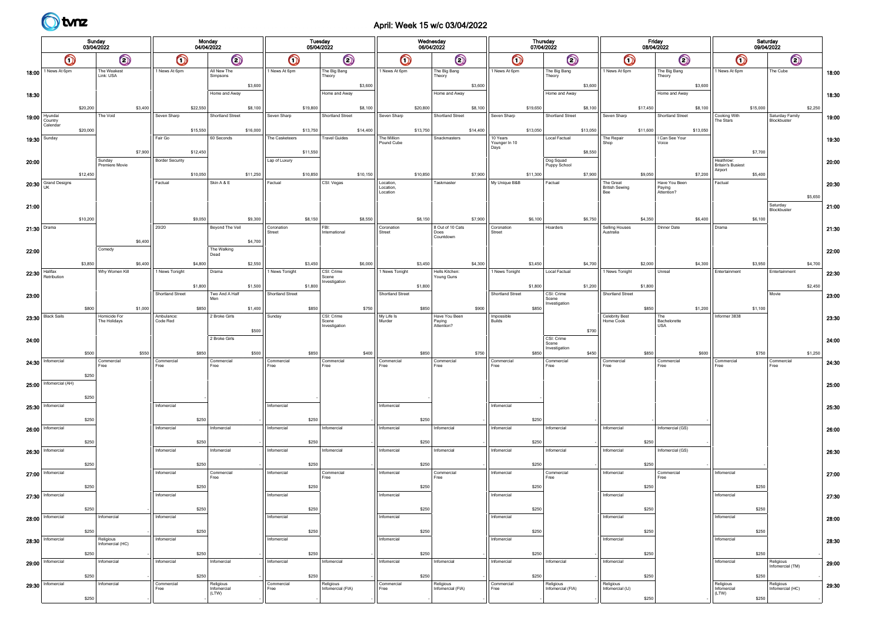# April: Week 15 w/c 03/04/2022

| Time | Sunday 03/04/2022 TVNZ 1 | Sunday 03/04/2022 TVNZ 2 | Monday 04/04/2022 TVNZ 1 | Monday 04/04/2022 TVNZ 2 | Tuesday 05/04/2022 TVNZ 1 | Tuesday 05/04/2022 TVNZ 2 | Wednesday 06/04/2022 TVNZ 1 | Wednesday 06/04/2022 TVNZ 2 | Thursday 07/04/2022 TVNZ 1 | Thursday 07/04/2022 TVNZ 2 | Friday 08/04/2022 TVNZ 1 | Friday 08/04/2022 TVNZ 2 | Saturday 09/04/2022 TVNZ 1 | Saturday 09/04/2022 TVNZ 2 |
|---|---|---|---|---|---|---|---|---|---|---|---|---|---|---|
| 18:00 | 1 News At 6pm $20,200 | The Weakest Link: USA $3,400 | 1 News At 6pm $22,550 | All New The Simpsons $3,600 | 1 News At 6pm $19,800 | The Big Bang Theory $3,600 | 1 News At 6pm $20,800 | The Big Bang Theory $3,600 | 1 News At 6pm $19,650 | The Big Bang Theory $3,600 | 1 News At 6pm $17,450 | The Big Bang Theory $3,600 | 1 News At 6pm $15,000 | The Cube $2,250 |
| 18:30 | | | | Home and Away $8,100 | | Home and Away $8,100 | | Home and Away $8,100 | | Home and Away $8,100 | | Home and Away $8,100 | | |
| 19:00 | Hyundai Country Calendar $20,000 | The Void $7,900 | Seven Sharp $15,550 | Shortland Street $16,000 | Seven Sharp $13,750 | Shortland Street $14,400 | Seven Sharp $13,750 | Shortland Street $14,400 | Seven Sharp $13,050 | Shortland Street $13,050 | Seven Sharp $11,600 | Shortland Street $13,050 | Cooking With The Stars $7,700 | Saturday Family Blockbuster $5,650 |
| 19:30 | Sunday $12,450 | | Fair Go $12,450 | 60 Seconds $11,250 | The Casketeers $11,550 | Travel Guides $10,150 | The Million Pound Cube $10,850 | Snackmasters $7,900 | 10 Years Younger In 10 Days $11,300 | Local Factual $8,550 | The Repair Shop $9,050 | I Can See Your Voice $7,200 | | |
| 20:00 | | Sunday Premiere Movie $6,400 | Border Security $10,050 | | Lap of Luxury $10,850 | | | | | Dog Squad Puppy School $7,900 | | | Heathrow: Britain's Busiest Airport $5,400 | |
| 20:30 | Grand Designs UK $10,200 | | Factual $9,050 | Skin A & E $9,300 | Factual $8,150 | CSI: Vegas $8,550 | Location, Location, Location $8,150 | Taskmaster $7,900 | My Unique B&B $6,100 | Factual $6,750 | The Great British Sewing Bee $4,350 | Have You Been Paying Attention? $6,400 | Factual $6,100 | |
| 21:00 | | | | | | | | | | | | | | Saturday Blockbuster $4,700 |
| 21:30 | Drama $3,850 | | 20/20 $4,800 | Beyond The Veil $4,700 | Coronation Street $3,450 | FBI: International $6,000 | Coronation Street $3,450 | 8 Out of 10 Cats Does Countdown $4,300 | Coronation Street $3,450 | Hoarders $4,700 | Selling Houses Australia $2,000 | Dinner Date $4,300 | Drama $3,950 | |
| 22:00 | | Comedy $6,400 | | The Walking Dead $2,550 | | | | | | | | | | |
| 22:30 | Halifax Retribution $800 | Why Women Kill $1,000 | 1 News Tonight $1,800 | Drama $1,500 | 1 News Tonight $1,800 | CSI: Crime Scene Investigation $750 | 1 News Tonight $1,800 | Hells Kitchen: Young Guns $900 | 1 News Tonight $1,800 | Local Factual $1,200 | 1 News Tonight $1,800 | Unreal $1,200 | Entertainment $1,100 | Entertainment $2,450 |
| 23:00 | | | Shortland Street $850 | Two And A Half Men $1,400 | Shortland Street $850 | | Shortland Street $850 | | Shortland Street $850 | CSI: Crime Scene Investigation $700 | Shortland Street $850 | | | Movie $1,250 |
| 23:30 | Black Sails $500 | Homicide For The Holidays $550 | Ambulance: Code Red $850 | 2 Broke Girls $500 | Sunday $850 | CSI: Crime Scene Investigation $400 | My Life Is Murder $850 | Have You Been Paying Attention? $750 | Impossible Builds $850 | | Celebrity Best Home Cook $850 | The Bachelorette USA $600 | Informer 3838 $750 | |
| 24:00 | | | | 2 Broke Girls $500 | | | | | | CSI: Crime Scene Investigation $450 | | | | |
| 24:30 | Infomercial $250 | Commercial Free - | Commercial Free - | Commercial Free - | Commercial Free - | Commercial Free - | Commercial Free - | Commercial Free - | Commercial Free - | Commercial Free - | Commercial Free - | Commercial Free - | Commercial Free - | Commercial Free - |
| 25:00 | Infomercial (AH) $250 | | | | | | | | | | | | | |
| 25:30 | Infomercial $250 | | Infomercial $250 | | Infomercial $250 | | Infomercial $250 | | Infomercial $250 | | | | | |
| 26:00 | Infomercial $250 | | Infomercial $250 | Infomercial - | Infomercial $250 | Infomercial - | Infomercial $250 | Infomercial - | Infomercial $250 | Infomercial - | Infomercial $250 | Infomercial (GS) - | | |
| 26:30 | Infomercial $250 | | Infomercial $250 | Infomercial - | Infomercial $250 | Infomercial - | Infomercial $250 | Infomercial - | Infomercial $250 | Infomercial - | Infomercial $250 | Infomercial (GS) - | | |
| 27:00 | Infomercial $250 | | Infomercial $250 | Commercial Free - | Infomercial $250 | Commercial Free - | Infomercial $250 | Commercial Free - | Infomercial $250 | Commercial Free - | Infomercial $250 | Commercial Free - | Infomercial $250 | |
| 27:30 | Infomercial $250 | | Infomercial $250 | | Infomercial $250 | | Infomercial $250 | | Infomercial $250 | | Infomercial $250 | | Infomercial $250 | |
| 28:00 | Infomercial $250 | Infomercial - | Infomercial $250 | | Infomercial $250 | | Infomercial $250 | | Infomercial $250 | | Infomercial $250 | | Infomercial $250 | |
| 28:30 | Infomercial $250 | Religious Infomercial (HC) - | Infomercial $250 | | Infomercial $250 | | Infomercial $250 | | Infomercial $250 | | Infomercial $250 | | Infomercial $250 | |
| 29:00 | Infomercial $250 | Infomercial - | Infomercial $250 | Infomercial - | Infomercial $250 | Infomercial - | Infomercial $250 | Infomercial - | Infomercial $250 | Infomercial - | Infomercial $250 | | Infomercial $250 | Religious Infomercial (TM) - |
| 29:30 | Infomercial $250 | Infomercial - | Commercial Free - | Religious Infomercial (LTW) - | Commercial Free - | Religious Infomercial (FIA) - | Commercial Free - | Religious Infomercial (FIA) - | Commercial Free - | Religious Infomercial (FIA) - | Religious Infomercial (IJ) $250 | | Religious Infomercial (LTW) $250 | Religious Infomercial (HC) - |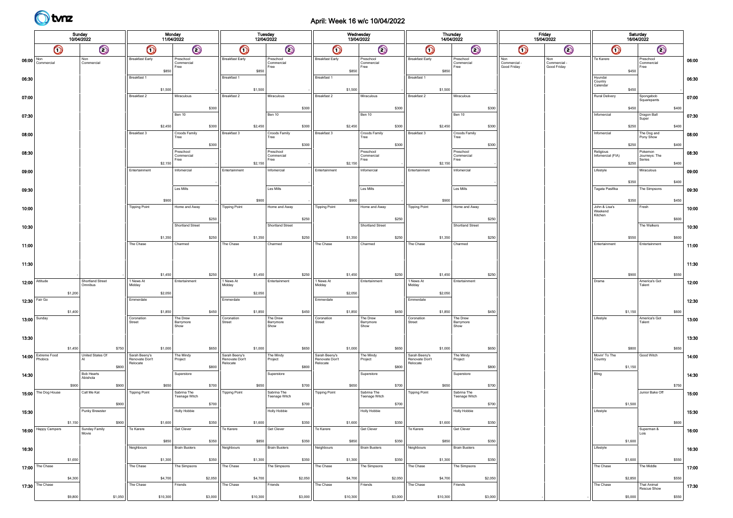# April: Week 16 w/c 10/04/2022

| | Sunday 10/04/2022 (1) | Sunday 10/04/2022 (2) | Monday 11/04/2022 (1) | Monday 11/04/2022 (2) | Tuesday 12/04/2022 (1) | Tuesday 12/04/2022 (2) | Wednesday 13/04/2022 (1) | Wednesday 13/04/2022 (2) | Thursday 14/04/2022 (1) | Thursday 14/04/2022 (2) | Friday 15/04/2022 (1) | Friday 15/04/2022 (2) | Saturday 16/04/2022 (1) | Saturday 16/04/2022 (2) | |
|---|---|---|---|---|---|---|---|---|---|---|---|---|---|---|---|
| 06:00 | Non Commercial | Non Commercial | Breakfast Early $850 | Preschool Commercial Free | Breakfast Early $850 | Preschool Commercial Free | Breakfast Early $850 | Preschool Commercial Free | Breakfast Early $850 | Preschool Commercial Free | Non Commercial - Good Friday | Non Commercial - Good Friday | Te Karere $450 | Preschool Commercial Free | 06:00 |
| 06:30 | | | Breakfast 1 $1,500 | - | Breakfast 1 $1,500 | - | Breakfast 1 $1,500 | - | Breakfast 1 $1,500 | - | | | Hyundai Country Calendar $450 | - | 06:30 |
| 07:00 | | | Breakfast 2 | Miraculous $300 | Breakfast 2 | Miraculous $300 | Breakfast 2 | Miraculous $300 | Breakfast 2 | Miraculous $300 | | | Rural Delivery $450 | Spongebob Squarepants $400 | 07:00 |
| 07:30 | | | $2,450 | Ben 10 $300 | $2,450 | Ben 10 $300 | $2,450 | Ben 10 $300 | $2,450 | Ben 10 $300 | | | Infomercial $250 | Dragon Ball Super $400 | 07:30 |
| 08:00 | | | Breakfast 3 | Croods Family Tree $300 | Breakfast 3 | Croods Family Tree $300 | Breakfast 3 | Croods Family Tree $300 | Breakfast 3 | Croods Family Tree $300 | | | Infomercial $250 | The Dog and Pony Show $400 | 08:00 |
| 08:30 | | | $2,150 | Preschool Commercial Free - | $2,150 | Preschool Commercial Free - | $2,150 | Preschool Commercial Free - | $2,150 | Preschool Commercial Free - | | | Religious Infomercial (FIA) $250 | Pokemon Journeys: The Series $400 | 08:30 |
| 09:00 | | | Entertainment | Infomercial - | Entertainment | Infomercial - | Entertainment | Infomercial - | Entertainment | Infomercial - | | | Lifestyle $350 | Miraculous $400 | 09:00 |
| 09:30 | | | $900 | Les Mills - | $900 | Les Mills - | $900 | Les Mills - | $900 | Les Mills - | | | Tagata Pasifika $350 | The Simpsons $450 | 09:30 |
| 10:00 | | | Tipping Point | Home and Away $250 | Tipping Point | Home and Away $250 | Tipping Point | Home and Away $250 | Tipping Point | Home and Away $250 | | | John & Lisa's Weekend Kitchen | Fresh $600 | 10:00 |
| 10:30 | | | $1,350 | Shortland Street $250 | $1,350 | Shortland Street $250 | $1,350 | Shortland Street $250 | $1,350 | Shortland Street $250 | | | $550 | The Walkers $600 | 10:30 |
| 11:00 | | | The Chase | Charmed | The Chase | Charmed | The Chase | Charmed | The Chase | Charmed | | | Entertainment | Entertainment | 11:00 |
| 11:30 | - | - | $1,450 | $250 | $1,450 | $250 | $1,450 | $250 | $1,450 | $250 | | | $900 | $550 | 11:30 |
| 12:00 | Attitude $1,200 | Shortland Street Omnibus | 1 News At Midday $2,050 | Entertainment | 1 News At Midday $2,050 | Entertainment | 1 News At Midday $2,050 | Entertainment | 1 News At Midday $2,050 | Entertainment | | | Drama | America's Got Talent | 12:00 |
| 12:30 | Fair Go $1,400 | | Emmerdale $1,850 | $450 | Emmerdale $1,850 | $450 | Emmerdale $1,850 | $450 | Emmerdale $1,850 | $450 | | | $1,150 | $600 | 12:30 |
| 13:00 | Sunday | | Coronation Street | The Drew Barrymore Show | Coronation Street | The Drew Barrymore Show | Coronation Street | The Drew Barrymore Show | Coronation Street | The Drew Barrymore Show | | | Lifestyle | America's Got Talent | 13:00 |
| 13:30 | $1,450 | $750 | $1,000 | $650 | $1,000 | $650 | $1,000 | $650 | $1,000 | $650 | | | $800 | $650 | 13:30 |
| 14:00 | Extreme Food Phobics | United States Of Al $800 | Sarah Beeny's Renovate Don't Relocate | The Mindy Project $800 | Sarah Beeny's Renovate Don't Relocate | The Mindy Project $800 | Sarah Beeny's Renovate Don't Relocate | The Mindy Project $800 | Sarah Beeny's Renovate Don't Relocate | The Mindy Project $800 | | | Movin' To The Country $1,150 | Good Witch | 14:00 |
| 14:30 | $900 | Bob Hearts Abishola $900 | $650 | Superstore $700 | $650 | Superstore $700 | $650 | Superstore $700 | $650 | Superstore $700 | | | Bling | $750 | 14:30 |
| 15:00 | The Dog House | Call Me Kat $900 | Tipping Point | Sabrina The Teenage Witch $700 | Tipping Point | Sabrina The Teenage Witch $700 | Tipping Point | Sabrina The Teenage Witch $700 | Tipping Point | Sabrina The Teenage Witch $700 | | | $1,500 | Junior Bake Off | 15:00 |
| 15:30 | $1,150 | Punky Brewster $900 | $1,600 | Holly Hobbie $350 | $1,600 | Holly Hobbie $350 | $1,600 | Holly Hobbie $350 | $1,600 | Holly Hobbie $350 | | | Lifestyle | $600 | 15:30 |
| 16:00 | Happy Campers | Sunday Family Movie | Te Karere $850 | Get Clever $350 | Te Karere $850 | Get Clever $350 | Te Karere $850 | Get Clever $350 | Te Karere $850 | Get Clever $350 | | | $1,600 | Superman & Lois | 16:00 |
| 16:30 | $1,650 | | Neighbours $1,300 | Brain Busters $350 | Neighbours $1,300 | Brain Busters $350 | Neighbours $1,300 | Brain Busters $350 | Neighbours $1,300 | Brain Busters $350 | | | Lifestyle $1,600 | $550 | 16:30 |
| 17:00 | The Chase $4,300 | | The Chase $4,700 | The Simpsons $2,050 | The Chase $4,700 | The Simpsons $2,050 | The Chase $4,700 | The Simpsons $2,050 | The Chase $4,700 | The Simpsons $2,050 | | | The Chase $2,850 | The Middle $550 | 17:00 |
| 17:30 | The Chase $9,800 | $1,050 | The Chase $10,300 | Friends $3,000 | The Chase $10,300 | Friends $3,000 | The Chase $10,300 | Friends $3,000 | The Chase $10,300 | Friends $3,000 | - | - | The Chase $5,000 | That Animal Rescue Show $550 | 17:30 |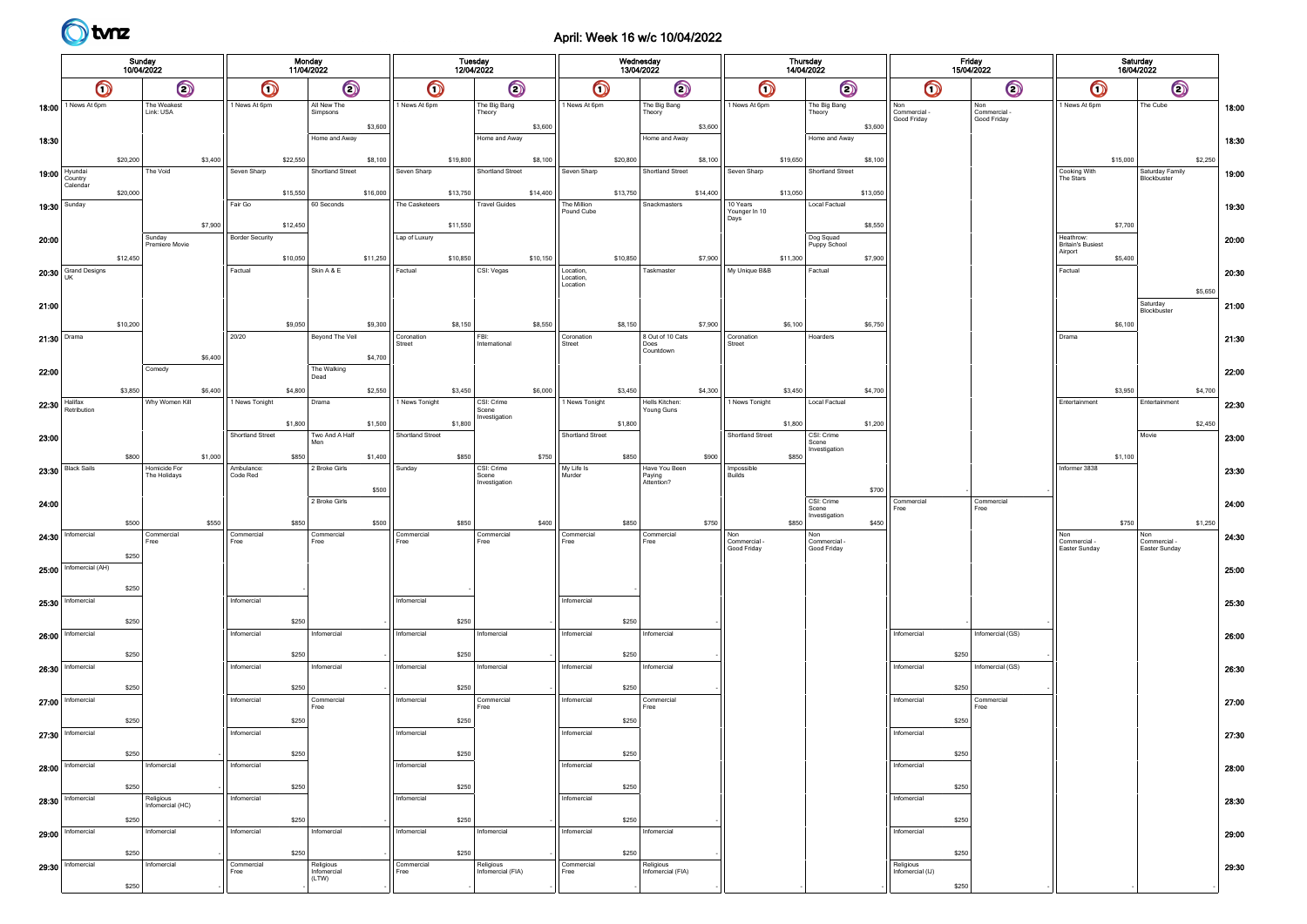# April: Week 16 w/c 10/04/2022

Each programme is listed in the slot where it starts, with its price in brackets.

| Time | Sunday 10/04/2022 | | Monday 11/04/2022 | | Tuesday 12/04/2022 | | Wednesday 13/04/2022 | | Thursday 14/04/2022 | | Friday 15/04/2022 | | Saturday 16/04/2022 | |
|---|---|---|---|---|---|---|---|---|---|---|---|---|---|---|
| | 1 | 2 | 1 | 2 | 1 | 2 | 1 | 2 | 1 | 2 | 1 | 2 | 1 | 2 |
| 18:00 | 1 News At 6pm ($20,200) | The Weakest Link: USA ($3,400) | 1 News At 6pm ($22,550) | All New The Simpsons ($3,600) | 1 News At 6pm ($19,800) | The Big Bang Theory ($3,600) | 1 News At 6pm ($20,800) | The Big Bang Theory ($3,600) | 1 News At 6pm ($19,650) | The Big Bang Theory ($3,600) | Non Commercial - Good Friday | Non Commercial - Good Friday | 1 News At 6pm ($15,000) | The Cube ($2,250) |
| 18:30 | | | | Home and Away ($8,100) | | Home and Away ($8,100) | | Home and Away ($8,100) | | Home and Away ($8,100) | | | | |
| 19:00 | Hyundai Country Calendar ($20,000) | The Void ($7,900) | Seven Sharp ($15,550) | Shortland Street ($16,000) | Seven Sharp ($13,750) | Shortland Street ($14,400) | Seven Sharp ($13,750) | Shortland Street ($14,400) | Seven Sharp ($13,050) | Shortland Street ($13,050) | | | Cooking With The Stars ($7,700) | Saturday Family Blockbuster ($5,650) |
| 19:30 | Sunday ($12,450) | | Fair Go ($12,450) | 60 Seconds ($11,250) | The Casketeers ($11,550) | Travel Guides ($10,150) | The Million Pound Cube ($10,850) | Snackmasters ($7,900) | 10 Years Younger In 10 Days ($11,300) | Local Factual ($8,550) | | | | |
| 20:00 | | Sunday Premiere Movie ($6,400) | Border Security ($10,050) | | Lap of Luxury ($10,850) | | | | | Dog Squad Puppy School ($7,900) | | | Heathrow: Britain's Busiest Airport ($5,400) | |
| 20:30 | Grand Designs UK ($10,200) | | Factual ($9,050) | Skin A & E ($9,300) | Factual ($8,150) | CSI: Vegas ($8,550) | Location, Location, Location ($8,150) | Taskmaster ($7,900) | My Unique B&B ($6,100) | Factual ($6,750) | | | Factual ($6,100) | |
| 21:00 | | | | | | | | | | | | | | Saturday Blockbuster ($4,700) |
| 21:30 | Drama ($3,850) | | 20/20 ($4,800) | Beyond The Veil ($4,700) | Coronation Street ($3,450) | FBI: International ($6,000) | Coronation Street ($3,450) | 8 Out of 10 Cats Does Countdown ($4,300) | Coronation Street ($3,450) | Hoarders ($4,700) | | | Drama ($3,950) | |
| 22:00 | | Comedy ($6,400) | | The Walking Dead ($2,550) | | | | | | | | | | |
| 22:30 | Halifax Retribution ($800) | Why Women Kill ($1,000) | 1 News Tonight ($1,800) | Drama ($1,500) | 1 News Tonight ($1,800) | CSI: Crime Scene Investigation ($750) | 1 News Tonight ($1,800) | Hells Kitchen: Young Guns ($900) | 1 News Tonight ($1,800) | Local Factual ($1,200) | | | Entertainment ($1,100) | Entertainment ($2,450) |
| 23:00 | | | Shortland Street ($850) | Two And A Half Men ($1,400) | Shortland Street ($850) | | Shortland Street ($850) | | Shortland Street ($850) | CSI: Crime Scene Investigation ($700) | | | | Movie ($1,250) |
| 23:30 | Black Sails ($500) | Homicide For The Holidays ($550) | Ambulance: Code Red ($850) | 2 Broke Girls ($500) | Sunday ($850) | CSI: Crime Scene Investigation ($400) | My Life Is Murder ($850) | Have You Been Paying Attention? ($750) | Impossible Builds ($850) | | | | Informer 3838 ($750) | |
| 24:00 | | | | 2 Broke Girls ($500) | | | | | | CSI: Crime Scene Investigation ($450) | Commercial Free (-) | Commercial Free | | |
| 24:30 | Infomercial ($250) | Commercial Free (-) | Commercial Free (-) | Commercial Free (-) | Commercial Free (-) | Commercial Free (-) | Commercial Free (-) | Commercial Free (-) | Non Commercial - Good Friday (-) | Non Commercial - Good Friday (-) | | | Non Commercial - Easter Sunday (-) | Non Commercial - Easter Sunday (-) |
| 25:00 | Infomercial (AH) ($250) | | | | | | | | | | | | | |
| 25:30 | Infomercial ($250) | | Infomercial ($250) | | Infomercial ($250) | | Infomercial ($250) | | | | | | | |
| 26:00 | Infomercial ($250) | | Infomercial ($250) | Infomercial (-) | Infomercial ($250) | Infomercial (-) | Infomercial ($250) | Infomercial (-) | | | Infomercial ($250) | Infomercial (GS) (-) | | |
| 26:30 | Infomercial ($250) | | Infomercial ($250) | Infomercial (-) | Infomercial ($250) | Infomercial (-) | Infomercial ($250) | Infomercial (-) | | | Infomercial ($250) | Infomercial (GS) (-) | | |
| 27:00 | Infomercial ($250) | | Infomercial ($250) | Commercial Free (-) | Infomercial ($250) | Commercial Free (-) | Infomercial ($250) | Commercial Free (-) | | | Infomercial ($250) | Commercial Free | | |
| 27:30 | Infomercial ($250) | | Infomercial ($250) | | Infomercial ($250) | | Infomercial ($250) | | | | Infomercial ($250) | | | |
| 28:00 | Infomercial ($250) | Infomercial (-) | Infomercial ($250) | | Infomercial ($250) | | Infomercial ($250) | | | | Infomercial ($250) | | | |
| 28:30 | Infomercial ($250) | Religious Infomercial (HC) (-) | Infomercial ($250) | | Infomercial ($250) | | Infomercial ($250) | | | | Infomercial ($250) | | | |
| 29:00 | Infomercial ($250) | Infomercial (-) | Infomercial ($250) | Infomercial (-) | Infomercial ($250) | Infomercial (-) | Infomercial ($250) | Infomercial (-) | | | Infomercial ($250) | | | |
| 29:30 | Infomercial ($250) | Infomercial (-) | Commercial Free (-) | Religious Infomercial (LTW) (-) | Commercial Free (-) | Religious Infomercial (FIA) (-) | Commercial Free (-) | Religious Infomercial (FIA) (-) | | | Religious Infomercial (IJ) ($250) | | | |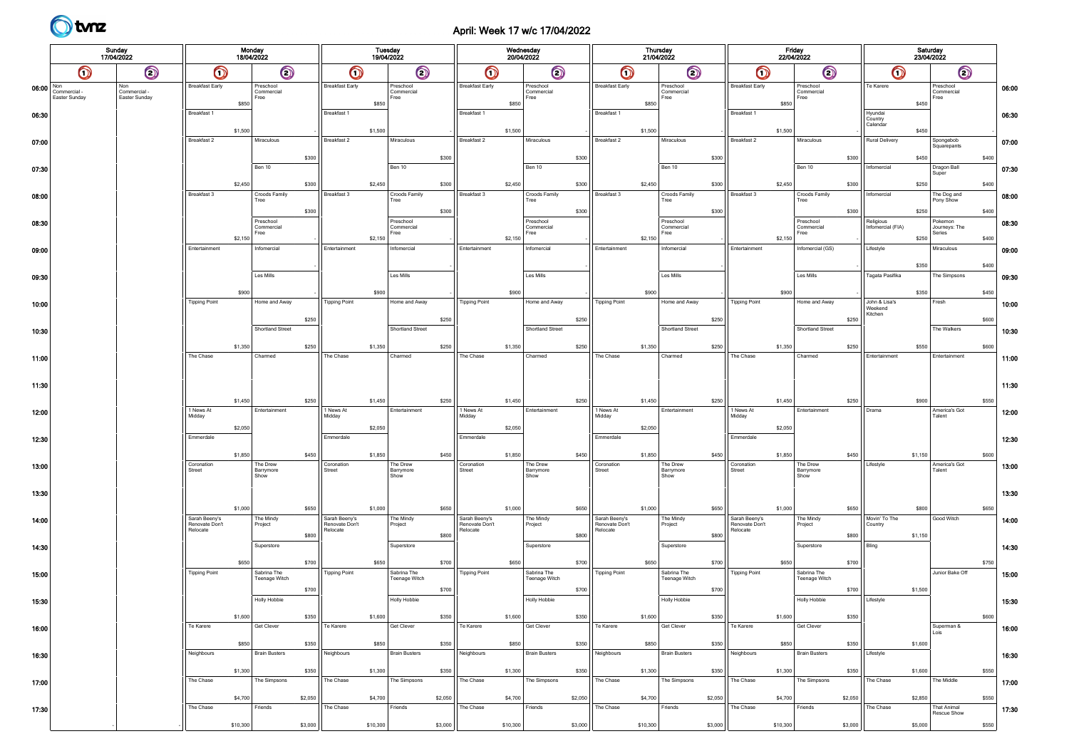# April: Week 17 w/c 17/04/2022

| | Sunday 17/04/2022 (1) | Sunday 17/04/2022 (2) | Monday 18/04/2022 (1) | Monday 18/04/2022 (2) | Tuesday 19/04/2022 (1) | Tuesday 19/04/2022 (2) | Wednesday 20/04/2022 (1) | Wednesday 20/04/2022 (2) | Thursday 21/04/2022 (1) | Thursday 21/04/2022 (2) | Friday 22/04/2022 (1) | Friday 22/04/2022 (2) | Saturday 23/04/2022 (1) | Saturday 23/04/2022 (2) | |
|---|---|---|---|---|---|---|---|---|---|---|---|---|---|---|---|
| 06:00 | Non Commercial - Easter Sunday | Non Commercial - Easter Sunday | Breakfast Early $850 | Preschool Commercial Free | Breakfast Early $850 | Preschool Commercial Free | Breakfast Early $850 | Preschool Commercial Free | Breakfast Early $850 | Preschool Commercial Free | Breakfast Early $850 | Preschool Commercial Free | Te Karere $450 | Preschool Commercial Free | 06:00 |
| 06:30 | | | Breakfast 1 $1,500 | - | Breakfast 1 $1,500 | - | Breakfast 1 $1,500 | - | Breakfast 1 $1,500 | - | Breakfast 1 $1,500 | - | Hyundai Country Calendar $450 | - | 06:30 |
| 07:00 | | | Breakfast 2 | Miraculous $300 | Breakfast 2 | Miraculous $300 | Breakfast 2 | Miraculous $300 | Breakfast 2 | Miraculous $300 | Breakfast 2 | Miraculous $300 | Rural Delivery $450 | Spongebob Squarepants $400 | 07:00 |
| 07:30 | | | $2,450 | Ben 10 $300 | $2,450 | Ben 10 $300 | $2,450 | Ben 10 $300 | $2,450 | Ben 10 $300 | $2,450 | Ben 10 $300 | Infomercial $250 | Dragon Ball Super $400 | 07:30 |
| 08:00 | | | Breakfast 3 | Croods Family Tree $300 | Breakfast 3 | Croods Family Tree $300 | Breakfast 3 | Croods Family Tree $300 | Breakfast 3 | Croods Family Tree $300 | Breakfast 3 | Croods Family Tree $300 | Infomercial $250 | The Dog and Pony Show $400 | 08:00 |
| 08:30 | | | $2,150 | Preschool Commercial Free - | $2,150 | Preschool Commercial Free - | $2,150 | Preschool Commercial Free - | $2,150 | Preschool Commercial Free - | $2,150 | Preschool Commercial Free - | Religious Infomercial (FIA) $250 | Pokemon Journeys: The Series $400 | 08:30 |
| 09:00 | | | Entertainment | Infomercial - | Entertainment | Infomercial - | Entertainment | Infomercial - | Entertainment | Infomercial - | Entertainment | Infomercial (GS) - | Lifestyle $350 | Miraculous $400 | 09:00 |
| 09:30 | | | $900 | Les Mills - | $900 | Les Mills - | $900 | Les Mills - | $900 | Les Mills - | $900 | Les Mills - | Tagata Pasifika $350 | The Simpsons $450 | 09:30 |
| 10:00 | | | Tipping Point | Home and Away $250 | Tipping Point | Home and Away $250 | Tipping Point | Home and Away $250 | Tipping Point | Home and Away $250 | Tipping Point | Home and Away $250 | John & Lisa's Weekend Kitchen | Fresh $600 | 10:00 |
| 10:30 | | | $1,350 | Shortland Street $250 | $1,350 | Shortland Street $250 | $1,350 | Shortland Street $250 | $1,350 | Shortland Street $250 | $1,350 | Shortland Street $250 | $550 | The Walkers $600 | 10:30 |
| 11:00 | | | The Chase | Charmed | The Chase | Charmed | The Chase | Charmed | The Chase | Charmed | The Chase | Charmed | Entertainment | Entertainment | 11:00 |
| 11:30 | | | $1,450 | $250 | $1,450 | $250 | $1,450 | $250 | $1,450 | $250 | $1,450 | $250 | $900 | $550 | 11:30 |
| 12:00 | | | 1 News At Midday $2,050 | Entertainment | 1 News At Midday $2,050 | Entertainment | 1 News At Midday $2,050 | Entertainment | 1 News At Midday $2,050 | Entertainment | 1 News At Midday $2,050 | Entertainment | Drama | America's Got Talent | 12:00 |
| 12:30 | | | Emmerdale $1,850 | $450 | Emmerdale $1,850 | $450 | Emmerdale $1,850 | $450 | Emmerdale $1,850 | $450 | Emmerdale $1,850 | $450 | $1,150 | $600 | 12:30 |
| 13:00 | | | Coronation Street | The Drew Barrymore Show | Coronation Street | The Drew Barrymore Show | Coronation Street | The Drew Barrymore Show | Coronation Street | The Drew Barrymore Show | Coronation Street | The Drew Barrymore Show | Lifestyle | America's Got Talent | 13:00 |
| 13:30 | | | $1,000 | $650 | $1,000 | $650 | $1,000 | $650 | $1,000 | $650 | $1,000 | $650 | $800 | $650 | 13:30 |
| 14:00 | | | Sarah Beeny's Renovate Don't Relocate | The Mindy Project $800 | Sarah Beeny's Renovate Don't Relocate | The Mindy Project $800 | Sarah Beeny's Renovate Don't Relocate | The Mindy Project $800 | Sarah Beeny's Renovate Don't Relocate | The Mindy Project $800 | Sarah Beeny's Renovate Don't Relocate | The Mindy Project $800 | Movin' To The Country $1,150 | Good Witch | 14:00 |
| 14:30 | | | $650 | Superstore $700 | $650 | Superstore $700 | $650 | Superstore $700 | $650 | Superstore $700 | $650 | Superstore $700 | Bling | $750 | 14:30 |
| 15:00 | | | Tipping Point | Sabrina The Teenage Witch $700 | Tipping Point | Sabrina The Teenage Witch $700 | Tipping Point | Sabrina The Teenage Witch $700 | Tipping Point | Sabrina The Teenage Witch $700 | Tipping Point | Sabrina The Teenage Witch $700 | $1,500 | Junior Bake Off | 15:00 |
| 15:30 | | | $1,600 | Holly Hobbie $350 | $1,600 | Holly Hobbie $350 | $1,600 | Holly Hobbie $350 | $1,600 | Holly Hobbie $350 | $1,600 | Holly Hobbie $350 | Lifestyle | $600 | 15:30 |
| 16:00 | | | Te Karere $850 | Get Clever $350 | Te Karere $850 | Get Clever $350 | Te Karere $850 | Get Clever $350 | Te Karere $850 | Get Clever $350 | Te Karere $850 | Get Clever $350 | $1,600 | Superman & Lois | 16:00 |
| 16:30 | | | Neighbours $1,300 | Brain Busters $350 | Neighbours $1,300 | Brain Busters $350 | Neighbours $1,300 | Brain Busters $350 | Neighbours $1,300 | Brain Busters $350 | Neighbours $1,300 | Brain Busters $350 | Lifestyle $1,600 | $550 | 16:30 |
| 17:00 | | | The Chase $4,700 | The Simpsons $2,050 | The Chase $4,700 | The Simpsons $2,050 | The Chase $4,700 | The Simpsons $2,050 | The Chase $4,700 | The Simpsons $2,050 | The Chase $4,700 | The Simpsons $2,050 | The Chase $2,850 | The Middle $550 | 17:00 |
| 17:30 | - | - | The Chase $10,300 | Friends $3,000 | The Chase $10,300 | Friends $3,000 | The Chase $10,300 | Friends $3,000 | The Chase $10,300 | Friends $3,000 | The Chase $10,300 | Friends $3,000 | The Chase $5,000 | That Animal Rescue Show $550 | 17:30 |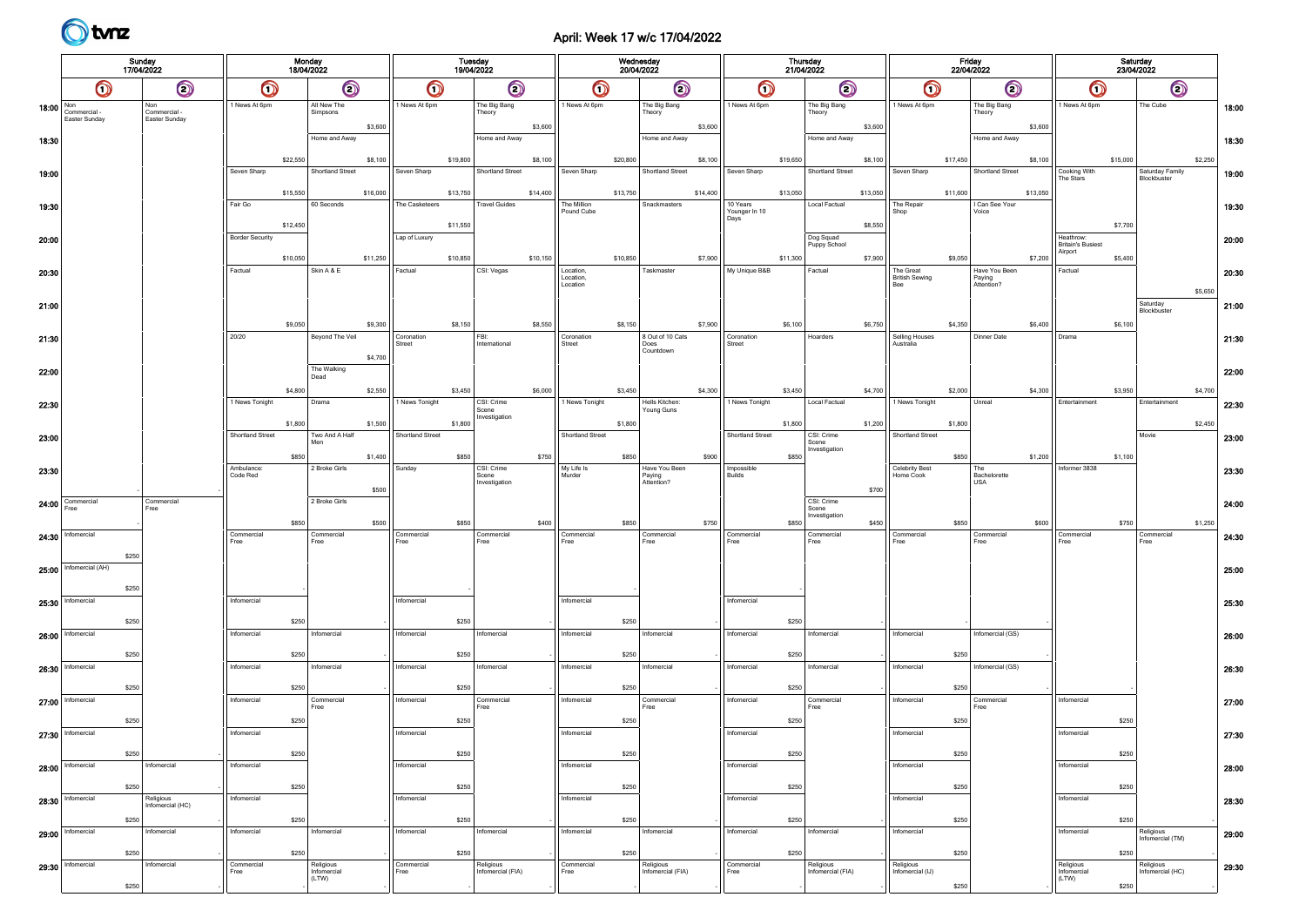# April: Week 17 w/c 17/04/2022

| Time | Sunday 17/04/2022 TVNZ 1 | Sunday 17/04/2022 TVNZ 2 | Monday 18/04/2022 TVNZ 1 | Monday 18/04/2022 TVNZ 2 | Tuesday 19/04/2022 TVNZ 1 | Tuesday 19/04/2022 TVNZ 2 | Wednesday 20/04/2022 TVNZ 1 | Wednesday 20/04/2022 TVNZ 2 | Thursday 21/04/2022 TVNZ 1 | Thursday 21/04/2022 TVNZ 2 | Friday 22/04/2022 TVNZ 1 | Friday 22/04/2022 TVNZ 2 | Saturday 23/04/2022 TVNZ 1 | Saturday 23/04/2022 TVNZ 2 |
|---|---|---|---|---|---|---|---|---|---|---|---|---|---|---|
| 18:00 | Non Commercial - Easter Sunday - | Non Commercial - Easter Sunday - | 1 News At 6pm $22,550 | All New The Simpsons $3,600 | 1 News At 6pm $19,800 | The Big Bang Theory $3,600 | 1 News At 6pm $20,800 | The Big Bang Theory $3,600 | 1 News At 6pm $19,650 | The Big Bang Theory $3,600 | 1 News At 6pm $17,450 | The Big Bang Theory $3,600 | 1 News At 6pm $15,000 | The Cube $2,250 |
| 18:30 | | | | Home and Away $8,100 | | Home and Away $8,100 | | Home and Away $8,100 | | Home and Away $8,100 | | Home and Away $8,100 | | |
| 19:00 | | | Seven Sharp $15,550 | Shortland Street $16,000 | Seven Sharp $13,750 | Shortland Street $14,400 | Seven Sharp $13,750 | Shortland Street $14,400 | Seven Sharp $13,050 | Shortland Street $13,050 | Seven Sharp $11,600 | Shortland Street $13,050 | Cooking With The Stars $7,700 | Saturday Family Blockbuster $5,650 |
| 19:30 | | | Fair Go $12,450 | 60 Seconds $11,250 | The Casketeers $11,550 | Travel Guides $10,150 | The Million Pound Cube $10,850 | Snackmasters $7,900 | 10 Years Younger In 10 Days $11,300 | Local Factual $8,550 | The Repair Shop $9,050 | I Can See Your Voice $7,200 | | |
| 20:00 | | | Border Security $10,050 | | Lap of Luxury $10,850 | | | | | Dog Squad Puppy School $7,900 | | | Heathrow: Britain's Busiest Airport $5,400 | |
| 20:30 | | | Factual $9,050 | Skin A & E $9,300 | Factual $8,150 | CSI: Vegas $8,550 | Location, Location, Location $8,150 | Taskmaster $7,900 | My Unique B&B $6,100 | Factual $6,750 | The Great British Sewing Bee $4,350 | Have You Been Paying Attention? $6,400 | Factual $6,100 | |
| 21:00 | | | | | | | | | | | | | | Saturday Blockbuster $4,700 |
| 21:30 | | | 20/20 $4,800 | Beyond The Veil $4,700 | Coronation Street $3,450 | FBI: International $6,000 | Coronation Street $3,450 | 8 Out of 10 Cats Does Countdown $4,300 | Coronation Street $3,450 | Hoarders $4,700 | Selling Houses Australia $2,000 | Dinner Date $4,300 | Drama $3,950 | |
| 22:00 | | | | The Walking Dead $2,550 | | | | | | | | | | |
| 22:30 | | | 1 News Tonight $1,800 | Drama $1,500 | 1 News Tonight $1,800 | CSI: Crime Scene Investigation $750 | 1 News Tonight $1,800 | Hells Kitchen: Young Guns $900 | 1 News Tonight $1,800 | Local Factual $1,200 | 1 News Tonight $1,800 | Unreal $1,200 | Entertainment $1,100 | Entertainment $2,450 |
| 23:00 | | | Shortland Street $850 | Two And A Half Men $1,400 | Shortland Street $850 | | Shortland Street $850 | | Shortland Street $850 | CSI: Crime Scene Investigation $700 | Shortland Street $850 | | | Movie $1,250 |
| 23:30 | | | Ambulance: Code Red $850 | 2 Broke Girls $500 | Sunday $850 | CSI: Crime Scene Investigation $400 | My Life Is Murder $850 | Have You Been Paying Attention? $750 | Impossible Builds $850 | | Celebrity Best Home Cook $850 | The Bachelorette USA $600 | Informer 3838 $750 | |
| 24:00 | Commercial Free - | Commercial Free - | | 2 Broke Girls $500 | | | | | | CSI: Crime Scene Investigation $450 | | | | |
| 24:30 | Infomercial $250 | | Commercial Free - | Commercial Free - | Commercial Free - | Commercial Free - | Commercial Free - | Commercial Free - | Commercial Free - | Commercial Free - | Commercial Free - | Commercial Free - | Commercial Free - | Commercial Free - |
| 25:00 | Infomercial (AH) $250 | | | | | | | | | | | | | |
| 25:30 | Infomercial $250 | | Infomercial $250 | | Infomercial $250 | | Infomercial $250 | | Infomercial $250 | | | | | |
| 26:00 | Infomercial $250 | | Infomercial $250 | Infomercial - | Infomercial $250 | Infomercial - | Infomercial $250 | Infomercial - | Infomercial $250 | Infomercial - | Infomercial $250 | Infomercial (GS) - | | |
| 26:30 | Infomercial $250 | | Infomercial $250 | Infomercial - | Infomercial $250 | Infomercial - | Infomercial $250 | Infomercial - | Infomercial $250 | Infomercial - | Infomercial $250 | Infomercial (GS) - | | |
| 27:00 | Infomercial $250 | | Infomercial $250 | Commercial Free - | Infomercial $250 | Commercial Free - | Infomercial $250 | Commercial Free - | Infomercial $250 | Commercial Free - | Infomercial $250 | Commercial Free - | Infomercial $250 | |
| 27:30 | Infomercial $250 | | Infomercial $250 | | Infomercial $250 | | Infomercial $250 | | Infomercial $250 | | Infomercial $250 | | Infomercial $250 | |
| 28:00 | Infomercial $250 | Infomercial - | Infomercial $250 | | Infomercial $250 | | Infomercial $250 | | Infomercial $250 | | Infomercial $250 | | Infomercial $250 | |
| 28:30 | Infomercial $250 | Religious Infomercial (HC) - | Infomercial $250 | | Infomercial $250 | | Infomercial $250 | | Infomercial $250 | | Infomercial $250 | | Infomercial $250 | |
| 29:00 | Infomercial $250 | Infomercial - | Infomercial $250 | | Infomercial $250 | Infomercial - | Infomercial $250 | Infomercial - | Infomercial $250 | Infomercial - | Infomercial $250 | | Infomercial $250 | Religious Infomercial (TM) - |
| 29:30 | Infomercial $250 | Infomercial - | Commercial Free - | Religious Infomercial (LTW) - | Commercial Free - | Religious Infomercial (FIA) - | Commercial Free - | Religious Infomercial (FIA) - | Commercial Free - | Religious Infomercial (FIA) - | Religious Infomercial (IJ) $250 | - | Religious Infomercial (LTW) $250 | Religious Infomercial (HC) - |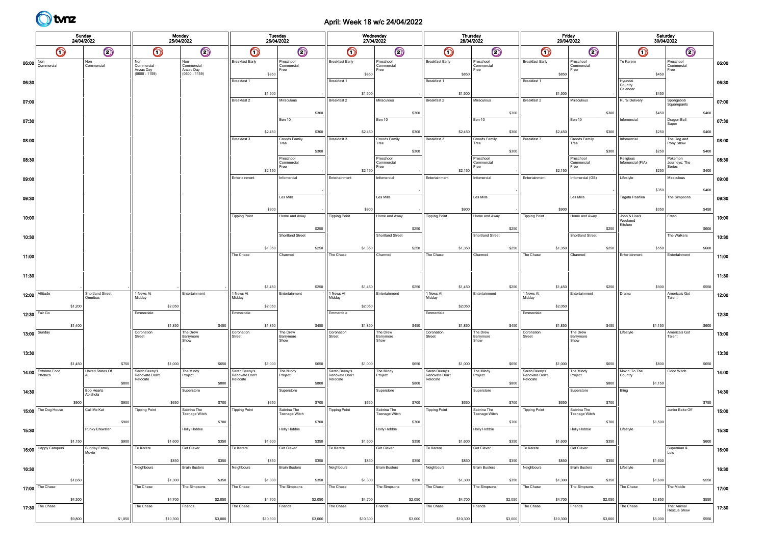# April: Week 18 w/c 24/04/2022

| | Sunday 24/04/2022 | | Monday 25/04/2022 | | Tuesday 26/04/2022 | | Wednesday 27/04/2022 | | Thursday 28/04/2022 | | Friday 29/04/2022 | | Saturday 30/04/2022 | | |
|---|---|---|---|---|---|---|---|---|---|---|---|---|---|---|---|
| | 1 | 2 | 1 | 2 | 1 | 2 | 1 | 2 | 1 | 2 | 1 | 2 | 1 | 2 | |
| 06:00 | Non Commercial | Non Commercial | Non Commercial - Anzac Day (0600 - 1159) | Non Commercial - Anzac Day (0600 - 1159) | Breakfast Early $850 | Preschool Commercial Free | Breakfast Early $850 | Preschool Commercial Free | Breakfast Early $850 | Preschool Commercial Free | Breakfast Early $850 | Preschool Commercial Free | Te Karere $450 | Preschool Commercial Free | 06:00 |
| 06:30 | | | | | Breakfast 1 $1,500 | - | Breakfast 1 $1,500 | - | Breakfast 1 $1,500 | - | Breakfast 1 $1,500 | - | Hyundai Country Calendar $450 | - | 06:30 |
| 07:00 | | | | | Breakfast 2 | Miraculous $300 | Breakfast 2 | Miraculous $300 | Breakfast 2 | Miraculous $300 | Breakfast 2 | Miraculous $300 | Rural Delivery $450 | Spongebob Squarepants $400 | 07:00 |
| 07:30 | | | | | $2,450 | Ben 10 $300 | $2,450 | Ben 10 $300 | $2,450 | Ben 10 $300 | $2,450 | Ben 10 $300 | Infomercial $250 | Dragon Ball Super $400 | 07:30 |
| 08:00 | | | | | Breakfast 3 | Croods Family Tree $300 | Breakfast 3 | Croods Family Tree $300 | Breakfast 3 | Croods Family Tree $300 | Breakfast 3 | Croods Family Tree $300 | Infomercial $250 | The Dog and Pony Show $400 | 08:00 |
| 08:30 | | | | | $2,150 | Preschool Commercial Free - | $2,150 | Preschool Commercial Free - | $2,150 | Preschool Commercial Free - | $2,150 | Preschool Commercial Free - | Religious Infomercial (FIA) $250 | Pokemon Journeys: The Series $400 | 08:30 |
| 09:00 | | | | | Entertainment | Infomercial - | Entertainment | Infomercial - | Entertainment | Infomercial - | Entertainment | Infomercial (GS) - | Lifestyle $350 | Miraculous $400 | 09:00 |
| 09:30 | | | | | $900 | Les Mills - | $900 | Les Mills - | $900 | Les Mills - | $900 | Les Mills - | Tagata Pasifika $350 | The Simpsons $450 | 09:30 |
| 10:00 | | | | | Tipping Point | Home and Away $250 | Tipping Point | Home and Away $250 | Tipping Point | Home and Away $250 | Tipping Point | Home and Away $250 | John & Lisa's Weekend Kitchen | Fresh $600 | 10:00 |
| 10:30 | | | | | $1,350 | Shortland Street $250 | $1,350 | Shortland Street $250 | $1,350 | Shortland Street $250 | $1,350 | Shortland Street $250 | $550 | The Walkers $600 | 10:30 |
| 11:00 | | | | | The Chase | Charmed | The Chase | Charmed | The Chase | Charmed | The Chase | Charmed | Entertainment | Entertainment | 11:00 |
| 11:30 | - | - | - | - | $1,450 | $250 | $1,450 | $250 | $1,450 | $250 | $1,450 | $250 | $900 | $550 | 11:30 |
| 12:00 | Attitude $1,200 | Shortland Street Omnibus | 1 News At Midday $2,050 | Entertainment | 1 News At Midday $2,050 | Entertainment | 1 News At Midday $2,050 | Entertainment | 1 News At Midday $2,050 | Entertainment | 1 News At Midday $2,050 | Entertainment | Drama | America's Got Talent | 12:00 |
| 12:30 | Fair Go $1,400 | | Emmerdale $1,850 | $450 | Emmerdale $1,850 | $450 | Emmerdale $1,850 | $450 | Emmerdale $1,850 | $450 | Emmerdale $1,850 | $450 | $1,150 | $600 | 12:30 |
| 13:00 | Sunday | | Coronation Street | The Drew Barrymore Show | Coronation Street | The Drew Barrymore Show | Coronation Street | The Drew Barrymore Show | Coronation Street | The Drew Barrymore Show | Coronation Street | The Drew Barrymore Show | Lifestyle | America's Got Talent | 13:00 |
| 13:30 | $1,450 | $750 | $1,000 | $650 | $1,000 | $650 | $1,000 | $650 | $1,000 | $650 | $1,000 | $650 | $800 | $650 | 13:30 |
| 14:00 | Extreme Food Phobics | United States Of Al $800 | Sarah Beeny's Renovate Don't Relocate | The Mindy Project $800 | Sarah Beeny's Renovate Don't Relocate | The Mindy Project $800 | Sarah Beeny's Renovate Don't Relocate | The Mindy Project $800 | Sarah Beeny's Renovate Don't Relocate | The Mindy Project $800 | Sarah Beeny's Renovate Don't Relocate | The Mindy Project $800 | Movin' To The Country $1,150 | Good Witch | 14:00 |
| 14:30 | $900 | Bob Hearts Abishola $900 | $650 | Superstore $700 | $650 | Superstore $700 | $650 | Superstore $700 | $650 | Superstore $700 | $650 | Superstore $700 | Bling | $750 | 14:30 |
| 15:00 | The Dog House | Call Me Kat $900 | Tipping Point | Sabrina The Teenage Witch $700 | Tipping Point | Sabrina The Teenage Witch $700 | Tipping Point | Sabrina The Teenage Witch $700 | Tipping Point | Sabrina The Teenage Witch $700 | Tipping Point | Sabrina The Teenage Witch $700 | $1,500 | Junior Bake Off | 15:00 |
| 15:30 | $1,150 | Punky Brewster $900 | $1,600 | Holly Hobbie $350 | $1,600 | Holly Hobbie $350 | $1,600 | Holly Hobbie $350 | $1,600 | Holly Hobbie $350 | $1,600 | Holly Hobbie $350 | Lifestyle | $600 | 15:30 |
| 16:00 | Happy Campers | Sunday Family Movie | Te Karere $850 | Get Clever $350 | Te Karere $850 | Get Clever $350 | Te Karere $850 | Get Clever $350 | Te Karere $850 | Get Clever $350 | Te Karere $850 | Get Clever $350 | $1,600 | Superman & Lois | 16:00 |
| 16:30 | $1,650 | | Neighbours $1,300 | Brain Busters $350 | Neighbours $1,300 | Brain Busters $350 | Neighbours $1,300 | Brain Busters $350 | Neighbours $1,300 | Brain Busters $350 | Neighbours $1,300 | Brain Busters $350 | Lifestyle $1,600 | $550 | 16:30 |
| 17:00 | The Chase $4,300 | | The Chase $4,700 | The Simpsons $2,050 | The Chase $4,700 | The Simpsons $2,050 | The Chase $4,700 | The Simpsons $2,050 | The Chase $4,700 | The Simpsons $2,050 | The Chase $4,700 | The Simpsons $2,050 | The Chase $2,850 | The Middle $550 | 17:00 |
| 17:30 | The Chase $9,800 | $1,050 | The Chase $10,300 | Friends $3,000 | The Chase $10,300 | Friends $3,000 | The Chase $10,300 | Friends $3,000 | The Chase $10,300 | Friends $3,000 | The Chase $10,300 | Friends $3,000 | The Chase $5,000 | That Animal Rescue Show $550 | 17:30 |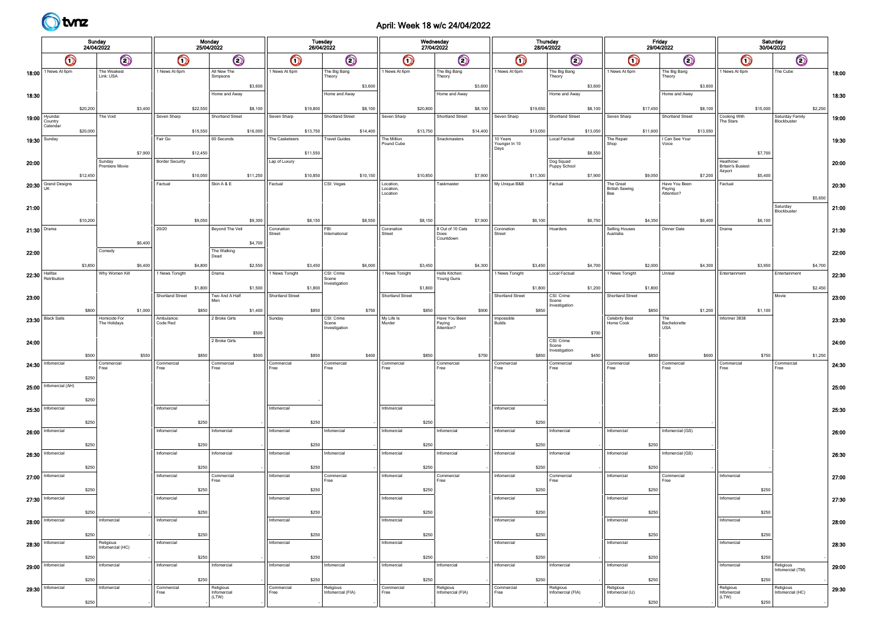# April: Week 18 w/c 24/04/2022

| Time | Sunday 24/04/2022 TVNZ 1 | Sunday 24/04/2022 TVNZ 2 | Monday 25/04/2022 TVNZ 1 | Monday 25/04/2022 TVNZ 2 | Tuesday 26/04/2022 TVNZ 1 | Tuesday 26/04/2022 TVNZ 2 | Wednesday 27/04/2022 TVNZ 1 | Wednesday 27/04/2022 TVNZ 2 | Thursday 28/04/2022 TVNZ 1 | Thursday 28/04/2022 TVNZ 2 | Friday 29/04/2022 TVNZ 1 | Friday 29/04/2022 TVNZ 2 | Saturday 30/04/2022 TVNZ 1 | Saturday 30/04/2022 TVNZ 2 |
|---|---|---|---|---|---|---|---|---|---|---|---|---|---|---|
| 18:00 | 1 News At 6pm $20,200 | The Weakest Link: USA $3,400 | 1 News At 6pm $22,550 | All New The Simpsons $3,600 | 1 News At 6pm $19,800 | The Big Bang Theory $3,600 | 1 News At 6pm $20,800 | The Big Bang Theory $3,600 | 1 News At 6pm $19,650 | The Big Bang Theory $3,600 | 1 News At 6pm $17,450 | The Big Bang Theory $3,600 | 1 News At 6pm $15,000 | The Cube $2,250 |
| 18:30 | | | | Home and Away $8,100 | | Home and Away $8,100 | | Home and Away $8,100 | | Home and Away $8,100 | | Home and Away $8,100 | | |
| 19:00 | Hyundai Country Calendar $20,000 | The Void $7,900 | Seven Sharp $15,550 | Shortland Street $16,000 | Seven Sharp $13,750 | Shortland Street $14,400 | Seven Sharp $13,750 | Shortland Street $14,400 | Seven Sharp $13,050 | Shortland Street $13,050 | Seven Sharp $11,600 | Shortland Street $13,050 | Cooking With The Stars $7,700 | Saturday Family Blockbuster $5,650 |
| 19:30 | Sunday $12,450 | | Fair Go $12,450 | 60 Seconds $11,250 | The Casketeers $11,550 | Travel Guides $10,150 | The Million Pound Cube $10,850 | Snackmasters $7,900 | 10 Years Younger In 10 Days $11,300 | Local Factual $8,550 | The Repair Shop $9,050 | I Can See Your Voice $7,200 | | |
| 20:00 | | Sunday Premiere Movie $6,400 | Border Security $10,050 | | Lap of Luxury $10,850 | | | | | Dog Squad Puppy School $7,900 | | | Heathrow: Britain's Busiest Airport $5,400 | |
| 20:30 | Grand Designs UK $10,200 | | Factual $9,050 | Skin A & E $9,300 | Factual $8,150 | CSI: Vegas $8,550 | Location, Location, Location $8,150 | Taskmaster $7,900 | My Unique B&B $6,100 | Factual $6,750 | The Great British Sewing Bee $4,350 | Have You Been Paying Attention? $6,400 | Factual $6,100 | |
| 21:00 | | | | | | | | | | | | | | Saturday Blockbuster $4,700 |
| 21:30 | Drama $3,850 | | 20/20 $4,800 | Beyond The Veil $4,700 | Coronation Street $3,450 | FBI: International $6,000 | Coronation Street $3,450 | 8 Out of 10 Cats Does Countdown $4,300 | Coronation Street $3,450 | Hoarders $4,700 | Selling Houses Australia $2,000 | Dinner Date $4,300 | Drama $3,950 | |
| 22:00 | | Comedy $6,400 | | The Walking Dead $2,550 | | | | | | | | | | |
| 22:30 | Halifax Retribution $800 | Why Women Kill $1,000 | 1 News Tonight $1,800 | Drama $1,500 | 1 News Tonight $1,800 | CSI: Crime Scene Investigation $750 | 1 News Tonight $1,800 | Hells Kitchen: Young Guns $900 | 1 News Tonight $1,800 | Local Factual $1,200 | 1 News Tonight $1,800 | Unreal $1,200 | Entertainment $1,100 | Entertainment $2,450 |
| 23:00 | | | Shortland Street $850 | Two And A Half Men $1,400 | Shortland Street $850 | | Shortland Street $850 | | Shortland Street $850 | CSI: Crime Scene Investigation $700 | Shortland Street $850 | | | Movie $1,250 |
| 23:30 | Black Sails $500 | Homicide For The Holidays $550 | Ambulance: Code Red $850 | 2 Broke Girls $500 | Sunday $850 | CSI: Crime Scene Investigation $400 | My Life Is Murder $850 | Have You Been Paying Attention? $750 | Impossible Builds $850 | | Celebrity Best Home Cook $850 | The Bachelorette USA $600 | Informer 3838 $750 | |
| 24:00 | | | | 2 Broke Girls $500 | | | | | | CSI: Crime Scene Investigation $450 | | | | |
| 24:30 | Infomercial $250 | Commercial Free - | Commercial Free - | Commercial Free - | Commercial Free - | Commercial Free - | Commercial Free - | Commercial Free - | Commercial Free - | Commercial Free - | Commercial Free - | Commercial Free - | Commercial Free - | Commercial Free - |
| 25:00 | Infomercial (AH) $250 | | | | | | | | | | | | | |
| 25:30 | Infomercial $250 | | Infomercial $250 | | Infomercial $250 | | Infomercial $250 | | Infomercial $250 | | | | | |
| 26:00 | Infomercial $250 | | Infomercial $250 | Infomercial - | Infomercial $250 | Infomercial - | Infomercial $250 | Infomercial - | Infomercial $250 | Infomercial - | Infomercial $250 | Infomercial (GS) - | | |
| 26:30 | Infomercial $250 | | Infomercial $250 | Infomercial - | Infomercial $250 | Infomercial - | Infomercial $250 | Infomercial - | Infomercial $250 | Infomercial - | Infomercial $250 | Infomercial (GS) - | | |
| 27:00 | Infomercial $250 | | Infomercial $250 | Commercial Free - | Infomercial $250 | Commercial Free - | Infomercial $250 | Commercial Free - | Infomercial $250 | Commercial Free - | Infomercial $250 | Commercial Free - | Infomercial $250 | |
| 27:30 | Infomercial $250 | | Infomercial $250 | | Infomercial $250 | | Infomercial $250 | | Infomercial $250 | | Infomercial $250 | | Infomercial $250 | |
| 28:00 | Infomercial $250 | Infomercial - | Infomercial $250 | | Infomercial $250 | | Infomercial $250 | | Infomercial $250 | | Infomercial $250 | | Infomercial $250 | |
| 28:30 | Infomercial $250 | Religious Infomercial (HC) - | Infomercial $250 | | Infomercial $250 | | Infomercial $250 | | Infomercial $250 | | Infomercial $250 | | Infomercial $250 | |
| 29:00 | Infomercial $250 | Infomercial - | Infomercial $250 | Infomercial - | Infomercial $250 | Infomercial - | Infomercial $250 | Infomercial - | Infomercial $250 | Infomercial - | Infomercial $250 | | Infomercial $250 | Religious Infomercial (TM) - |
| 29:30 | Infomercial $250 | Infomercial - | Commercial Free - | Religious Infomercial (LTW) - | Commercial Free - | Religious Infomercial (FIA) - | Commercial Free - | Religious Infomercial (FIA) - | Commercial Free - | Religious Infomercial (FIA) - | Religious Infomercial (IJ) $250 | - | Religious Infomercial (LTW) $250 | Religious Infomercial (HC) - |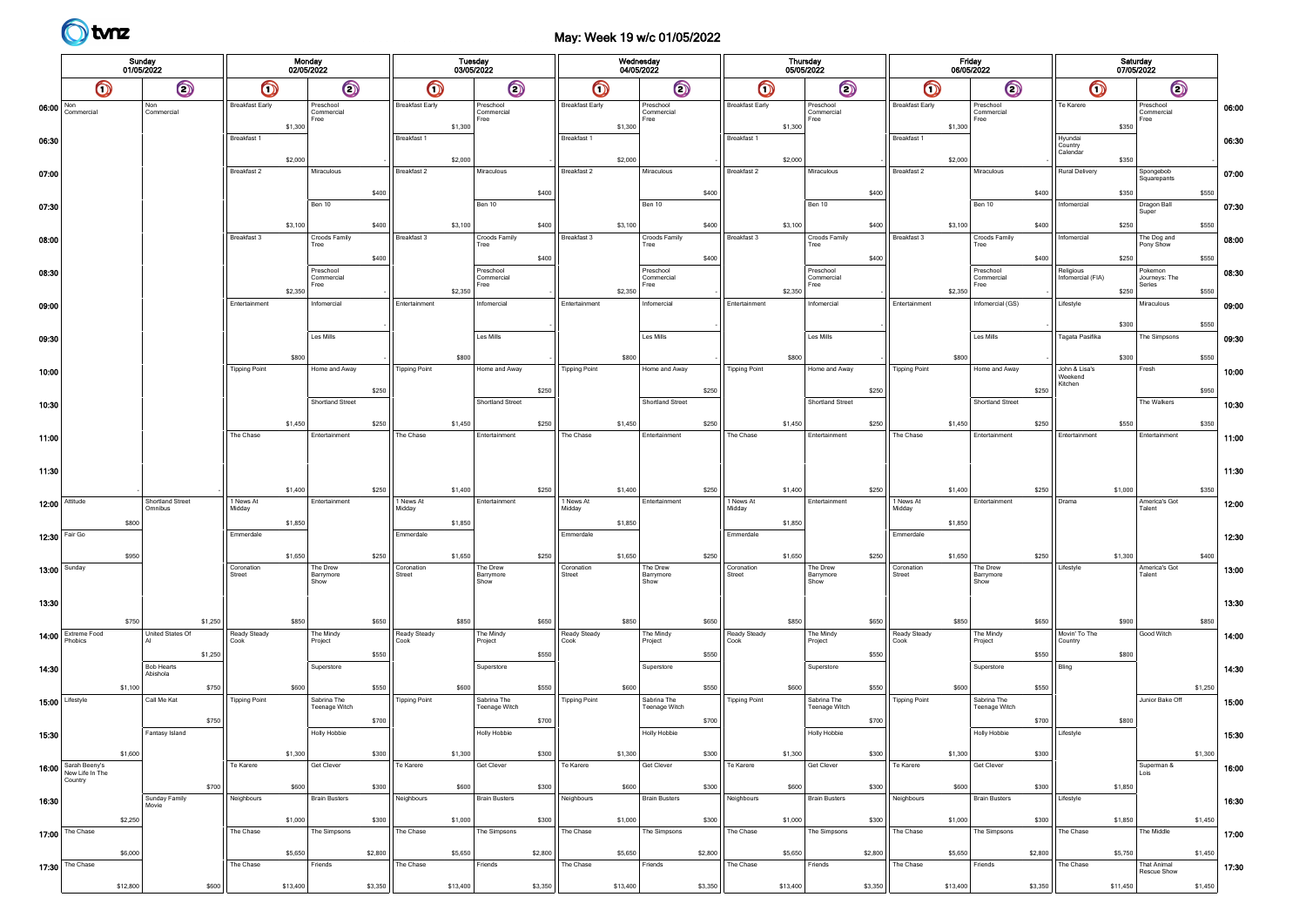# May: Week 19 w/c 01/05/2022

| Time | Sunday 01/05/2022 (1) | Sunday 01/05/2022 (2) | Monday 02/05/2022 (1) | Monday 02/05/2022 (2) | Tuesday 03/05/2022 (1) | Tuesday 03/05/2022 (2) | Wednesday 04/05/2022 (1) | Wednesday 04/05/2022 (2) | Thursday 05/05/2022 (1) | Thursday 05/05/2022 (2) | Friday 06/05/2022 (1) | Friday 06/05/2022 (2) | Saturday 07/05/2022 (1) | Saturday 07/05/2022 (2) |
|---|---|---|---|---|---|---|---|---|---|---|---|---|---|---|
| 06:00 | Non Commercial - | Non Commercial - | Breakfast Early $1,300 | Preschool Commercial Free - | Breakfast Early $1,300 | Preschool Commercial Free - | Breakfast Early $1,300 | Preschool Commercial Free - | Breakfast Early $1,300 | Preschool Commercial Free - | Breakfast Early $1,300 | Preschool Commercial Free - | Te Karere $350 | Preschool Commercial Free - |
| 06:30 | | | Breakfast 1 $2,000 | | Breakfast 1 $2,000 | | Breakfast 1 $2,000 | | Breakfast 1 $2,000 | | Breakfast 1 $2,000 | | Hyundai Country Calendar $350 | |
| 07:00 | | | Breakfast 2 $3,100 | Miraculous $400 | Breakfast 2 $3,100 | Miraculous $400 | Breakfast 2 $3,100 | Miraculous $400 | Breakfast 2 $3,100 | Miraculous $400 | Breakfast 2 $3,100 | Miraculous $400 | Rural Delivery $350 | Spongebob Squarepants $550 |
| 07:30 | | | | Ben 10 $400 | | Ben 10 $400 | | Ben 10 $400 | | Ben 10 $400 | | Ben 10 $400 | Infomercial $250 | Dragon Ball Super $550 |
| 08:00 | | | Breakfast 3 $2,350 | Croods Family Tree $400 | Breakfast 3 $2,350 | Croods Family Tree $400 | Breakfast 3 $2,350 | Croods Family Tree $400 | $2,350 | Croods Family Tree $400 | Breakfast 3 $2,350 | Croods Family Tree $400 | Infomercial $250 | The Dog and Pony Show $550 |
| 08:30 | | | | Preschool Commercial Free - | | Preschool Commercial Free - | | Preschool Commercial Free - | | Preschool Commercial Free - | | Preschool Commercial Free - | Religious Infomercial (FIA) $250 | Pokemon Journeys: The Series $550 |
| 09:00 | | | Entertainment $800 | Infomercial - | Entertainment $800 | Infomercial - | Entertainment $800 | Infomercial - | Entertainment $800 | Infomercial - | Entertainment $800 | Infomercial (GS) - | Lifestyle $300 | Miraculous $550 |
| 09:30 | | | | Les Mills - | | Les Mills - | | Les Mills - | | Les Mills - | | Les Mills - | Tagata Pasifika $300 | The Simpsons $550 |
| 10:00 | | | Tipping Point $1,450 | Home and Away $250 | Tipping Point $1,450 | Home and Away $250 | Tipping Point $1,450 | Home and Away $250 | Tipping Point $1,450 | Home and Away $250 | Tipping Point $1,450 | Home and Away $250 | John & Lisa's Weekend Kitchen $550 | Fresh $950 |
| 10:30 | | | | Shortland Street $250 | | Shortland Street $250 | | Shortland Street $250 | | Shortland Street $250 | | Shortland Street $250 | | The Walkers $350 |
| 11:00 | | | The Chase $1,400 | Entertainment $250 | The Chase $1,400 | Entertainment $250 | The Chase $1,400 | Entertainment $250 | The Chase $1,400 | Entertainment $250 | The Chase $1,400 | Entertainment $250 | Entertainment $1,000 | Entertainment $350 |
| 11:30 | | | | | | | | | | | | | | |
| 12:00 | Attitude $800 | Shortland Street Omnibus $1,250 | 1 News At Midday $1,850 | Entertainment $250 | 1 News At Midday $1,850 | Entertainment $250 | 1 News At Midday $1,850 | Entertainment $250 | 1 News At Midday $1,850 | Entertainment $250 | 1 News At Midday $1,850 | Entertainment $250 | Drama $1,300 | America's Got Talent $400 |
| 12:30 | Fair Go $950 | | Emmerdale $1,650 | | Emmerdale $1,650 | | Emmerdale $1,650 | | Emmerdale $1,650 | | Emmerdale $1,650 | | | |
| 13:00 | Sunday $750 | | Coronation Street $850 | The Drew Barrymore Show $650 | Coronation Street $850 | The Drew Barrymore Show $650 | Coronation Street $850 | The Drew Barrymore Show $650 | Coronation Street $850 | The Drew Barrymore Show $650 | Coronation Street $850 | The Drew Barrymore Show $650 | Lifestyle $900 | America's Got Talent $850 |
| 13:30 | | | | | | | | | | | | | | |
| 14:00 | Extreme Food Phobics $1,100 | United States Of AI $1,250 | Ready Steady Cook $600 | The Mindy Project $550 | Ready Steady Cook $600 | The Mindy Project $550 | Ready Steady Cook $600 | The Mindy Project $550 | Ready Steady Cook $600 | The Mindy Project $550 | Ready Steady Cook $600 | The Mindy Project $550 | Movin' To The Country $800 | Good Witch $1,250 |
| 14:30 | | Bob Hearts Abishola $750 | | Superstore $550 | | Superstore $550 | | Superstore $550 | | Superstore $550 | | Superstore $550 | Bling $800 | |
| 15:00 | Lifestyle $1,600 | Call Me Kat $750 | Tipping Point $1,300 | Sabrina The Teenage Witch $700 | Tipping Point $1,300 | Sabrina The Teenage Witch $700 | Tipping Point $1,300 | Sabrina The Teenage Witch $700 | Tipping Point $1,300 | Sabrina The Teenage Witch $700 | Tipping Point $1,300 | Sabrina The Teenage Witch $700 | | Junior Bake Off $1,300 |
| 15:30 | | Fantasy Island $700 | | Holly Hobbie $300 | | Holly Hobbie $300 | | Holly Hobbie $300 | | Holly Hobbie $300 | | Holly Hobbie $300 | Lifestyle $1,850 | |
| 16:00 | Sarah Beeny's New Life In The Country $2,250 | | Te Karere $600 | Get Clever $300 | Te Karere $600 | Get Clever $300 | Te Karere $600 | Get Clever $300 | Te Karere $600 | Get Clever $300 | Te Karere $600 | Get Clever $300 | | Superman & Lois $1,450 |
| 16:30 | | Sunday Family Movie $600 | Neighbours $1,000 | Brain Busters $300 | Neighbours $1,000 | Brain Busters $300 | Neighbours $1,000 | Brain Busters $300 | Neighbours $1,000 | Brain Busters $300 | Neighbours $1,000 | Brain Busters $300 | Lifestyle $1,850 | |
| 17:00 | The Chase $6,000 | | The Chase $5,650 | The Simpsons $2,800 | The Chase $5,650 | The Simpsons $2,800 | The Chase $5,650 | The Simpsons $2,800 | The Chase $5,650 | The Simpsons $2,800 | The Chase $5,650 | The Simpsons $2,800 | The Chase $5,750 | The Middle $1,450 |
| 17:30 | The Chase $12,800 | | The Chase $13,400 | Friends $3,350 | The Chase $13,400 | Friends $3,350 | The Chase $13,400 | Friends $3,350 | The Chase $13,400 | Friends $3,350 | The Chase $13,400 | Friends $3,350 | The Chase $11,450 | That Animal Rescue Show $1,450 |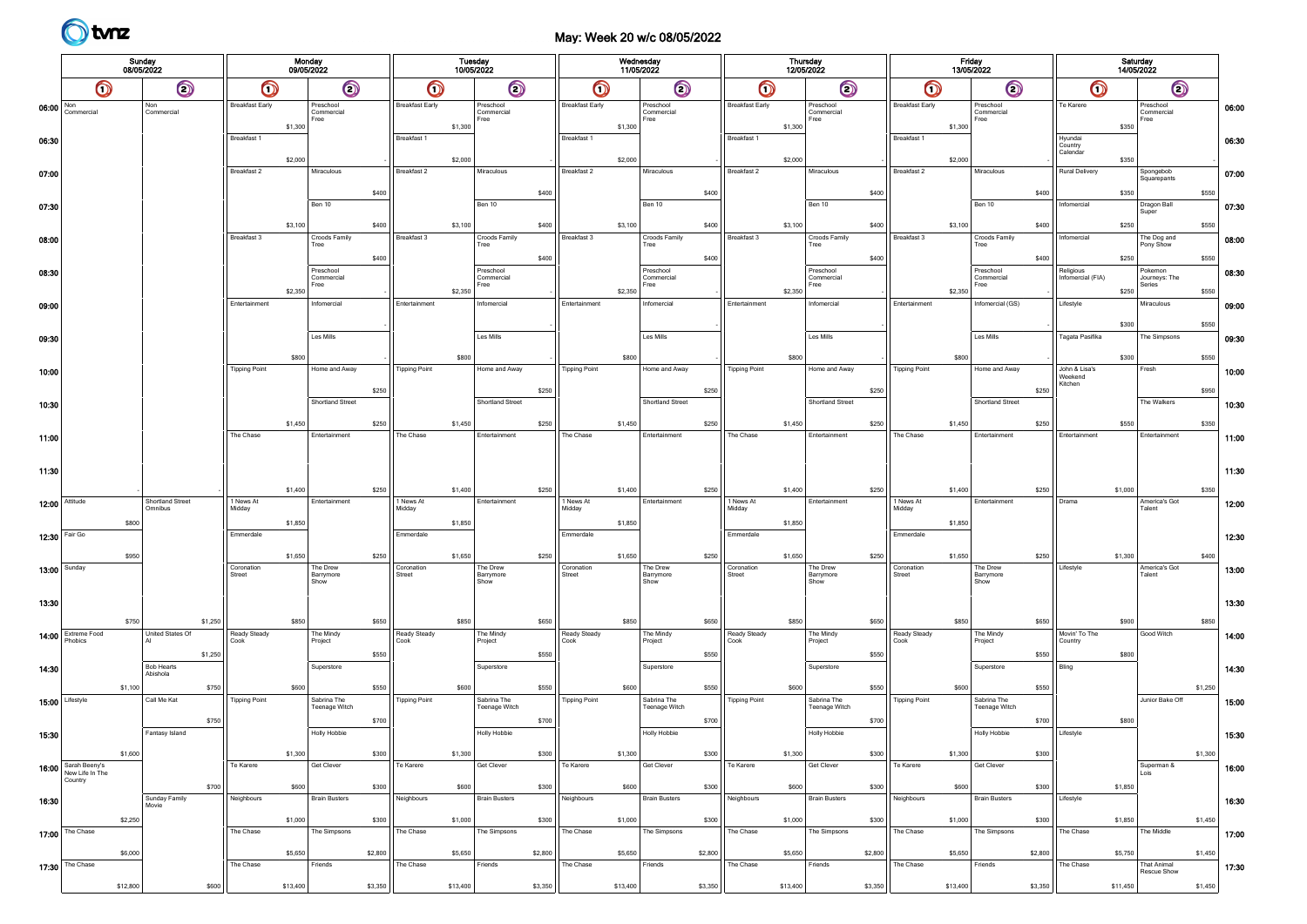# May: Week 20 w/c 08/05/2022

| Time | Sunday 08/05/2022 TVNZ 1 | Sunday 08/05/2022 TVNZ 2 | Monday 09/05/2022 TVNZ 1 | Monday 09/05/2022 TVNZ 2 | Tuesday 10/05/2022 TVNZ 1 | Tuesday 10/05/2022 TVNZ 2 | Wednesday 11/05/2022 TVNZ 1 | Wednesday 11/05/2022 TVNZ 2 | Thursday 12/05/2022 TVNZ 1 | Thursday 12/05/2022 TVNZ 2 | Friday 13/05/2022 TVNZ 1 | Friday 13/05/2022 TVNZ 2 | Saturday 14/05/2022 TVNZ 1 | Saturday 14/05/2022 TVNZ 2 |
|---|---|---|---|---|---|---|---|---|---|---|---|---|---|---|
| 06:00 | Non Commercial - | Non Commercial - | Breakfast Early $1,300 | Preschool Commercial Free - | Breakfast Early $1,300 | Preschool Commercial Free - | Breakfast Early $1,300 | Preschool Commercial Free - | Breakfast Early $1,300 | Preschool Commercial Free - | Breakfast Early $1,300 | Preschool Commercial Free - | Te Karere $350 | Preschool Commercial Free - |
| 06:30 | | | Breakfast 1 $2,000 | | Breakfast 1 $2,000 | | Breakfast 1 $2,000 | | Breakfast 1 $2,000 | | Breakfast 1 $2,000 | | Hyundai Country Calendar $350 | |
| 07:00 | | | Breakfast 2 $3,100 | Miraculous $400 | Breakfast 2 $3,100 | Miraculous $400 | Breakfast 2 $3,100 | Miraculous $400 | Breakfast 2 $3,100 | Miraculous $400 | Breakfast 2 $3,100 | Miraculous $400 | Rural Delivery $350 | Spongebob Squarepants $550 |
| 07:30 | | | | Ben 10 $400 | | Ben 10 $400 | | Ben 10 $400 | | Ben 10 $400 | | Ben 10 $400 | Infomercial $250 | Dragon Ball Super $550 |
| 08:00 | | | Breakfast 3 $2,350 | Croods Family Tree $400 | Breakfast 3 $2,350 | Croods Family Tree $400 | Breakfast 3 $2,350 | Croods Family Tree $400 | Breakfast 3 $2,350 | Croods Family Tree $400 | Breakfast 3 $2,350 | Croods Family Tree $400 | Infomercial $250 | The Dog and Pony Show $550 |
| 08:30 | | | | Preschool Commercial Free - | | Preschool Commercial Free - | | Preschool Commercial Free - | | Preschool Commercial Free - | | Preschool Commercial Free - | Religious Infomercial (FIA) $250 | Pokemon Journeys: The Series $550 |
| 09:00 | | | Entertainment $800 | Infomercial - | Entertainment $800 | Infomercial - | Entertainment $800 | Infomercial - | Entertainment $800 | Infomercial - | Entertainment $800 | Infomercial (GS) - | Lifestyle $300 | Miraculous $550 |
| 09:30 | | | | Les Mills - | | Les Mills - | | Les Mills - | | Les Mills - | | Les Mills - | Tagata Pasifika $300 | The Simpsons $550 |
| 10:00 | | | Tipping Point $1,450 | Home and Away $250 | Tipping Point $1,450 | Home and Away $250 | Tipping Point $1,450 | Home and Away $250 | Tipping Point $1,450 | Home and Away $250 | Tipping Point $1,450 | Home and Away $250 | John & Lisa's Weekend Kitchen $550 | Fresh $950 |
| 10:30 | | | | Shortland Street $250 | | Shortland Street $250 | | Shortland Street $250 | | Shortland Street $250 | | Shortland Street $250 | | The Walkers $350 |
| 11:00 | | | The Chase $1,400 | Entertainment $250 | The Chase $1,400 | Entertainment $250 | The Chase $1,400 | Entertainment $250 | The Chase $1,400 | Entertainment $250 | The Chase $1,400 | Entertainment $250 | Entertainment $1,000 | Entertainment $350 |
| 11:30 | | | | | | | | | | | | | | |
| 12:00 | Attitude $800 | Shortland Street Omnibus $1,250 | 1 News At Midday $1,850 | Entertainment $250 | 1 News At Midday $1,850 | Entertainment $250 | 1 News At Midday $1,850 | Entertainment $250 | 1 News At Midday $1,850 | Entertainment $250 | 1 News At Midday $1,850 | Entertainment $250 | Drama $1,300 | America's Got Talent $400 |
| 12:30 | Fair Go $950 | | Emmerdale $1,650 | | Emmerdale $1,650 | | Emmerdale $1,650 | | Emmerdale $1,650 | | Emmerdale $1,650 | | | |
| 13:00 | Sunday $750 | | Coronation Street $850 | The Drew Barrymore Show $650 | Coronation Street $850 | The Drew Barrymore Show $650 | Coronation Street $850 | The Drew Barrymore Show $650 | Coronation Street $850 | The Drew Barrymore Show $650 | Coronation Street $850 | The Drew Barrymore Show $650 | Lifestyle $900 | America's Got Talent $850 |
| 13:30 | | | | | | | | | | | | | | |
| 14:00 | Extreme Food Phobics $1,100 | United States Of Al $1,250 | Ready Steady Cook $600 | The Mindy Project $550 | Ready Steady Cook $600 | The Mindy Project $550 | Ready Steady Cook $600 | The Mindy Project $550 | Ready Steady Cook $600 | The Mindy Project $550 | Ready Steady Cook $600 | The Mindy Project $550 | Movin' To The Country $800 | Good Witch $1,250 |
| 14:30 | | Bob Hearts Abishola $750 | | Superstore $550 | | Superstore $550 | | Superstore $550 | | Superstore $550 | | Superstore $550 | Bling $800 | |
| 15:00 | Lifestyle $1,600 | Call Me Kat $750 | Tipping Point $1,300 | Sabrina The Teenage Witch $700 | Tipping Point $1,300 | Sabrina The Teenage Witch $700 | Tipping Point $1,300 | Sabrina The Teenage Witch $700 | Tipping Point $1,300 | Sabrina The Teenage Witch $700 | Tipping Point $1,300 | Sabrina The Teenage Witch $700 | | Junior Bake Off $1,300 |
| 15:30 | | Fantasy Island $700 | | Holly Hobbie $300 | | Holly Hobbie $300 | | Holly Hobbie $300 | | Holly Hobbie $300 | | Holly Hobbie $300 | Lifestyle $1,850 | |
| 16:00 | Sarah Beeny's New Life In The Country $2,250 | | Te Karere $600 | Get Clever $300 | Te Karere $600 | Get Clever $300 | Te Karere $600 | Get Clever $300 | Te Karere $600 | Get Clever $300 | Te Karere $600 | Get Clever $300 | | Superman & Lois $1,450 |
| 16:30 | | Sunday Family Movie $600 | Neighbours $1,000 | Brain Busters $300 | Neighbours $1,000 | Brain Busters $300 | Neighbours $1,000 | Brain Busters $300 | Neighbours $1,000 | Brain Busters $300 | Neighbours $1,000 | Brain Busters $300 | Lifestyle $1,850 | |
| 17:00 | The Chase $6,000 | | The Chase $5,650 | The Simpsons $2,800 | The Chase $5,650 | The Simpsons $2,800 | The Chase $5,650 | The Simpsons $2,800 | The Chase $5,650 | The Simpsons $2,800 | The Chase $5,650 | The Simpsons $2,800 | The Chase $5,750 | The Middle $1,450 |
| 17:30 | The Chase $12,800 | | The Chase $13,400 | Friends $3,350 | The Chase $13,400 | Friends $3,350 | The Chase $13,400 | Friends $3,350 | The Chase $13,400 | Friends $3,350 | The Chase $13,400 | Friends $3,350 | The Chase $11,450 | That Animal Rescue Show $1,450 |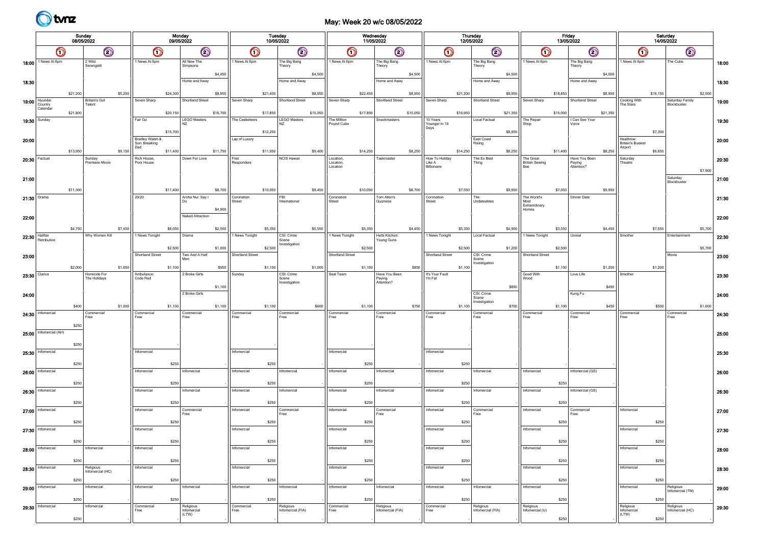# May: Week 20 w/c 08/05/2022

| Time | Sunday 08/05/2022 (1) | Sunday 08/05/2022 (2) | Monday 09/05/2022 (1) | Monday 09/05/2022 (2) | Tuesday 10/05/2022 (1) | Tuesday 10/05/2022 (2) | Wednesday 11/05/2022 (1) | Wednesday 11/05/2022 (2) | Thursday 12/05/2022 (1) | Thursday 12/05/2022 (2) | Friday 13/05/2022 (1) | Friday 13/05/2022 (2) | Saturday 14/05/2022 (1) | Saturday 14/05/2022 (2) | Time |
|---|---|---|---|---|---|---|---|---|---|---|---|---|---|---|---|
| 18:00 | 1 News At 6pm | 2 Wild: Serengeti | 1 News At 6pm | All New The Simpsons $4,450 | 1 News At 6pm | The Big Bang Theory $4,500 | 1 News At 6pm | The Big Bang Theory $4,500 | 1 News At 6pm | The Big Bang Theory $4,500 | 1 News At 6pm | The Big Bang Theory $4,500 | 1 News At 6pm | The Cube | 18:00 |
| 18:30 | $21,200 | $5,250 | $24,300 | Home and Away $8,950 | $21,400 | Home and Away $8,950 | $22,450 | Home and Away $8,950 | $21,200 | Home and Away $8,950 | $18,850 | Home and Away $8,950 | $16,150 | $2,500 | 18:30 |
| 19:00 | Hyundai Country Calendar $21,800 | Britain's Got Talent | Seven Sharp $20,150 | Shortland Street $16,700 | Seven Sharp $17,850 | Shortland Street $15,050 | Seven Sharp $17,850 | Shortland Street $15,050 | Seven Sharp $16,950 | Shortland Street $21,350 | Seven Sharp $15,000 | Shortland Street $21,350 | Cooking With The Stars | Saturday Family Blockbuster | 19:00 |
| 19:30 | Sunday | | Fair Go $15,700 | LEGO Masters NZ | The Casketeers $12,250 | LEGO Masters NZ | The Million Pound Cube | Snackmasters | 10 Years Younger In 10 Days | Local Factual $8,950 | The Repair Shop | I Can See Your Voice | $7,300 | | 19:30 |
| 20:00 | $13,950 | $9,150 | Bradley Walsh & Son: Breaking Dad $11,400 | $11,750 | Lap of Luxury $11,950 | $9,400 | $14,250 | $8,250 | $14,250 | East Coast Rising $8,250 | $11,400 | $8,250 | Heathrow: Britain's Busiest Airport $6,650 | | 20:00 |
| 20:30 | Factual | Sunday Premiere Movie | Rich House, Poor House | Down For Love | First Responders | NCIS Hawaii | Location, Location, Location | Taskmaster | How To Holiday Like A Billionaire | The Ex Best Thing | The Great British Sewing Bee | Have You Been Paying Attention? | Saturday Theatre | $7,900 | 20:30 |
| 21:00 | $11,300 | | $11,400 | $8,700 | $10,050 | $9,450 | $10,050 | $8,700 | $7,550 | $9,950 | $7,050 | $9,950 | | Saturday Blockbuster | 21:00 |
| 21:30 | Drama | | 20/20 | Aroha Nui: Say I Do $4,900 | Coronation Street | FBI: International | Coronation Street | Tom Allen's Quizness | Coronation Street | The Undateables | The World's Most Extraordinary Homes | Dinner Date | | | 21:30 |
| 22:00 | $4,750 | $7,450 | $6,050 | Naked Attraction $2,500 | $5,350 | $5,550 | $5,350 | $4,450 | $5,350 | $4,900 | $3,550 | $4,450 | $7,550 | $5,700 | 22:00 |
| 22:30 | Halifax Retribution | Why Women Kill | 1 News Tonight $2,500 | Drama $1,000 | 1 News Tonight $2,500 | CSI: Crime Scene Investigation | 1 News Tonight $2,500 | Hells Kitchen: Young Guns | 1 News Tonight $2,500 | Local Factual $1,200 | 1 News Tonight $2,500 | Unreal | Smother | Entertainment $5,700 | 22:30 |
| 23:00 | $2,000 | $1,650 | Shortland Street $1,100 | Two And A Half Men $950 | Shortland Street $1,100 | $1,000 | Shortland Street $1,100 | $850 | Shortland Street $1,100 | CSI: Crime Scene Investigation | Shortland Street $1,100 | $1,200 | $1,200 | Movie | 23:00 |
| 23:30 | Clarice | Homicide For The Holidays | Ambulance: Code Red | 2 Broke Girls $1,100 | Sunday | CSI: Crime Scene Investigation | Seal Team | Have You Been Paying Attention? | It's Your Fault I'm Fat | $850 | Good With Wood | Love Life $450 | Smother | | 23:30 |
| 24:00 | $400 | $1,000 | $1,100 | 2 Broke Girls $1,100 | $1,100 | $600 | $1,100 | $750 | $1,100 | CSI: Crime Scene Investigation $700 | $1,100 | Kung Fu $450 | $500 | $1,600 | 24:00 |
| 24:30 | Infomercial $250 | Commercial Free | Commercial Free | Commercial Free | Commercial Free | Commercial Free | Commercial Free | Commercial Free | Commercial Free | Commercial Free | Commercial Free | Commercial Free | Commercial Free | Commercial Free | 24:30 |
| 25:00 | Infomercial (AH) $250 | | - | | - | | - | | - | | | | | | 25:00 |
| 25:30 | Infomercial $250 | | Infomercial $250 | - | Infomercial $250 | - | Infomercial $250 | - | Infomercial $250 | - | - | - | | | 25:30 |
| 26:00 | Infomercial $250 | | Infomercial $250 | Infomercial - | Infomercial $250 | Infomercial - | Infomercial $250 | Infomercial - | Infomercial $250 | Infomercial - | Infomercial $250 | Infomercial (GS) - | | | 26:00 |
| 26:30 | Infomercial $250 | | Infomercial $250 | Infomercial - | Infomercial $250 | Infomercial - | Infomercial $250 | Infomercial - | Infomercial $250 | Infomercial - | Infomercial $250 | Infomercial (GS) - | - | | 26:30 |
| 27:00 | Infomercial $250 | | Infomercial $250 | Commercial Free | Infomercial $250 | Commercial Free | Infomercial $250 | Commercial Free | Infomercial $250 | Commercial Free | Infomercial $250 | Commercial Free | Infomercial $250 | | 27:00 |
| 27:30 | Infomercial $250 | - | Infomercial $250 | | Infomercial $250 | | Infomercial $250 | | Infomercial $250 | | Infomercial $250 | | Infomercial $250 | | 27:30 |
| 28:00 | Infomercial $250 | Infomercial - | Infomercial $250 | | Infomercial $250 | | Infomercial $250 | | Infomercial $250 | | Infomercial $250 | | Infomercial $250 | | 28:00 |
| 28:30 | Infomercial $250 | Religious Infomercial (HC) - | Infomercial $250 | - | Infomercial $250 | - | Infomercial $250 | - | Infomercial $250 | - | Infomercial $250 | | Infomercial $250 | - | 28:30 |
| 29:00 | Infomercial $250 | Infomercial - | Infomercial $250 | Infomercial - | Infomercial $250 | Infomercial - | Infomercial $250 | Infomercial - | Infomercial $250 | Infomercial - | Infomercial $250 | | Infomercial $250 | Religious Infomercial (TM) - | 29:00 |
| 29:30 | Infomercial $250 | Infomercial - | Commercial Free - | Religious Infomercial (LTW) - | Commercial Free - | Religious Infomercial (FIA) - | Commercial Free - | Religious Infomercial (FIA) - | Commercial Free - | Religious Infomercial (FIA) - | Religious Infomercial (IJ) $250 | - | Religious Infomercial (LTW) $250 | Religious Infomercial (HC) - | 29:30 |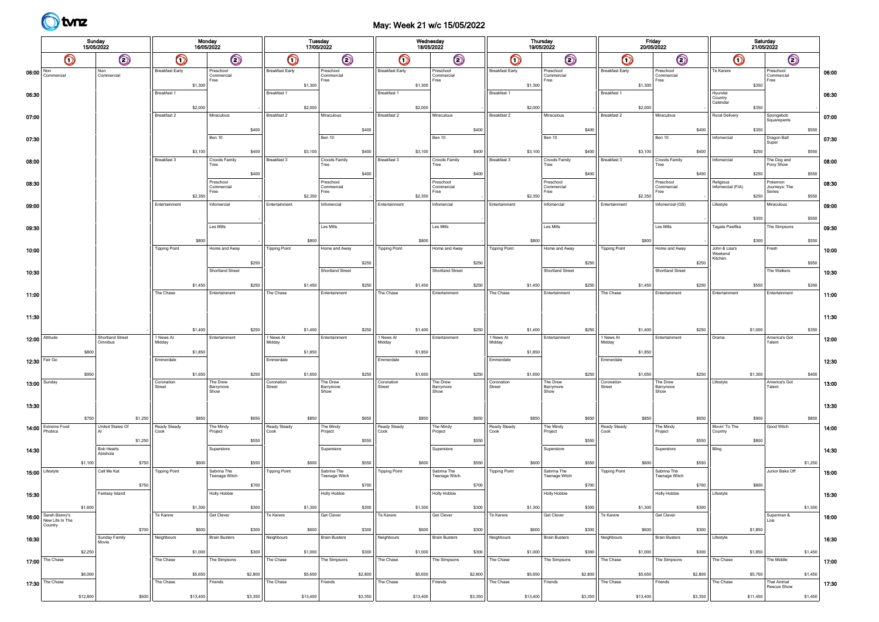# May: Week 21 w/c 15/05/2022

| | Sunday 15/05/2022 | | Monday 16/05/2022 | | Tuesday 17/05/2022 | | Wednesday 18/05/2022 | | Thursday 19/05/2022 | | Friday 20/05/2022 | | Saturday 21/05/2022 | |
|---|---|---|---|---|---|---|---|---|---|---|---|---|---|---|
| | 1 | 2 | 1 | 2 | 1 | 2 | 1 | 2 | 1 | 2 | 1 | 2 | 1 | 2 |
| 06:00 | Non Commercial - | Non Commercial - | Breakfast Early $1,300 | Preschool Commercial Free - | Breakfast Early $1,300 | Preschool Commercial Free - | Breakfast Early $1,300 | Preschool Commercial Free - | Breakfast Early $1,300 | Preschool Commercial Free - | Breakfast Early $1,300 | Preschool Commercial Free - | Te Karere $350 | Preschool Commercial Free - |
| 06:30 | | | Breakfast 1 $2,000 | | Breakfast 1 $2,000 | | Breakfast 1 $2,000 | | Breakfast 1 $2,000 | | Breakfast 1 $2,000 | | Hyundai Country Calendar $350 | |
| 07:00 | | | Breakfast 2 $3,100 | Miraculous $400 | Breakfast 2 $3,100 | Miraculous $400 | Breakfast 2 $3,100 | Miraculous $400 | Breakfast 2 $3,100 | Miraculous $400 | Breakfast 2 $3,100 | Miraculous $400 | Rural Delivery $350 | Spongebob Squarepants $550 |
| 07:30 | | | | Ben 10 $400 | | Ben 10 $400 | | Ben 10 $400 | | Ben 10 $400 | | Ben 10 $400 | Infomercial $250 | Dragon Ball Super $550 |
| 08:00 | | | Breakfast 3 $2,350 | Croods Family Tree $400 | Breakfast 3 $2,350 | Croods Family Tree $400 | Breakfast 3 $2,350 | Croods Family Tree $400 | Breakfast 3 $2,350 | Croods Family Tree $400 | Breakfast 3 $2,350 | Croods Family Tree $400 | Infomercial $250 | The Dog and Pony Show $550 |
| 08:30 | | | | Preschool Commercial Free - | | Preschool Commercial Free - | | Preschool Commercial Free - | | Preschool Commercial Free - | | Preschool Commercial Free - | Religious Infomercial (FIA) $250 | Pokemon Journeys: The Series $550 |
| 09:00 | | | Entertainment $800 | Infomercial - | Entertainment $800 | Infomercial - | Entertainment $800 | Infomercial - | Entertainment $800 | Infomercial - | Entertainment $800 | Infomercial (GS) - | Lifestyle $300 | Miraculous $550 |
| 09:30 | | | | Les Mills - | | Les Mills - | | Les Mills - | | Les Mills - | | Les Mills - | Tagata Pasifika $300 | The Simpsons $550 |
| 10:00 | | | Tipping Point $1,450 | Home and Away $250 | Tipping Point $1,450 | Home and Away $250 | Tipping Point $1,450 | Home and Away $250 | Tipping Point $1,450 | Home and Away $250 | Tipping Point $1,450 | Home and Away $250 | John & Lisa's Weekend Kitchen $550 | Fresh $950 |
| 10:30 | | | | Shortland Street $250 | | Shortland Street $250 | | Shortland Street $250 | | Shortland Street $250 | | Shortland Street $250 | | The Walkers $350 |
| 11:00 | | | The Chase $1,400 | Entertainment $250 | The Chase $1,400 | Entertainment $250 | The Chase $1,400 | Entertainment $250 | The Chase $1,400 | Entertainment $250 | The Chase $1,400 | Entertainment $250 | Entertainment $1,000 | Entertainment $350 |
| 11:30 | | | | | | | | | | | | | | |
| 12:00 | Attitude $800 | Shortland Street Omnibus $1,250 | 1 News At Midday $1,850 | Entertainment $250 | 1 News At Midday $1,850 | Entertainment $250 | 1 News At Midday $1,850 | Entertainment $250 | 1 News At Midday $1,850 | Entertainment $250 | 1 News At Midday $1,850 | Entertainment $250 | Drama $1,300 | America's Got Talent $400 |
| 12:30 | Fair Go $950 | | Emmerdale $1,650 | | Emmerdale $1,650 | | Emmerdale $1,650 | | Emmerdale $1,650 | | Emmerdale $1,650 | | | |
| 13:00 | Sunday $750 | | Coronation Street $850 | The Drew Barrymore Show $650 | Coronation Street $850 | The Drew Barrymore Show $650 | Coronation Street $850 | The Drew Barrymore Show $650 | Coronation Street $850 | The Drew Barrymore Show $650 | Coronation Street $850 | The Drew Barrymore Show $650 | Lifestyle $900 | America's Got Talent $850 |
| 13:30 | | | | | | | | | | | | | | |
| 14:00 | Extreme Food Phobics $1,100 | United States Of Al $1,250 | Ready Steady Cook $600 | The Mindy Project $550 | Ready Steady Cook $600 | The Mindy Project $550 | Ready Steady Cook $600 | The Mindy Project $550 | Ready Steady Cook $600 | The Mindy Project $550 | Ready Steady Cook $600 | The Mindy Project $550 | Movin' To The Country $800 | Good Witch $1,250 |
| 14:30 | | Bob Hearts Abishola $750 | | Superstore $550 | | Superstore $550 | | Superstore $550 | | Superstore $550 | | Superstore $550 | Bling $800 | |
| 15:00 | Lifestyle $1,600 | Call Me Kat $750 | Tipping Point $1,300 | Sabrina The Teenage Witch $700 | Tipping Point $1,300 | Sabrina The Teenage Witch $700 | Tipping Point $1,300 | Sabrina The Teenage Witch $700 | Tipping Point $1,300 | Sabrina The Teenage Witch $700 | Tipping Point $1,300 | Sabrina The Teenage Witch $700 | | Junior Bake Off $1,300 |
| 15:30 | | Fantasy Island $700 | | Holly Hobbie $300 | | Holly Hobbie $300 | | Holly Hobbie $300 | | Holly Hobbie $300 | | Holly Hobbie $300 | Lifestyle $1,850 | |
| 16:00 | Sarah Beeny's New Life In The Country $2,250 | | Te Karere $600 | Get Clever $300 | Te Karere $600 | Get Clever $300 | Te Karere $600 | Get Clever $300 | Te Karere $600 | Get Clever $300 | Te Karere $600 | Get Clever $300 | | Superman & Lois $1,450 |
| 16:30 | | Sunday Family Movie $600 | Neighbours $1,000 | Brain Busters $300 | Neighbours $1,000 | Brain Busters $300 | Neighbours $1,000 | Brain Busters $300 | Neighbours $1,000 | Brain Busters $300 | Neighbours $1,000 | Brain Busters $300 | Lifestyle $1,850 | |
| 17:00 | The Chase $6,000 | | The Chase $5,650 | The Simpsons $2,800 | The Chase $5,650 | The Simpsons $2,800 | The Chase $5,650 | The Simpsons $2,800 | The Chase $5,650 | The Simpsons $2,800 | The Chase $5,650 | The Simpsons $2,800 | The Chase $5,750 | The Middle $1,450 |
| 17:30 | The Chase $12,800 | | The Chase $13,400 | Friends $3,350 | The Chase $13,400 | Friends $3,350 | The Chase $13,400 | Friends $3,350 | The Chase $13,400 | Friends $3,350 | The Chase $13,400 | Friends $3,350 | The Chase $11,450 | That Animal Rescue Show $1,450 |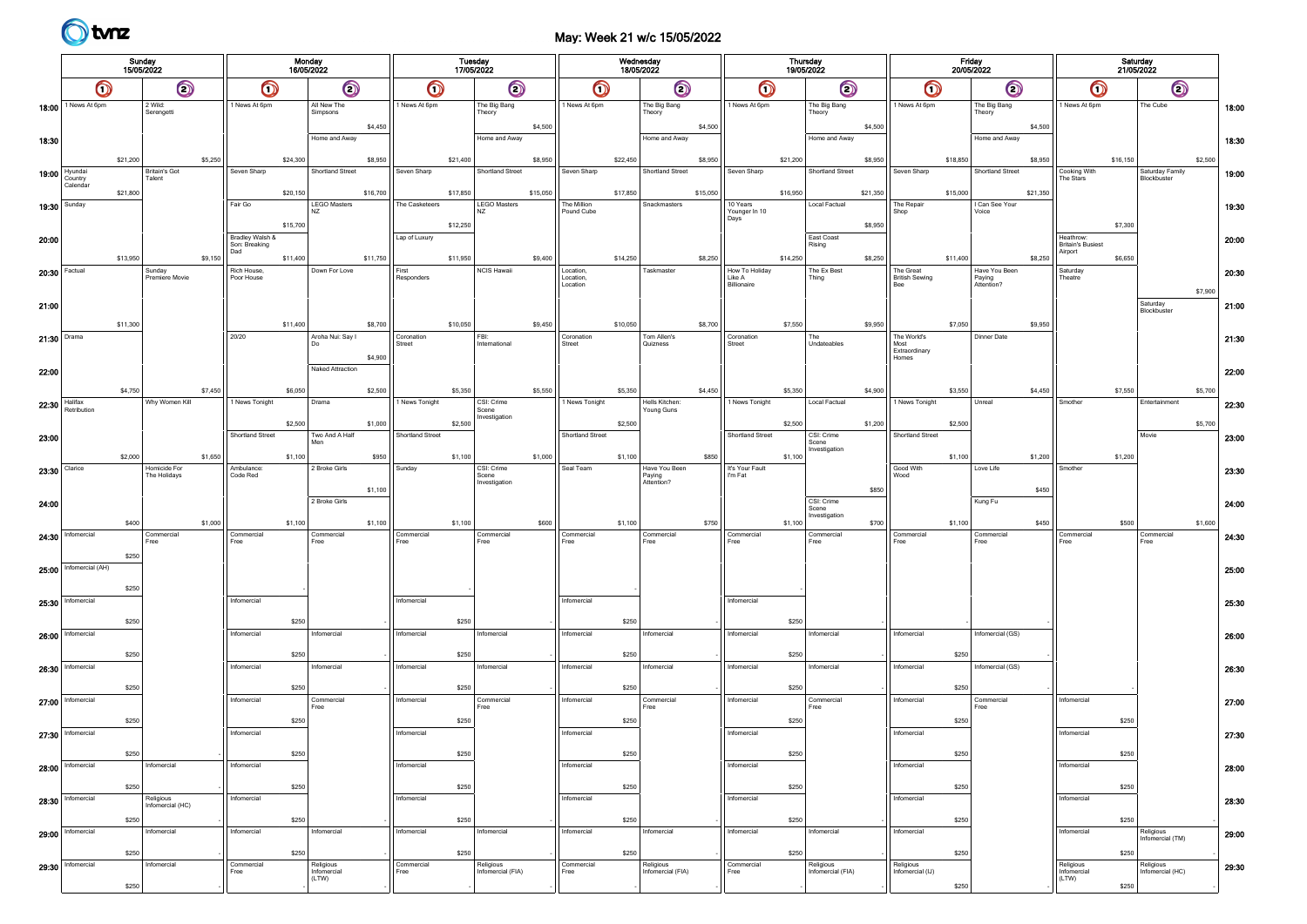# May: Week 21 w/c 15/05/2022

| Time | Sunday 15/05/2022 | | Monday 16/05/2022 | | Tuesday 17/05/2022 | | Wednesday 18/05/2022 | | Thursday 19/05/2022 | | Friday 20/05/2022 | | Saturday 21/05/2022 | |
|---|---|---|---|---|---|---|---|---|---|---|---|---|---|---|
| | 1 | 2 | 1 | 2 | 1 | 2 | 1 | 2 | 1 | 2 | 1 | 2 | 1 | 2 |
| 18:00 | 1 News At 6pm $21,200 | 2 Wild: Serengetti $5,250 | 1 News At 6pm $24,300 | All New The Simpsons $4,450 | 1 News At 6pm $21,400 | The Big Bang Theory $4,500 | 1 News At 6pm $22,450 | The Big Bang Theory $4,500 | 1 News At 6pm $21,200 | The Big Bang Theory $4,500 | 1 News At 6pm $18,850 | The Big Bang Theory $4,500 | 1 News At 6pm $16,150 | The Cube $2,500 |
| 18:30 | | | | Home and Away $8,950 | | Home and Away $8,950 | | Home and Away $8,950 | | Home and Away $8,950 | | Home and Away $8,950 | | |
| 19:00 | Hyundai Country Calendar $21,800 | Britain's Got Talent $9,150 | Seven Sharp $20,150 | Shortland Street $16,700 | Seven Sharp $17,850 | Shortland Street $15,050 | Seven Sharp $17,850 | Shortland Street $15,050 | Seven Sharp $16,950 | Shortland Street $21,350 | Seven Sharp $15,000 | Shortland Street $21,350 | Cooking With The Stars $7,300 | Saturday Family Blockbuster $7,900 |
| 19:30 | Sunday $13,950 | | Fair Go $15,700 | LEGO Masters NZ $11,750 | The Casketeers $12,250 | LEGO Masters NZ $9,400 | The Million Pound Cube $14,250 | Snackmasters $8,250 | 10 Years Younger In 10 Days $14,250 | Local Factual $8,950 | The Repair Shop $11,400 | I Can See Your Voice $8,250 | | |
| 20:00 | | | Bradley Walsh & Son: Breaking Dad $11,400 | | Lap of Luxury $11,950 | | | | | East Coast Rising $8,250 | | | Heathrow: Britain's Busiest Airport $6,650 | |
| 20:30 | Factual $11,300 | Sunday Premiere Movie $7,450 | Rich House, Poor House $11,400 | Down For Love $8,700 | First Responders $10,050 | NCIS Hawaii $9,450 | Location, Location, Location $10,050 | Taskmaster $8,700 | How To Holiday Like A Billionaire $7,550 | The Ex Best Thing $9,950 | The Great British Sewing Bee $7,050 | Have You Been Paying Attention? $9,950 | Saturday Theatre $7,550 | |
| 21:00 | | | | | | | | | | | | | | Saturday Blockbuster $5,700 |
| 21:30 | Drama $4,750 | | 20/20 $6,050 | Aroha Nui: Say I Do $4,900 | Coronation Street $5,350 | FBI: International $5,550 | Coronation Street $5,350 | Tom Allen's Quizness $4,450 | Coronation Street $5,350 | The Undateables $4,900 | The World's Most Extraordinary Homes $3,550 | Dinner Date $4,450 | | |
| 22:00 | | | | Naked Attraction $2,500 | | | | | | | | | | |
| 22:30 | Halifax Retribution $2,000 | Why Women Kill $1,650 | 1 News Tonight $2,500 | Drama $1,000 | 1 News Tonight $2,500 | CSI: Crime Scene Investigation $1,000 | 1 News Tonight $2,500 | Hells Kitchen: Young Guns $850 | 1 News Tonight $2,500 | Local Factual $1,200 | 1 News Tonight $2,500 | Unreal $1,200 | Smother $1,200 | Entertainment $5,700 |
| 23:00 | | | Shortland Street $1,100 | Two And A Half Men $950 | Shortland Street $1,100 | | Shortland Street $1,100 | | Shortland Street $1,100 | CSI: Crime Scene Investigation $850 | Shortland Street $1,100 | | | Movie $1,600 |
| 23:30 | Clarice $400 | Homicide For The Holidays $1,000 | Ambulance: Code Red $1,100 | 2 Broke Girls $1,100 | Sunday $1,100 | CSI: Crime Scene Investigation $600 | Seal Team $1,100 | Have You Been Paying Attention? $750 | It's Your Fault I'm Fat $1,100 | | Good With Wood $1,100 | Love Life $450 | Smother $500 | |
| 24:00 | | | | 2 Broke Girls $1,100 | | | | | | CSI: Crime Scene Investigation $700 | | Kung Fu $450 | | |
| 24:30 | Infomercial $250 | Commercial Free - | Commercial Free - | Commercial Free - | Commercial Free - | Commercial Free - | Commercial Free - | Commercial Free - | Commercial Free - | Commercial Free - | Commercial Free - | Commercial Free - | Commercial Free - | Commercial Free - |
| 25:00 | Infomercial (AH) $250 | | | | | | | | | | | | | |
| 25:30 | Infomercial $250 | | Infomercial $250 | | Infomercial $250 | | Infomercial $250 | | Infomercial $250 | | | | | |
| 26:00 | Infomercial $250 | | Infomercial $250 | Infomercial - | Infomercial $250 | Infomercial - | Infomercial $250 | Infomercial - | Infomercial $250 | Infomercial - | Infomercial $250 | Infomercial (GS) - | | |
| 26:30 | Infomercial $250 | | Infomercial $250 | Infomercial - | Infomercial $250 | Infomercial - | Infomercial $250 | Infomercial - | Infomercial $250 | Infomercial - | Infomercial $250 | Infomercial (GS) - | | |
| 27:00 | Infomercial $250 | | Infomercial $250 | Commercial Free - | Infomercial $250 | Commercial Free - | Infomercial $250 | Commercial Free - | Infomercial $250 | Commercial Free - | Infomercial $250 | Commercial Free - | Infomercial $250 | |
| 27:30 | Infomercial $250 | | Infomercial $250 | | Infomercial $250 | | Infomercial $250 | | Infomercial $250 | | Infomercial $250 | | Infomercial $250 | |
| 28:00 | Infomercial $250 | Infomercial - | Infomercial $250 | | Infomercial $250 | | Infomercial $250 | | Infomercial $250 | | Infomercial $250 | | Infomercial $250 | |
| 28:30 | Infomercial $250 | Religious Infomercial (HC) - | Infomercial $250 | | Infomercial $250 | | Infomercial $250 | | Infomercial $250 | | Infomercial $250 | | Infomercial $250 | |
| 29:00 | Infomercial $250 | Infomercial - | Infomercial $250 | Infomercial - | Infomercial $250 | Infomercial - | Infomercial $250 | Infomercial - | Infomercial $250 | Infomercial - | Infomercial $250 | | Infomercial $250 | Religious Infomercial (TM) - |
| 29:30 | Infomercial $250 | Infomercial - | Commercial Free - | Religious Infomercial (LTW) - | Commercial Free - | Religious Infomercial (FIA) - | Commercial Free - | Religious Infomercial (FIA) - | Commercial Free - | Religious Infomercial (FIA) - | Religious Infomercial (IJ) $250 | | Religious Infomercial (LTW) $250 | Religious Infomercial (HC) - |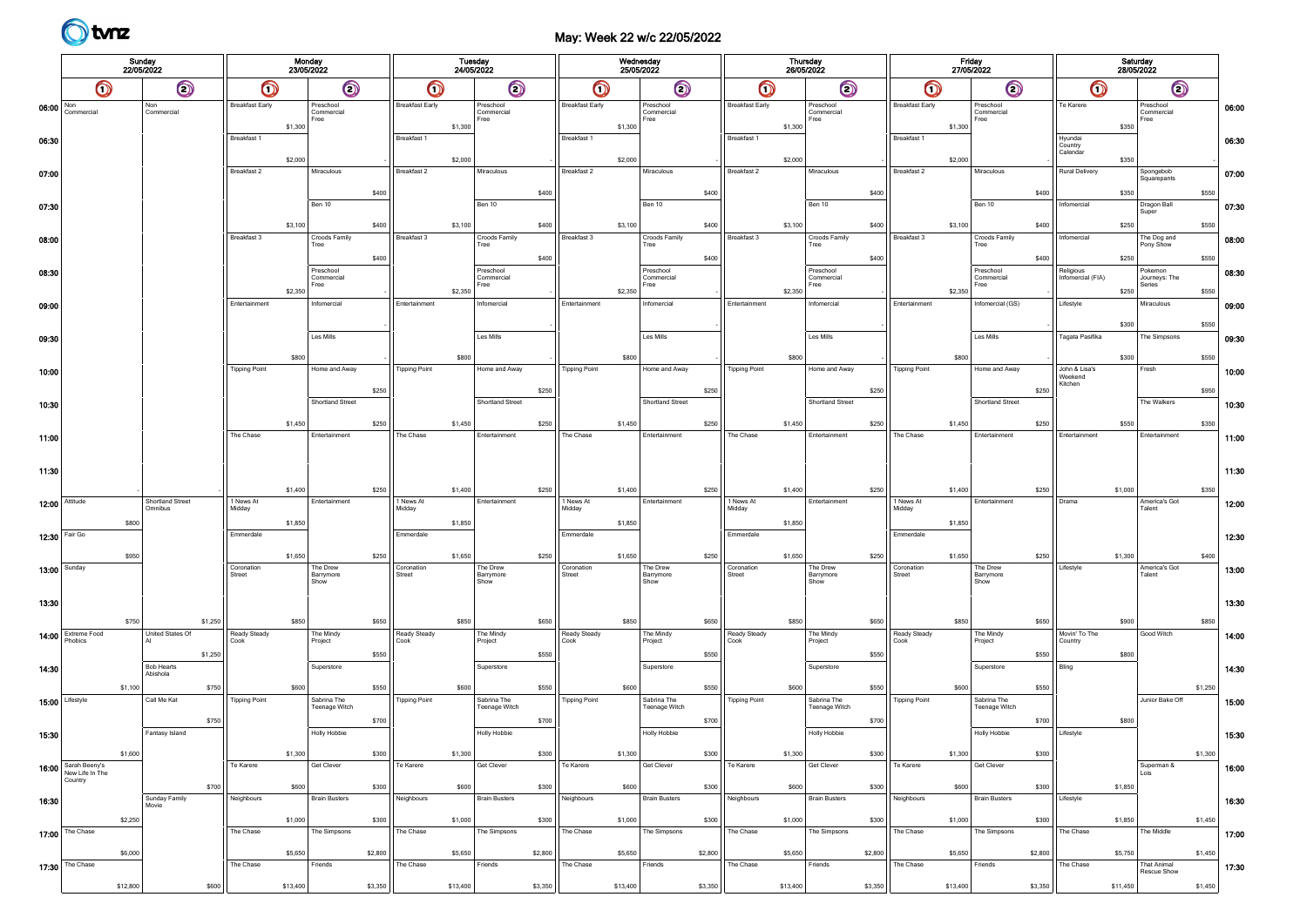# May: Week 22 w/c 22/05/2022

| Time | Sunday 22/05/2022 TVNZ 1 | Sunday 22/05/2022 TVNZ 2 | Monday 23/05/2022 TVNZ 1 | Monday 23/05/2022 TVNZ 2 | Tuesday 24/05/2022 TVNZ 1 | Tuesday 24/05/2022 TVNZ 2 | Wednesday 25/05/2022 TVNZ 1 | Wednesday 25/05/2022 TVNZ 2 | Thursday 26/05/2022 TVNZ 1 | Thursday 26/05/2022 TVNZ 2 | Friday 27/05/2022 TVNZ 1 | Friday 27/05/2022 TVNZ 2 | Saturday 28/05/2022 TVNZ 1 | Saturday 28/05/2022 TVNZ 2 |
|---|---|---|---|---|---|---|---|---|---|---|---|---|---|---|
| 06:00 | Non Commercial - | Non Commercial - | Breakfast Early $1,300 | Preschool Commercial Free - | Breakfast Early $1,300 | Preschool Commercial Free - | Breakfast Early $1,300 | Preschool Commercial Free - | Breakfast Early $1,300 | Preschool Commercial Free - | Breakfast Early $1,300 | Preschool Commercial Free - | Te Karere $350 | Preschool Commercial Free - |
| 06:30 | | | Breakfast 1 $2,000 | | Breakfast 1 $2,000 | | Breakfast 1 $2,000 | | Breakfast 1 $2,000 | | Breakfast 1 $2,000 | | Hyundai Country Calendar $350 | |
| 07:00 | | | Breakfast 2 $3,100 | Miraculous $400 | Breakfast 2 $3,100 | Miraculous $400 | Breakfast 2 $3,100 | Miraculous $400 | Breakfast 2 $3,100 | Miraculous $400 | Breakfast 2 $3,100 | Miraculous $400 | Rural Delivery $350 | Spongebob Squarepants $550 |
| 07:30 | | | | Ben 10 $400 | | Ben 10 $400 | | Ben 10 $400 | | Ben 10 $400 | | Ben 10 $400 | Infomercial $250 | Dragon Ball Super $550 |
| 08:00 | | | Breakfast 3 $2,350 | Croods Family Tree $400 | Breakfast 3 $2,350 | Croods Family Tree $400 | Breakfast 3 $2,350 | Croods Family Tree $400 | Breakfast 3 $2,350 | Croods Family Tree $400 | Breakfast 3 $2,350 | Croods Family Tree $400 | Infomercial $250 | The Dog and Pony Show $550 |
| 08:30 | | | | Preschool Commercial Free - | | Preschool Commercial Free - | | Preschool Commercial Free - | | Preschool Commercial Free - | | Preschool Commercial Free - | Religious Infomercial (FIA) $250 | Pokemon Journeys: The Series $550 |
| 09:00 | | | Entertainment $800 | Infomercial - | Entertainment $800 | Infomercial - | Entertainment $800 | Infomercial - | Entertainment $800 | Infomercial - | Entertainment $800 | Infomercial (GS) - | Lifestyle $300 | Miraculous $550 |
| 09:30 | | | | Les Mills - | | Les Mills - | | Les Mills - | | Les Mills - | | Les Mills - | Tagata Pasifika $300 | The Simpsons $550 |
| 10:00 | | | Tipping Point $1,450 | Home and Away $250 | Tipping Point $1,450 | Home and Away $250 | Tipping Point $1,450 | Home and Away $250 | Tipping Point $1,450 | Home and Away $250 | Tipping Point $1,450 | Home and Away $250 | John & Lisa's Weekend Kitchen $550 | Fresh $950 |
| 10:30 | | | | Shortland Street $250 | | Shortland Street $250 | | Shortland Street $250 | | Shortland Street $250 | | Shortland Street $250 | | The Walkers $350 |
| 11:00 | | | The Chase $1,400 | Entertainment $250 | The Chase $1,400 | Entertainment $250 | The Chase $1,400 | Entertainment $250 | The Chase $1,400 | Entertainment $250 | The Chase $1,400 | Entertainment $250 | Entertainment $1,000 | Entertainment $350 |
| 11:30 | | | | | | | | | | | | | | |
| 12:00 | Attitude $800 | Shortland Street Omnibus $1,250 | 1 News At Midday $1,850 | Entertainment $250 | 1 News At Midday $1,850 | Entertainment $250 | 1 News At Midday $1,850 | Entertainment $250 | 1 News At Midday $1,850 | Entertainment $250 | 1 News At Midday $1,850 | Entertainment $250 | Drama $1,300 | America's Got Talent $400 |
| 12:30 | Fair Go $950 | | Emmerdale $1,650 | | Emmerdale $1,650 | | Emmerdale $1,650 | | Emmerdale $1,650 | | Emmerdale $1,650 | | | |
| 13:00 | Sunday $750 | | Coronation Street $850 | The Drew Barrymore Show $650 | Coronation Street $850 | The Drew Barrymore Show $650 | Coronation Street $850 | The Drew Barrymore Show $650 | Coronation Street $850 | The Drew Barrymore Show $650 | Coronation Street $850 | The Drew Barrymore Show $650 | Lifestyle $900 | America's Got Talent $850 |
| 13:30 | | | | | | | | | | | | | | |
| 14:00 | Extreme Food Phobics $1,100 | United States Of Al $1,250 | Ready Steady Cook $600 | The Mindy Project $550 | Ready Steady Cook $600 | The Mindy Project $550 | Ready Steady Cook $600 | The Mindy Project $550 | Ready Steady Cook $600 | The Mindy Project $550 | Ready Steady Cook $600 | The Mindy Project $550 | Movin' To The Country $800 | Good Witch $1,250 |
| 14:30 | | Bob Hearts Abishola $750 | | Superstore $550 | | Superstore $550 | | Superstore $550 | | Superstore $550 | | Superstore $550 | Bling $800 | |
| 15:00 | Lifestyle $1,600 | Call Me Kat $750 | Tipping Point $1,300 | Sabrina The Teenage Witch $700 | Tipping Point $1,300 | Sabrina The Teenage Witch $700 | Tipping Point $1,300 | Sabrina The Teenage Witch $700 | Tipping Point $1,300 | Sabrina The Teenage Witch $700 | Tipping Point $1,300 | Sabrina The Teenage Witch $700 | | Junior Bake Off $1,300 |
| 15:30 | | Fantasy Island $700 | | Holly Hobbie $300 | | Holly Hobbie $300 | | Holly Hobbie $300 | | Holly Hobbie $300 | | Holly Hobbie $300 | Lifestyle $1,850 | |
| 16:00 | Sarah Beeny's New Life In The Country $2,250 | | Te Karere $600 | Get Clever $300 | Te Karere $600 | Get Clever $300 | Te Karere $600 | Get Clever $300 | Te Karere $600 | Get Clever $300 | Te Karere $600 | Get Clever $300 | | Superman & Lois $1,450 |
| 16:30 | | Sunday Family Movie $600 | Neighbours $1,000 | Brain Busters $300 | Neighbours $1,000 | Brain Busters $300 | Neighbours $1,000 | Brain Busters $300 | Neighbours $1,000 | Brain Busters $300 | Neighbours $1,000 | Brain Busters $300 | Lifestyle $1,850 | |
| 17:00 | The Chase $6,000 | | The Chase $5,650 | The Simpsons $2,800 | The Chase $5,650 | The Simpsons $2,800 | The Chase $5,650 | The Simpsons $2,800 | The Chase $5,650 | The Simpsons $2,800 | The Chase $5,650 | The Simpsons $2,800 | The Chase $5,750 | The Middle $1,450 |
| 17:30 | The Chase $12,800 | | The Chase $13,400 | Friends $3,350 | The Chase $13,400 | Friends $3,350 | The Chase $13,400 | Friends $3,350 | The Chase $13,400 | Friends $3,350 | The Chase $13,400 | Friends $3,350 | The Chase $11,450 | That Animal Rescue Show $1,450 |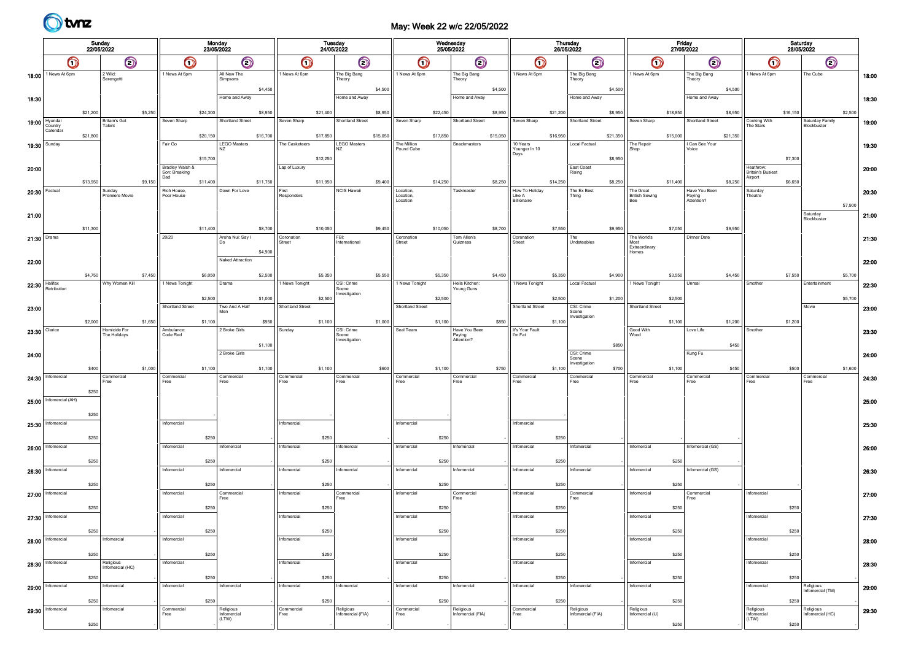# May: Week 22 w/c 22/05/2022

| Time | Sunday 22/05/2022 ① | Sunday 22/05/2022 ② | Monday 23/05/2022 ① | Monday 23/05/2022 ② | Tuesday 24/05/2022 ① | Tuesday 24/05/2022 ② | Wednesday 25/05/2022 ① | Wednesday 25/05/2022 ② | Thursday 26/05/2022 ① | Thursday 26/05/2022 ② | Friday 27/05/2022 ① | Friday 27/05/2022 ② | Saturday 28/05/2022 ① | Saturday 28/05/2022 ② |
|---|---|---|---|---|---|---|---|---|---|---|---|---|---|---|
| 18:00 | 1 News At 6pm $21,200 | 2 Wild: Serengetti $5,250 | 1 News At 6pm $24,300 | All New The Simpsons $4,450 | 1 News At 6pm $21,400 | The Big Bang Theory $4,500 | 1 News At 6pm $22,450 | The Big Bang Theory $4,500 | 1 News At 6pm $21,200 | The Big Bang Theory $4,500 | 1 News At 6pm $18,850 | The Big Bang Theory $4,500 | 1 News At 6pm $16,150 | The Cube $2,500 |
| 18:30 | | | | Home and Away $8,950 | | Home and Away $8,950 | | Home and Away $8,950 | | Home and Away $8,950 | | Home and Away $8,950 | | |
| 19:00 | Hyundai Country Calendar $21,800 | Britain's Got Talent $9,150 | Seven Sharp $20,150 | Shortland Street $16,700 | Seven Sharp $17,850 | Shortland Street $15,050 | Seven Sharp $17,850 | Shortland Street $15,050 | Seven Sharp $16,950 | Shortland Street $21,350 | Seven Sharp $15,000 | Shortland Street $21,350 | Cooking With The Stars $7,300 | Saturday Family Blockbuster $7,900 |
| 19:30 | Sunday $13,950 | | Fair Go $15,700 | LEGO Masters NZ $11,750 | The Casketeers $12,250 | LEGO Masters NZ $9,400 | The Million Pound Cube $14,250 | Snackmasters $8,250 | 10 Years Younger In 10 Days $14,250 | Local Factual $8,950 | The Repair Shop $11,400 | I Can See Your Voice $8,250 | | |
| 20:00 | | | Bradley Walsh & Son: Breaking Dad $11,400 | | Lap of Luxury $11,950 | | | | | East Coast Rising $8,250 | | | Heathrow: Britain's Busiest Airport $6,650 | |
| 20:30 | Factual $11,300 | Sunday Premiere Movie $7,450 | Rich House, Poor House $11,400 | Down For Love $8,700 | First Responders $10,050 | NCIS Hawaii $9,450 | Location, Location, Location $10,050 | Taskmaster $8,700 | How To Holiday Like A Billionaire $7,550 | The Ex Best Thing $9,950 | The Great British Sewing Bee $7,050 | Have You Been Paying Attention? $9,950 | Saturday Theatre $7,550 | |
| 21:00 | | | | | | | | | | | | | | Saturday Blockbuster $5,700 |
| 21:30 | Drama $4,750 | | 20/20 $6,050 | Aroha Nui: Say I Do $4,900 | Coronation Street $5,350 | FBI: International $5,550 | Coronation Street $5,350 | Tom Allen's Quizness $4,450 | Coronation Street $5,350 | The Undateables $4,900 | The World's Most Extraordinary Homes $3,550 | Dinner Date $4,450 | | |
| 22:00 | | | | Naked Attraction $2,500 | | | | | | | | | | |
| 22:30 | Halifax Retribution $2,000 | Why Women Kill $1,650 | 1 News Tonight $2,500 | Drama $1,000 | 1 News Tonight $2,500 | CSI: Crime Scene Investigation $1,000 | 1 News Tonight $2,500 | Hells Kitchen: Young Guns $850 | 1 News Tonight $2,500 | Local Factual $1,200 | 1 News Tonight $2,500 | Unreal $1,200 | Smother $1,200 | Entertainment $5,700 |
| 23:00 | | | Shortland Street $1,100 | Two And A Half Men $950 | Shortland Street $1,100 | | Shortland Street $1,100 | | Shortland Street $1,100 | CSI: Crime Scene Investigation $850 | Shortland Street $1,100 | | | Movie $1,600 |
| 23:30 | Clarice $400 | Homicide For The Holidays $1,000 | Ambulance: Code Red $1,100 | 2 Broke Girls $1,100 | Sunday $1,100 | CSI: Crime Scene Investigation $600 | Seal Team $1,100 | Have You Been Paying Attention? $750 | It's Your Fault I'm Fat $1,100 | | Good With Wood $1,100 | Love Life $450 | Smother $500 | |
| 24:00 | | | | 2 Broke Girls $1,100 | | | | | | CSI: Crime Scene Investigation $700 | | Kung Fu $450 | | |
| 24:30 | Infomercial $250 | Commercial Free - | Commercial Free | Commercial Free | Commercial Free | Commercial Free | Commercial Free | Commercial Free | Commercial Free | Commercial Free | Commercial Free | Commercial Free | Commercial Free - | Commercial Free |
| 25:00 | Infomercial (AH) $250 | | | | | | | | | | | | | |
| 25:30 | Infomercial $250 | | Infomercial $250 | | Infomercial $250 | | Infomercial $250 | | Infomercial $250 | | | | | |
| 26:00 | Infomercial $250 | | Infomercial $250 | Infomercial - | Infomercial $250 | Infomercial - | Infomercial $250 | Infomercial - | Infomercial $250 | Infomercial - | Infomercial $250 | Infomercial (GS) - | | |
| 26:30 | Infomercial $250 | | Infomercial $250 | Infomercial - | Infomercial $250 | Infomercial - | Infomercial $250 | Infomercial - | Infomercial $250 | Infomercial - | Infomercial $250 | Infomercial (GS) - | | |
| 27:00 | Infomercial $250 | | Infomercial $250 | Commercial Free - | Infomercial $250 | Commercial Free - | Infomercial $250 | Commercial Free - | Infomercial $250 | Commercial Free - | Infomercial $250 | Commercial Free - | Infomercial $250 | |
| 27:30 | Infomercial $250 | | Infomercial $250 | | Infomercial $250 | | Infomercial $250 | | Infomercial $250 | | Infomercial $250 | | Infomercial $250 | |
| 28:00 | Infomercial $250 | Infomercial - | Infomercial $250 | | Infomercial $250 | | Infomercial $250 | | Infomercial $250 | | Infomercial $250 | | Infomercial $250 | |
| 28:30 | Infomercial $250 | Religious Infomercial (HC) - | Infomercial $250 | | Infomercial $250 | | Infomercial $250 | | Infomercial $250 | | Infomercial $250 | | Infomercial $250 | |
| 29:00 | Infomercial $250 | Infomercial - | Infomercial $250 | Infomercial - | Infomercial $250 | Infomercial - | Infomercial $250 | Infomercial - | Infomercial $250 | Infomercial - | Infomercial $250 | | Infomercial $250 | Religious Infomercial (TM) |
| 29:30 | Infomercial $250 | Infomercial - | Commercial Free - | Religious Infomercial (LTW) - | Commercial Free - | Religious Infomercial (FIA) - | Commercial Free - | Religious Infomercial (FIA) - | Commercial Free - | Religious Infomercial (FIA) - | Religious Infomercial (IJ) $250 | - | Religious Infomercial (LTW) $250 | Religious Infomercial (HC) - |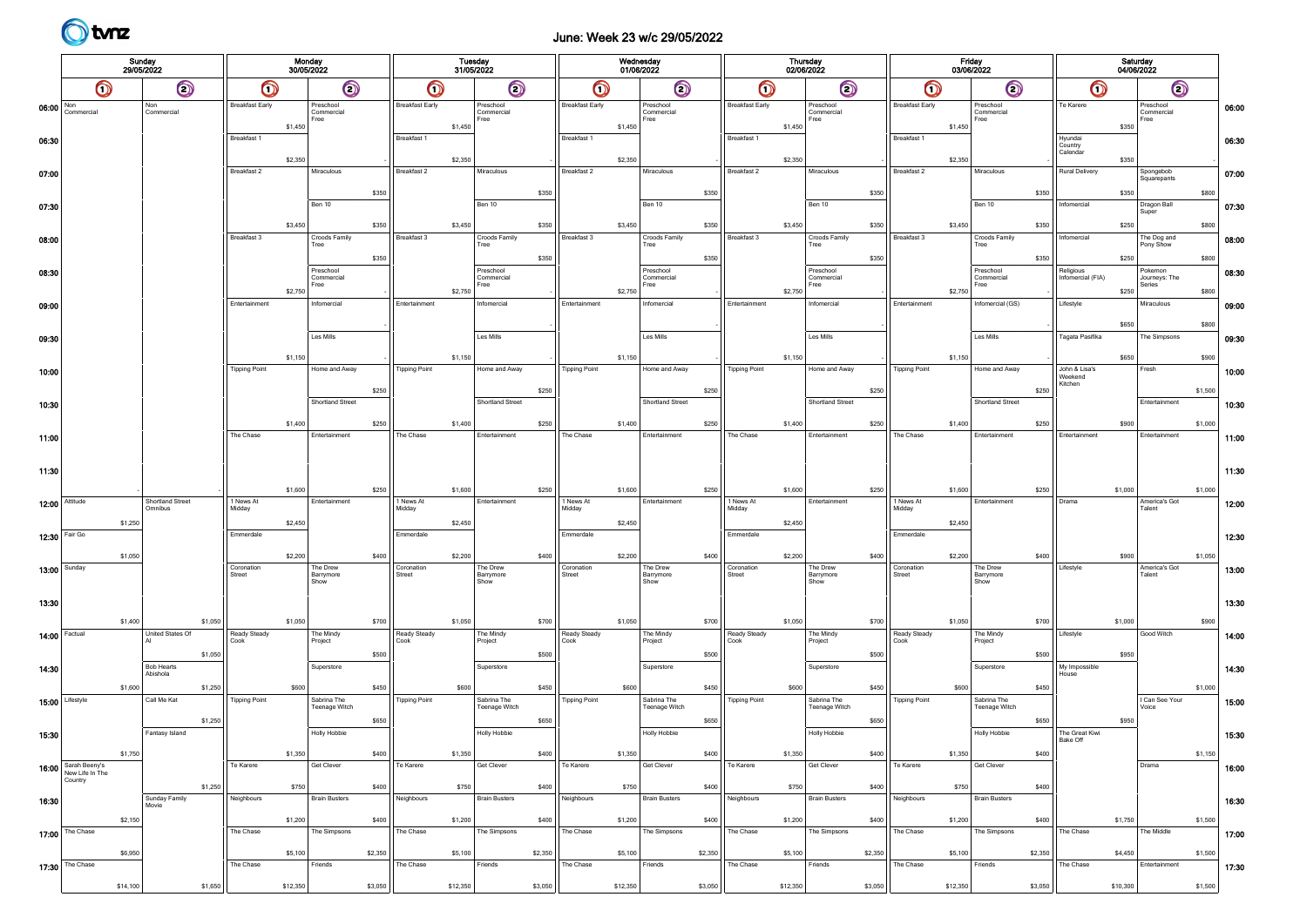# June: Week 23 w/c 29/05/2022

| Time | Sunday 29/05/2022 (1) | Sunday 29/05/2022 (2) | Monday 30/05/2022 (1) | Monday 30/05/2022 (2) | Tuesday 31/05/2022 (1) | Tuesday 31/05/2022 (2) | Wednesday 01/06/2022 (1) | Wednesday 01/06/2022 (2) | Thursday 02/06/2022 (1) | Thursday 02/06/2022 (2) | Friday 03/06/2022 (1) | Friday 03/06/2022 (2) | Saturday 04/06/2022 (1) | Saturday 04/06/2022 (2) |
|---|---|---|---|---|---|---|---|---|---|---|---|---|---|---|
| 06:00 | Non Commercial | Non Commercial | Breakfast Early $1,450 | Preschool Commercial Free | Breakfast Early $1,450 | Preschool Commercial Free | Breakfast Early $1,450 | Preschool Commercial Free | Breakfast Early $1,450 | Preschool Commercial Free | Breakfast Early $1,450 | Preschool Commercial Free | Te Karere $350 | Preschool Commercial Free |
| 06:30 | | | Breakfast 1 $2,350 | - | Breakfast 1 $2,350 | - | Breakfast 1 $2,350 | - | Breakfast 1 $2,350 | - | Breakfast 1 $2,350 | - | Hyundai Country Calendar $350 | - |
| 07:00 | | | Breakfast 2 | Miraculous $350 | Breakfast 2 | Miraculous $350 | Breakfast 2 | Miraculous $350 | Breakfast 2 | Miraculous $350 | Breakfast 2 | Miraculous $350 | Rural Delivery $350 | Spongebob Squarepants $800 |
| 07:30 | | | $3,450 | Ben 10 $350 | $3,450 | Ben 10 $350 | $3,450 | Ben 10 $350 | $3,450 | Ben 10 $350 | $3,450 | Ben 10 $350 | Infomercial $250 | Dragon Ball Super $800 |
| 08:00 | | | Breakfast 3 | Croods Family Tree $350 | Breakfast 3 | Croods Family Tree $350 | Breakfast 3 | Croods Family Tree $350 | Breakfast 3 | Croods Family Tree $350 | Breakfast 3 | Croods Family Tree $350 | Infomercial $250 | The Dog and Pony Show $800 |
| 08:30 | | | $2,750 | Preschool Commercial Free - | $2,750 | Preschool Commercial Free - | $2,750 | Preschool Commercial Free - | $2,750 | Preschool Commercial Free - | $2,750 | Preschool Commercial Free - | Religious Infomercial (FIA) $250 | Pokemon Journeys: The Series $800 |
| 09:00 | | | Entertainment | Infomercial - | Entertainment | Infomercial - | Entertainment | Infomercial - | Entertainment | Infomercial - | Entertainment | Infomercial (GS) - | Lifestyle $650 | Miraculous $800 |
| 09:30 | | | $1,150 | Les Mills - | $1,150 | Les Mills - | $1,150 | Les Mills - | $1,150 | Les Mills - | $1,150 | Les Mills - | Tagata Pasifika $650 | The Simpsons $900 |
| 10:00 | | | Tipping Point | Home and Away $250 | Tipping Point | Home and Away $250 | Tipping Point | Home and Away $250 | Tipping Point | Home and Away $250 | Tipping Point | Home and Away $250 | John & Lisa's Weekend Kitchen | Fresh $1,500 |
| 10:30 | | | $1,400 | Shortland Street $250 | $1,400 | Shortland Street $250 | $1,400 | Shortland Street $250 | $1,400 | Shortland Street $250 | $1,400 | Shortland Street $250 | $900 | Entertainment $1,000 |
| 11:00 | | | The Chase | Entertainment | The Chase | Entertainment | The Chase | Entertainment | The Chase | Entertainment | The Chase | Entertainment | Entertainment | Entertainment |
| 11:30 | - | - | $1,600 | $250 | $1,600 | $250 | $1,600 | $250 | $1,600 | $250 | $1,600 | $250 | $1,000 | $1,000 |
| 12:00 | Attitude $1,250 | Shortland Street Omnibus | 1 News At Midday $2,450 | Entertainment | 1 News At Midday $2,450 | Entertainment | 1 News At Midday $2,450 | Entertainment | 1 News At Midday $2,450 | Entertainment | 1 News At Midday $2,450 | Entertainment | Drama | America's Got Talent |
| 12:30 | Fair Go $1,050 | | Emmerdale $2,200 | $400 | Emmerdale $2,200 | $400 | Emmerdale $2,200 | $400 | Emmerdale $2,200 | $400 | Emmerdale $2,200 | $400 | $900 | $1,050 |
| 13:00 | Sunday | | Coronation Street | The Drew Barrymore Show | Coronation Street | The Drew Barrymore Show | Coronation Street | The Drew Barrymore Show | Coronation Street | The Drew Barrymore Show | Coronation Street | The Drew Barrymore Show | Lifestyle | America's Got Talent |
| 13:30 | $1,400 | $1,050 | $1,050 | $700 | $1,050 | $700 | $1,050 | $700 | $1,050 | $700 | $1,050 | $700 | $1,000 | $900 |
| 14:00 | Factual | United States Of AI $1,050 | Ready Steady Cook | The Mindy Project $500 | Ready Steady Cook | The Mindy Project $500 | Ready Steady Cook | The Mindy Project $500 | Ready Steady Cook | The Mindy Project $500 | Ready Steady Cook | The Mindy Project $500 | Lifestyle $950 | Good Witch |
| 14:30 | $1,600 | Bob Hearts Abishola $1,250 | $600 | Superstore $450 | $600 | Superstore $450 | $600 | Superstore $450 | $600 | Superstore $450 | $600 | Superstore $450 | My Impossible House | $1,000 |
| 15:00 | Lifestyle | Call Me Kat $1,250 | Tipping Point | Sabrina The Teenage Witch $650 | Tipping Point | Sabrina The Teenage Witch $650 | Tipping Point | Sabrina The Teenage Witch $650 | Tipping Point | Sabrina The Teenage Witch $650 | Tipping Point | Sabrina The Teenage Witch $650 | $950 | I Can See Your Voice |
| 15:30 | $1,750 | Fantasy Island | $1,350 | Holly Hobbie $400 | $1,350 | Holly Hobbie $400 | $1,350 | Holly Hobbie $400 | $1,350 | Holly Hobbie $400 | $1,350 | Holly Hobbie $400 | The Great Kiwi Bake Off | $1,150 |
| 16:00 | Sarah Beeny's New Life In The Country | $1,250 | Te Karere $750 | Get Clever $400 | Te Karere $750 | Get Clever $400 | Te Karere $750 | Get Clever $400 | Te Karere $750 | Get Clever $400 | Te Karere $750 | Get Clever $400 | | Drama |
| 16:30 | $2,150 | Sunday Family Movie | Neighbours $1,200 | Brain Busters $400 | Neighbours $1,200 | Brain Busters $400 | Neighbours $1,200 | Brain Busters $400 | Neighbours $1,200 | Brain Busters $400 | Neighbours $1,200 | Brain Busters $400 | $1,750 | $1,500 |
| 17:00 | The Chase $6,950 | | The Chase $5,100 | The Simpsons $2,350 | The Chase $5,100 | The Simpsons $2,350 | The Chase $5,100 | The Simpsons $2,350 | The Chase $5,100 | The Simpsons $2,350 | The Chase $5,100 | The Simpsons $2,350 | The Chase $4,450 | The Middle $1,500 |
| 17:30 | The Chase $14,100 | $1,650 | The Chase $12,350 | Friends $3,050 | The Chase $12,350 | Friends $3,050 | The Chase $12,350 | Friends $3,050 | The Chase $12,350 | Friends $3,050 | The Chase $12,350 | Friends $3,050 | The Chase $10,300 | Entertainment $1,500 |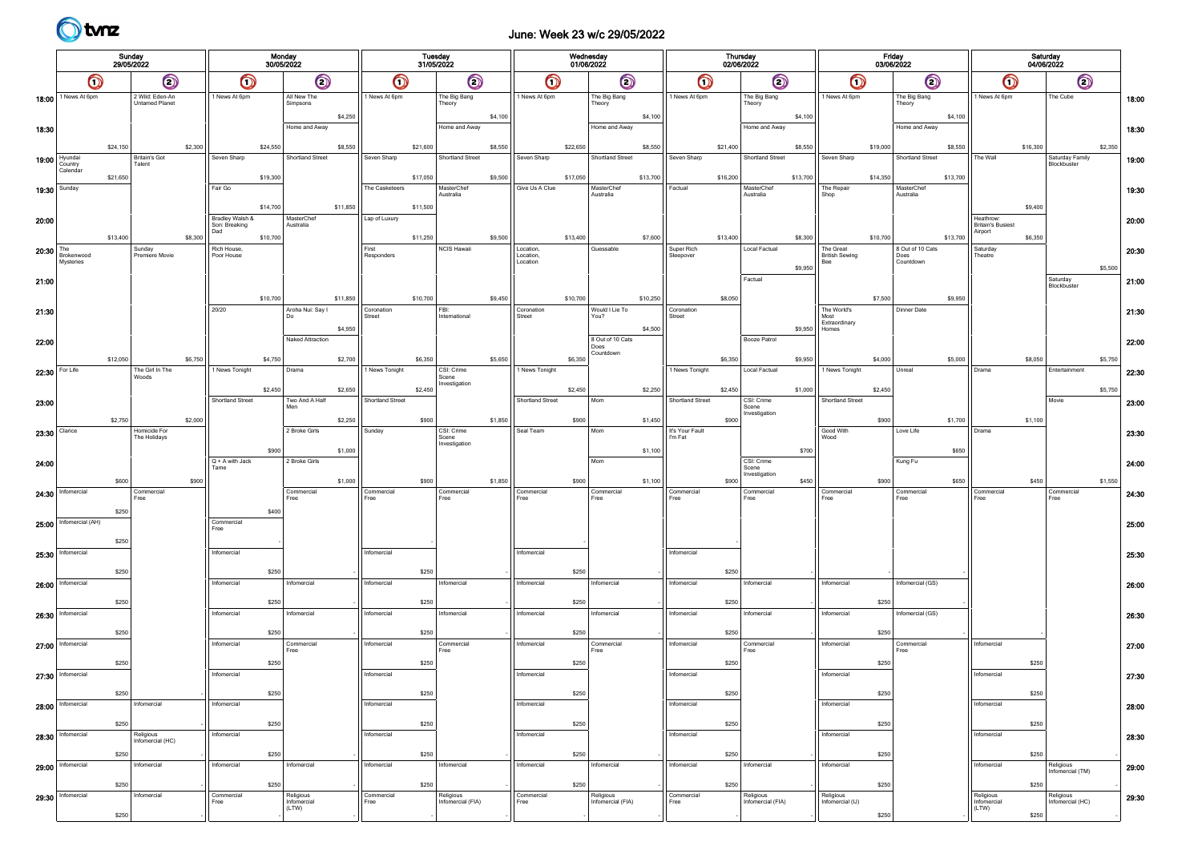tvnz

# June: Week 23 w/c 29/05/2022

| | Sunday 29/05/2022 (1) | Sunday 29/05/2022 (2) | Monday 30/05/2022 (1) | Monday 30/05/2022 (2) | Tuesday 31/05/2022 (1) | Tuesday 31/05/2022 (2) | Wednesday 01/06/2022 (1) | Wednesday 01/06/2022 (2) | Thursday 02/06/2022 (1) | Thursday 02/06/2022 (2) | Friday 03/06/2022 (1) | Friday 03/06/2022 (2) | Saturday 04/06/2022 (1) | Saturday 04/06/2022 (2) |
|---|---|---|---|---|---|---|---|---|---|---|---|---|---|---|
| 18:00 | 1 News At 6pm | 2 Wild: Eden-An Untamed Planet | 1 News At 6pm | All New The Simpsons $4,250 | 1 News At 6pm | The Big Bang Theory $4,100 | 1 News At 6pm | The Big Bang Theory $4,100 | 1 News At 6pm | The Big Bang Theory $4,100 | 1 News At 6pm | The Big Bang Theory $4,100 | 1 News At 6pm | The Cube |
| 18:30 | $24,150 | $2,300 | $24,550 | Home and Away $8,550 | $21,600 | Home and Away $8,550 | $22,650 | Home and Away $8,550 | $21,400 | Home and Away $8,550 | $19,000 | Home and Away $8,550 | $16,300 | $2,350 |
| 19:00 | Hyundai Country Calendar $21,650 | Britain's Got Talent | Seven Sharp $19,300 | Shortland Street | Seven Sharp $17,050 | Shortland Street $9,500 | Seven Sharp $17,050 | Shortland Street $13,700 | Seven Sharp $16,200 | Shortland Street $13,700 | Seven Sharp $14,350 | Shortland Street $13,700 | The Wall | Saturday Family Blockbuster |
| 19:30 | Sunday | | Fair Go $14,700 | $11,850 | The Casketeers $11,500 | MasterChef Australia | Give Us A Clue | MasterChef Australia | Factual | MasterChef Australia | The Repair Shop | MasterChef Australia | $9,400 | |
| 20:00 | $13,400 | $8,300 | Bradley Walsh & Son: Breaking Dad $10,700 | MasterChef Australia | Lap of Luxury $11,250 | $9,500 | $13,400 | $7,600 | $13,400 | $8,300 | $10,700 | $13,700 | Heathrow: Britain's Busiest Airport $6,350 | |
| 20:30 | The Brokenwood Mysteries | Sunday Premiere Movie | Rich House, Poor House | | First Responders | NCIS Hawaii | Location, Location, Location | Guessable | Super Rich Sleepover | Local Factual $9,950 | The Great British Sewing Bee | 8 Out of 10 Cats Does Countdown | Saturday Theatre | $5,500 |
| 21:00 | | | $10,700 | $11,850 | $10,700 | $9,450 | $10,700 | $10,250 | $8,050 | Factual | $7,500 | $9,950 | | Saturday Blockbuster |
| 21:30 | | | 20/20 | Aroha Nui: Say I Do $4,950 | Coronation Street | FBI: International | Coronation Street | Would I Lie To You? $4,500 | Coronation Street | $9,950 | The World's Most Extraordinary Homes | Dinner Date | | |
| 22:00 | $12,050 | $6,750 | $4,750 | Naked Attraction $2,700 | $6,350 | $5,650 | $6,350 | 8 Out of 10 Cats Does Countdown | $6,350 | Booze Patrol $9,950 | $4,000 | $5,000 | $8,050 | $5,750 |
| 22:30 | For Life | The Girl In The Woods | 1 News Tonight $2,450 | Drama $2,650 | 1 News Tonight $2,450 | CSI: Crime Scene Investigation | 1 News Tonight $2,450 | $2,250 | 1 News Tonight $2,450 | Local Factual $1,000 | 1 News Tonight $2,450 | Unreal | Drama | Entertainment $5,750 |
| 23:00 | $2,750 | $2,000 | Shortland Street | Two And A Half Men $2,250 | Shortland Street $900 | $1,850 | Shortland Street $900 | Mom $1,450 | Shortland Street $900 | CSI: Crime Scene Investigation | Shortland Street $900 | $1,700 | $1,100 | Movie |
| 23:30 | Clarice | Homicide For The Holidays | $900 | 2 Broke Girls $1,000 | Sunday | CSI: Crime Scene Investigation | Seal Team | Mom $1,100 | It's Your Fault I'm Fat | $700 | Good With Wood | Love Life $650 | Drama | |
| 24:00 | $600 | $900 | Q + A with Jack Tame | 2 Broke Girls $1,000 | $900 | $1,850 | $900 | Mom $1,100 | $900 | CSI: Crime Scene Investigation $450 | $900 | Kung Fu $650 | $450 | $1,550 |
| 24:30 | Infomercial $250 | Commercial Free | $400 | Commercial Free | Commercial Free | Commercial Free | Commercial Free | Commercial Free | Commercial Free | Commercial Free | Commercial Free | Commercial Free | Commercial Free | Commercial Free |
| 25:00 | Infomercial (AH) $250 | | Commercial Free - | | - | | - | | - | | | | | |
| 25:30 | Infomercial $250 | | Infomercial $250 | - | Infomercial $250 | - | Infomercial $250 | - | Infomercial $250 | - | - | - | | |
| 26:00 | Infomercial $250 | | Infomercial $250 | Infomercial - | Infomercial $250 | Infomercial - | Infomercial $250 | Infomercial - | Infomercial $250 | Infomercial - | Infomercial $250 | Infomercial (GS) - | | |
| 26:30 | Infomercial $250 | | Infomercial $250 | Infomercial - | Infomercial $250 | Infomercial - | Infomercial $250 | Infomercial - | Infomercial $250 | Infomercial - | Infomercial $250 | Infomercial (GS) - | - | |
| 27:00 | Infomercial $250 | | Infomercial $250 | Commercial Free | Infomercial $250 | Commercial Free | Infomercial $250 | Commercial Free | Infomercial $250 | Commercial Free | Infomercial $250 | Commercial Free | Infomercial $250 | |
| 27:30 | Infomercial $250 | - | Infomercial $250 | | Infomercial $250 | | Infomercial $250 | | Infomercial $250 | | Infomercial $250 | | Infomercial $250 | |
| 28:00 | Infomercial $250 | Infomercial - | Infomercial $250 | | Infomercial $250 | | Infomercial $250 | | Infomercial $250 | | Infomercial $250 | | Infomercial $250 | |
| 28:30 | Infomercial $250 | Religious Infomercial (HC) - | Infomercial $250 | | Infomercial $250 | | Infomercial $250 | | Infomercial $250 | | Infomercial $250 | | Infomercial $250 | |
| 29:00 | Infomercial $250 | Infomercial - | Infomercial $250 | Infomercial - | Infomercial $250 | Infomercial - | Infomercial $250 | Infomercial - | Infomercial $250 | Infomercial - | Infomercial $250 | | Infomercial $250 | Religious Infomercial (TM) |
| 29:30 | Infomercial $250 | Infomercial - | Commercial Free - | Religious Infomercial (LTW) - | Commercial Free - | Religious Infomercial (FIA) - | Commercial Free - | Religious Infomercial (FIA) - | Commercial Free - | Religious Infomercial (FIA) - | Religious Infomercial (IJ) $250 | - | Religious Infomercial (LTW) $250 | Religious Infomercial (HC) - |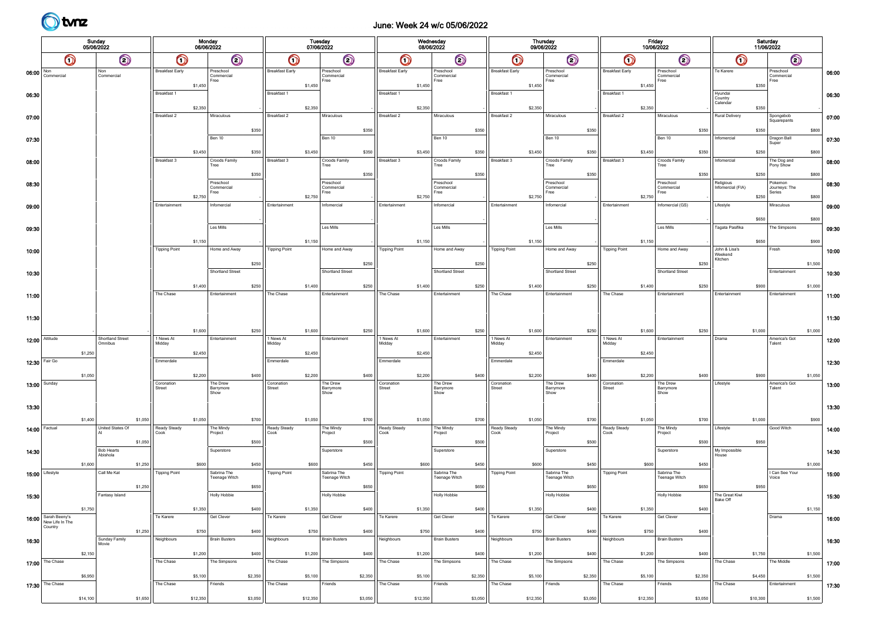# June: Week 24 w/c 05/06/2022

| | Sunday 05/06/2022 | | Monday 06/06/2022 | | Tuesday 07/06/2022 | | Wednesday 08/06/2022 | | Thursday 09/06/2022 | | Friday 10/06/2022 | | Saturday 11/06/2022 | | |
|---|---|---|---|---|---|---|---|---|---|---|---|---|---|---|---|
| | 1 | 2 | 1 | 2 | 1 | 2 | 1 | 2 | 1 | 2 | 1 | 2 | 1 | 2 | |
| 06:00 | Non Commercial | Non Commercial | Breakfast Early $1,450 | Preschool Commercial Free | Breakfast Early $1,450 | Preschool Commercial Free | Breakfast Early $1,450 | Preschool Commercial Free | Breakfast Early $1,450 | Preschool Commercial Free | Breakfast Early $1,450 | Preschool Commercial Free | Te Karere $350 | Preschool Commercial Free | 06:00 |
| 06:30 | | | Breakfast 1 $2,350 | - | Breakfast 1 $2,350 | - | Breakfast 1 $2,350 | - | Breakfast 1 $2,350 | - | Breakfast 1 $2,350 | - | Hyundai Country Calendar $350 | - | 06:30 |
| 07:00 | | | Breakfast 2 | Miraculous $350 | Breakfast 2 | Miraculous $350 | Breakfast 2 | Miraculous $350 | Breakfast 2 | Miraculous $350 | Breakfast 2 | Miraculous $350 | Rural Delivery $350 | Spongebob Squarepants $800 | 07:00 |
| 07:30 | | | $3,450 | Ben 10 $350 | $3,450 | Ben 10 $350 | $3,450 | Ben 10 $350 | $3,450 | Ben 10 $350 | $3,450 | Ben 10 $350 | Infomercial $250 | Dragon Ball Super $800 | 07:30 |
| 08:00 | | | Breakfast 3 | Croods Family Tree $350 | Breakfast 3 | Croods Family Tree $350 | Breakfast 3 | Croods Family Tree $350 | Breakfast 3 | Croods Family Tree $350 | Breakfast 3 | Croods Family Tree $350 | Infomercial $250 | The Dog and Pony Show $800 | 08:00 |
| 08:30 | | | $2,750 | Preschool Commercial Free - | $2,750 | Preschool Commercial Free - | $2,750 | Preschool Commercial Free - | $2,750 | Preschool Commercial Free - | $2,750 | Preschool Commercial Free - | Religious Infomercial (FIA) $250 | Pokemon Journeys: The Series $800 | 08:30 |
| 09:00 | | | Entertainment | Infomercial - | Entertainment | Infomercial - | Entertainment | Infomercial - | Entertainment | Infomercial - | Entertainment | Infomercial (GS) - | Lifestyle $650 | Miraculous $800 | 09:00 |
| 09:30 | | | $1,150 | Les Mills - | $1,150 | Les Mills - | $1,150 | Les Mills - | $1,150 | Les Mills - | $1,150 | Les Mills - | Tagata Pasifika $650 | The Simpsons $900 | 09:30 |
| 10:00 | | | Tipping Point | Home and Away $250 | Tipping Point | Home and Away $250 | Tipping Point | Home and Away $250 | Tipping Point | Home and Away $250 | Tipping Point | Home and Away $250 | John & Lisa's Weekend Kitchen | Fresh $1,500 | 10:00 |
| 10:30 | | | $1,400 | Shortland Street $250 | $1,400 | Shortland Street $250 | $1,400 | Shortland Street $250 | $1,400 | Shortland Street $250 | $1,400 | Shortland Street $250 | $900 | Entertainment $1,000 | 10:30 |
| 11:00 | | | The Chase | Entertainment | The Chase | Entertainment | The Chase | Entertainment | The Chase | Entertainment | The Chase | Entertainment | Entertainment | Entertainment | 11:00 |
| 11:30 | - | - | $1,600 | $250 | $1,600 | $250 | $1,600 | $250 | $1,600 | $250 | $1,600 | $250 | $1,000 | $1,000 | 11:30 |
| 12:00 | Attitude $1,250 | Shortland Street Omnibus | 1 News At Midday $2,450 | Entertainment | 1 News At Midday $2,450 | Entertainment | 1 News At Midday $2,450 | Entertainment | 1 News At Midday $2,450 | Entertainment | 1 News At Midday $2,450 | Entertainment | Drama | America's Got Talent | 12:00 |
| 12:30 | Fair Go $1,050 | | Emmerdale $2,200 | $400 | Emmerdale $2,200 | $400 | Emmerdale $2,200 | $400 | Emmerdale $2,200 | $400 | Emmerdale $2,200 | $400 | $900 | $1,050 | 12:30 |
| 13:00 | Sunday | | Coronation Street | The Drew Barrymore Show | Coronation Street | The Drew Barrymore Show | Coronation Street | The Drew Barrymore Show | Coronation Street | The Drew Barrymore Show | Coronation Street | The Drew Barrymore Show | Lifestyle | America's Got Talent | 13:00 |
| 13:30 | $1,400 | $1,050 | $1,050 | $700 | $1,050 | $700 | $1,050 | $700 | $1,050 | $700 | $1,050 | $700 | $1,000 | $900 | 13:30 |
| 14:00 | Factual | United States Of AI $1,050 | Ready Steady Cook | The Mindy Project $500 | Ready Steady Cook | The Mindy Project $500 | Ready Steady Cook | The Mindy Project $500 | Ready Steady Cook | The Mindy Project $500 | Ready Steady Cook | The Mindy Project $500 | Lifestyle $950 | Good Witch | 14:00 |
| 14:30 | $1,600 | Bob Hearts Abishola $1,250 | $600 | Superstore $450 | $600 | Superstore $450 | $600 | Superstore $450 | $600 | Superstore $450 | $600 | Superstore $450 | My Impossible House | $1,000 | 14:30 |
| 15:00 | Lifestyle | Call Me Kat $1,250 | Tipping Point | Sabrina The Teenage Witch $650 | Tipping Point | Sabrina The Teenage Witch $650 | Tipping Point | Sabrina The Teenage Witch $650 | Tipping Point | Sabrina The Teenage Witch $650 | Tipping Point | Sabrina The Teenage Witch $650 | $950 | I Can See Your Voice | 15:00 |
| 15:30 | $1,750 | Fantasy Island | $1,350 | Holly Hobbie $400 | $1,350 | Holly Hobbie $400 | $1,350 | Holly Hobbie $400 | $1,350 | Holly Hobbie $400 | $1,350 | Holly Hobbie $400 | The Great Kiwi Bake Off | $1,150 | 15:30 |
| 16:00 | Sarah Beeny's New Life In The Country | $1,250 | Te Karere $750 | Get Clever $400 | Te Karere $750 | Get Clever $400 | Te Karere $750 | Get Clever $400 | Te Karere $750 | Get Clever $400 | Te Karere $750 | Get Clever $400 | | Drama | 16:00 |
| 16:30 | $2,150 | Sunday Family Movie | Neighbours $1,200 | Brain Busters $400 | Neighbours $1,200 | Brain Busters $400 | Neighbours $1,200 | Brain Busters $400 | Neighbours $1,200 | Brain Busters $400 | Neighbours $1,200 | Brain Busters $400 | $1,750 | $1,500 | 16:30 |
| 17:00 | The Chase $6,950 | | The Chase $5,100 | The Simpsons $2,350 | The Chase $5,100 | The Simpsons $2,350 | The Chase $5,100 | The Simpsons $2,350 | The Chase $5,100 | The Simpsons $2,350 | The Chase $5,100 | The Simpsons $2,350 | The Chase $4,450 | The Middle $1,500 | 17:00 |
| 17:30 | The Chase $14,100 | $1,650 | The Chase $12,350 | Friends $3,050 | The Chase $12,350 | Friends $3,050 | The Chase $12,350 | Friends $3,050 | The Chase $12,350 | Friends $3,050 | The Chase $12,350 | Friends $3,050 | The Chase $10,300 | Entertainment $1,500 | 17:30 |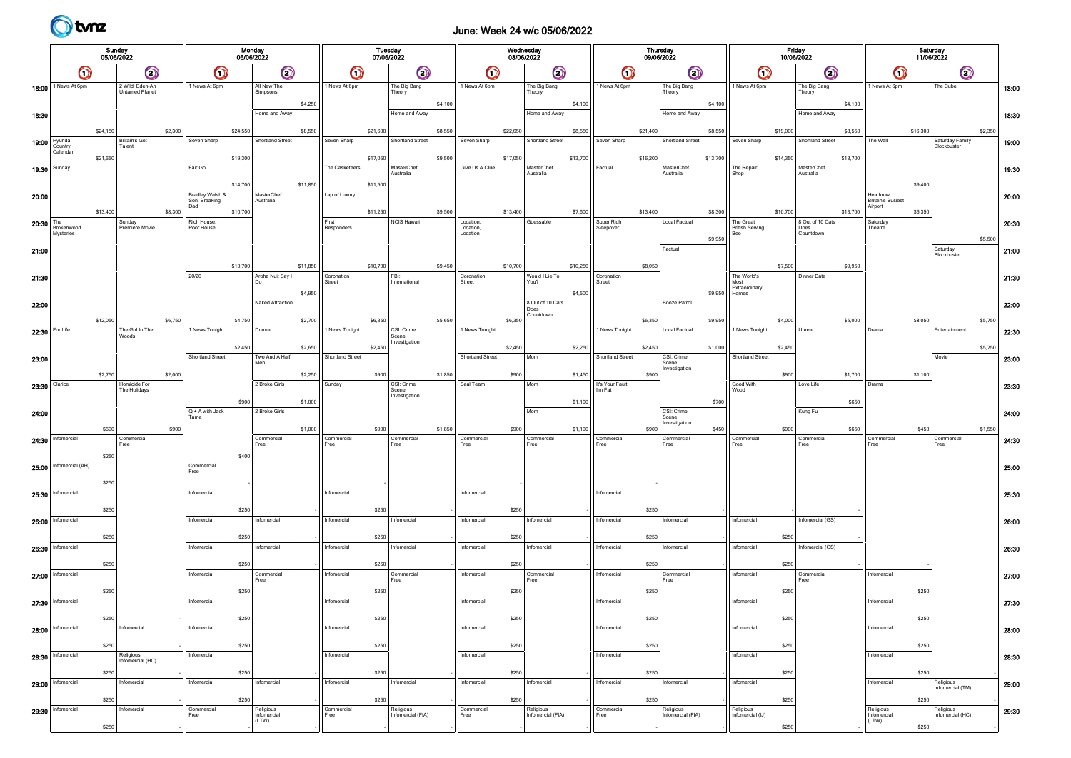# June: Week 24 w/c 05/06/2022

| Time | Sunday 05/06/2022 TVNZ 1 | Sunday 05/06/2022 TVNZ 2 | Monday 06/06/2022 TVNZ 1 | Monday 06/06/2022 TVNZ 2 | Tuesday 07/06/2022 TVNZ 1 | Tuesday 07/06/2022 TVNZ 2 | Wednesday 08/06/2022 TVNZ 1 | Wednesday 08/06/2022 TVNZ 2 | Thursday 09/06/2022 TVNZ 1 | Thursday 09/06/2022 TVNZ 2 | Friday 10/06/2022 TVNZ 1 | Friday 10/06/2022 TVNZ 2 | Saturday 11/06/2022 TVNZ 1 | Saturday 11/06/2022 TVNZ 2 |
|---|---|---|---|---|---|---|---|---|---|---|---|---|---|---|
| 18:00 | 1 News At 6pm | 2 Wild: Eden-An Untamed Planet | 1 News At 6pm | All New The Simpsons $4,250 | 1 News At 6pm | The Big Bang Theory $4,100 | 1 News At 6pm | The Big Bang Theory $4,100 | 1 News At 6pm | The Big Bang Theory $4,100 | 1 News At 6pm | The Big Bang Theory $4,100 | 1 News At 6pm | The Cube |
| 18:30 | $24,150 | $2,300 | $24,550 | Home and Away $8,550 | $21,600 | Home and Away $8,550 | $22,650 | Home and Away $8,550 | $21,400 | Home and Away $8,550 | $19,000 | Home and Away $8,550 | $16,300 | $2,350 |
| 19:00 | Hyundai Country Calendar $21,650 | Britain's Got Talent | Seven Sharp $19,300 | Shortland Street | Seven Sharp $17,050 | Shortland Street $9,500 | Seven Sharp $17,050 | Shortland Street $13,700 | Seven Sharp $16,200 | Shortland Street $13,700 | Seven Sharp $14,350 | Shortland Street $13,700 | The Wall | Saturday Family Blockbuster |
| 19:30 | Sunday | | Fair Go $14,700 | $11,850 | The Casketeers $11,500 | MasterChef Australia | Give Us A Clue | MasterChef Australia | Factual | MasterChef Australia | The Repair Shop | MasterChef Australia | $9,400 | |
| 20:00 | $13,400 | $8,300 | Bradley Walsh & Son: Breaking Dad $10,700 | MasterChef Australia | Lap of Luxury $11,250 | $9,500 | $13,400 | $7,600 | $13,400 | $8,300 | $10,700 | $13,700 | Heathrow: Britain's Busiest Airport $6,350 | |
| 20:30 | The Brokenwood Mysteries | Sunday Premiere Movie | Rich House, Poor House | | First Responders | NCIS Hawaii | Location, Location, Location | Guessable | Super Rich Sleepover | Local Factual $9,950 | The Great British Sewing Bee | 8 Out of 10 Cats Does Countdown | Saturday Theatre | $5,500 |
| 21:00 | | | $10,700 | $11,850 | $10,700 | $9,450 | $10,700 | $10,250 | $8,050 | Factual | $7,500 | $9,950 | | Saturday Blockbuster |
| 21:30 | | | 20/20 | Aroha Nui: Say I Do $4,950 | Coronation Street | FBI: International | Coronation Street | Would I Lie To You? $4,500 | Coronation Street | $9,950 | The World's Most Extraordinary Homes | Dinner Date | | |
| 22:00 | $12,050 | $6,750 | $4,750 | Naked Attraction $2,700 | $6,350 | $5,650 | $6,350 | 8 Out of 10 Cats Does Countdown | $6,350 | Booze Patrol $9,950 | $4,000 | $5,000 | $8,050 | $5,750 |
| 22:30 | For Life | The Girl In The Woods | 1 News Tonight $2,450 | Drama $2,650 | 1 News Tonight $2,450 | CSI: Crime Scene Investigation | 1 News Tonight $2,450 | $2,250 | 1 News Tonight $2,450 | Local Factual $1,000 | 1 News Tonight $2,450 | Unreal | Drama | Entertainment $5,750 |
| 23:00 | $2,750 | $2,000 | Shortland Street | Two And A Half Men $2,250 | Shortland Street $900 | $1,850 | Shortland Street $900 | Mom $1,450 | Shortland Street $900 | CSI: Crime Scene Investigation | Shortland Street $900 | $1,700 | $1,100 | Movie |
| 23:30 | Clarice | Homicide For The Holidays | $900 | 2 Broke Girls $1,000 | Sunday | CSI: Crime Scene Investigation | Seal Team | Mom $1,100 | It's Your Fault I'm Fat | $700 | Good With Wood | Love Life $650 | Drama | |
| 24:00 | $600 | $900 | Q + A with Jack Tame | 2 Broke Girls $1,000 | $900 | $1,850 | $900 | Mom $1,100 | $900 | CSI: Crime Scene Investigation $450 | $900 | Kung Fu $650 | $450 | $1,550 |
| 24:30 | Infomercial $250 | Commercial Free | $400 | Commercial Free | Commercial Free | Commercial Free | Commercial Free | Commercial Free | Commercial Free | Commercial Free | Commercial Free | Commercial Free | Commercial Free | Commercial Free |
| 25:00 | Infomercial (AH) $250 | | Commercial Free - | | - | | - | | - | | | | | |
| 25:30 | Infomercial $250 | | Infomercial $250 | - | Infomercial $250 | - | Infomercial $250 | - | Infomercial $250 | - | - | - | | |
| 26:00 | Infomercial $250 | | Infomercial $250 | Infomercial - | Infomercial $250 | Infomercial - | Infomercial $250 | Infomercial - | Infomercial $250 | Infomercial - | Infomercial $250 | Infomercial (GS) - | | |
| 26:30 | Infomercial $250 | | Infomercial $250 | Infomercial - | Infomercial $250 | Infomercial - | Infomercial $250 | Infomercial - | Infomercial $250 | Infomercial - | Infomercial $250 | Infomercial (GS) - | - | |
| 27:00 | Infomercial $250 | | Infomercial $250 | Commercial Free | Infomercial $250 | Commercial Free | Infomercial $250 | Commercial Free | Infomercial $250 | Commercial Free | Infomercial $250 | Commercial Free | Infomercial $250 | |
| 27:30 | Infomercial $250 | - | Infomercial $250 | | Infomercial $250 | | Infomercial $250 | | Infomercial $250 | | Infomercial $250 | | Infomercial $250 | |
| 28:00 | Infomercial $250 | Infomercial - | Infomercial $250 | | Infomercial $250 | | Infomercial $250 | | Infomercial $250 | | Infomercial $250 | | Infomercial $250 | |
| 28:30 | Infomercial $250 | Religious Infomercial (HC) - | Infomercial $250 | - | Infomercial $250 | - | Infomercial $250 | - | Infomercial $250 | - | Infomercial $250 | | Infomercial $250 | - |
| 29:00 | Infomercial $250 | Infomercial - | Infomercial $250 | Infomercial - | Infomercial $250 | Infomercial - | Infomercial $250 | Infomercial - | Infomercial $250 | Infomercial - | Infomercial $250 | | Infomercial $250 | Religious Infomercial (TM) - |
| 29:30 | Infomercial $250 | Infomercial - | Commercial Free - | Religious Infomercial (LTW) - | Commercial Free - | Religious Infomercial (FIA) - | Commercial Free - | Religious Infomercial (FIA) - | Commercial Free - | Religious Infomercial (FIA) - | Religious Infomercial (IJ) $250 | - | Religious Infomercial (LTW) $250 | Religious Infomercial (HC) - |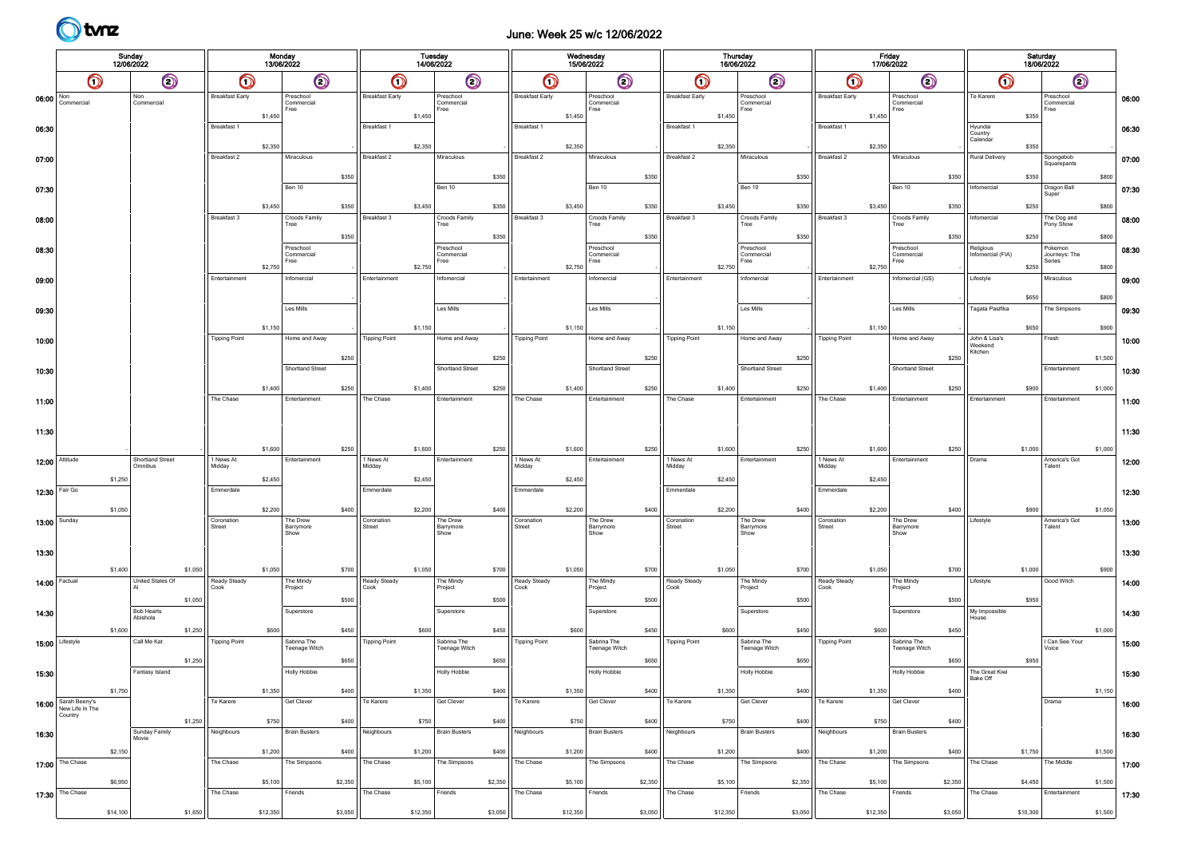# June: Week 25 w/c 12/06/2022

| Time | Sunday 12/06/2022 | | Monday 13/06/2022 | | Tuesday 14/06/2022 | | Wednesday 15/06/2022 | | Thursday 16/06/2022 | | Friday 17/06/2022 | | Saturday 18/06/2022 | |
|---|---|---|---|---|---|---|---|---|---|---|---|---|---|---|
| | 1 | 2 | 1 | 2 | 1 | 2 | 1 | 2 | 1 | 2 | 1 | 2 | 1 | 2 |
| 06:00 | Non Commercial | Non Commercial | Breakfast Early $1,450 | Preschool Commercial Free | Breakfast Early $1,450 | Preschool Commercial Free | Breakfast Early $1,450 | Preschool Commercial Free | Breakfast Early $1,450 | Preschool Commercial Free | Breakfast Early $1,450 | Preschool Commercial Free | Te Karere $350 | Preschool Commercial Free |
| 06:30 | | | Breakfast 1 $2,350 | - | Breakfast 1 $2,350 | - | Breakfast 1 $2,350 | - | Breakfast 1 $2,350 | - | Breakfast 1 $2,350 | - | Hyundai Country Calendar $350 | - |
| 07:00 | | | Breakfast 2 | Miraculous $350 | Breakfast 2 | Miraculous $350 | Breakfast 2 | Miraculous $350 | Breakfast 2 | Miraculous $350 | Breakfast 2 | Miraculous $350 | Rural Delivery $350 | Spongebob Squarepants $800 |
| 07:30 | | | $3,450 | Ben 10 $350 | $3,450 | Ben 10 $350 | $3,450 | Ben 10 $350 | $3,450 | Ben 10 $350 | $3,450 | Ben 10 $350 | Infomercial $250 | Dragon Ball Super $800 |
| 08:00 | | | Breakfast 3 | Croods Family Tree $350 | Breakfast 3 | Croods Family Tree $350 | Breakfast 3 | Croods Family Tree $350 | Breakfast 3 | Croods Family Tree $350 | Breakfast 3 | Croods Family Tree $350 | Infomercial $250 | The Dog and Pony Show $800 |
| 08:30 | | | $2,750 | Preschool Commercial Free - | $2,750 | Preschool Commercial Free - | $2,750 | Preschool Commercial Free - | $2,750 | Preschool Commercial Free - | $2,750 | Preschool Commercial Free - | Religious Infomercial (FIA) $250 | Pokemon Journeys: The Series $800 |
| 09:00 | | | Entertainment | Infomercial - | Entertainment | Infomercial - | Entertainment | Infomercial - | Entertainment | Infomercial - | Entertainment | Infomercial (GS) - | Lifestyle $650 | Miraculous $800 |
| 09:30 | | | $1,150 | Les Mills - | $1,150 | Les Mills - | $1,150 | Les Mills - | $1,150 | Les Mills - | $1,150 | Les Mills - | Tagata Pasifika $650 | The Simpsons $900 |
| 10:00 | | | Tipping Point | Home and Away $250 | Tipping Point | Home and Away $250 | Tipping Point | Home and Away $250 | Tipping Point | Home and Away $250 | Tipping Point | Home and Away $250 | John & Lisa's Weekend Kitchen | Fresh $1,500 |
| 10:30 | | | $1,400 | Shortland Street $250 | $1,400 | Shortland Street $250 | $1,400 | Shortland Street $250 | $1,400 | Shortland Street $250 | $1,400 | Shortland Street $250 | $900 | Entertainment $1,000 |
| 11:00 | | | The Chase | Entertainment | The Chase | Entertainment | The Chase | Entertainment | The Chase | Entertainment | The Chase | Entertainment | Entertainment | Entertainment |
| 11:30 | - | - | $1,600 | $250 | $1,600 | $250 | $1,600 | $250 | $1,600 | $250 | $1,600 | $250 | $1,000 | $1,000 |
| 12:00 | Attitude $1,250 | Shortland Street Omnibus | 1 News At Midday $2,450 | Entertainment | 1 News At Midday $2,450 | Entertainment | 1 News At Midday $2,450 | Entertainment | 1 News At Midday $2,450 | Entertainment | 1 News At Midday $2,450 | Entertainment | Drama | America's Got Talent |
| 12:30 | Fair Go $1,050 | | Emmerdale $2,200 | $400 | Emmerdale $2,200 | $400 | Emmerdale $2,200 | $400 | Emmerdale $2,200 | $400 | Emmerdale $2,200 | $400 | $900 | $1,050 |
| 13:00 | Sunday | | Coronation Street | The Drew Barrymore Show | Coronation Street | The Drew Barrymore Show | Coronation Street | The Drew Barrymore Show | Coronation Street | The Drew Barrymore Show | Coronation Street | The Drew Barrymore Show | Lifestyle | America's Got Talent |
| 13:30 | $1,400 | $1,050 | $1,050 | $700 | $1,050 | $700 | $1,050 | $700 | $1,050 | $700 | $1,050 | $700 | $1,000 | $900 |
| 14:00 | Factual | United States Of Al $1,050 | Ready Steady Cook | The Mindy Project $500 | Ready Steady Cook | The Mindy Project $500 | Ready Steady Cook | The Mindy Project $500 | Ready Steady Cook | The Mindy Project $500 | Ready Steady Cook | The Mindy Project $500 | Lifestyle $950 | Good Witch |
| 14:30 | $1,600 | Bob Hearts Abishola $1,250 | $600 | Superstore $450 | $600 | Superstore $450 | $600 | Superstore $450 | $600 | Superstore $450 | $600 | Superstore $450 | My Impossible House | $1,000 |
| 15:00 | Lifestyle | Call Me Kat $1,250 | Tipping Point | Sabrina The Teenage Witch $650 | Tipping Point | Sabrina The Teenage Witch $650 | Tipping Point | Sabrina The Teenage Witch $650 | Tipping Point | Sabrina The Teenage Witch $650 | Tipping Point | Sabrina The Teenage Witch $650 | $950 | I Can See Your Voice |
| 15:30 | $1,750 | Fantasy Island | $1,350 | Holly Hobbie $400 | $1,350 | Holly Hobbie $400 | $1,350 | Holly Hobbie $400 | $1,350 | Holly Hobbie $400 | $1,350 | Holly Hobbie $400 | The Great Kiwi Bake Off | $1,150 |
| 16:00 | Sarah Beeny's New Life In The Country | $1,250 | Te Karere $750 | Get Clever $400 | Te Karere $750 | Get Clever $400 | Te Karere $750 | Get Clever $400 | Te Karere $750 | Get Clever $400 | Te Karere $750 | Get Clever $400 | | Drama |
| 16:30 | $2,150 | Sunday Family Movie | Neighbours $1,200 | Brain Busters $400 | Neighbours $1,200 | Brain Busters $400 | Neighbours $1,200 | Brain Busters $400 | Neighbours $1,200 | Brain Busters $400 | Neighbours $1,200 | Brain Busters $400 | $1,750 | $1,500 |
| 17:00 | The Chase $6,950 | | The Chase $5,100 | The Simpsons $2,350 | The Chase $5,100 | The Simpsons $2,350 | The Chase $5,100 | The Simpsons $2,350 | The Chase $5,100 | The Simpsons $2,350 | The Chase $5,100 | The Simpsons $2,350 | The Chase $4,450 | The Middle $1,500 |
| 17:30 | The Chase $14,100 | $1,650 | The Chase $12,350 | Friends $3,050 | The Chase $12,350 | Friends $3,050 | The Chase $12,350 | Friends $3,050 | The Chase $12,350 | Friends $3,050 | The Chase $12,350 | Friends $3,050 | The Chase $10,300 | Entertainment $1,500 |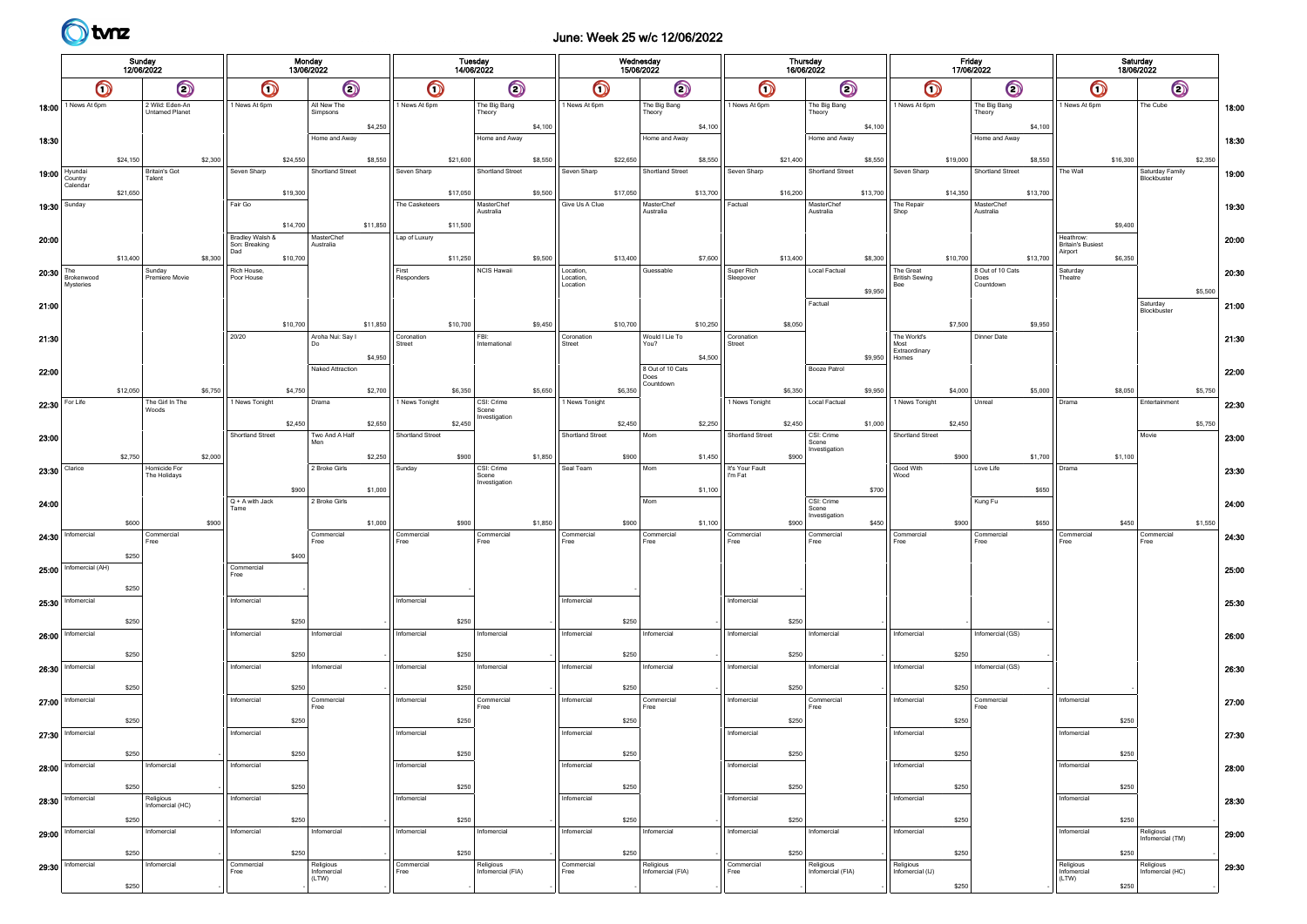# June: Week 25 w/c 12/06/2022

| | Sunday 12/06/2022 | | Monday 13/06/2022 | | Tuesday 14/06/2022 | | Wednesday 15/06/2022 | | Thursday 16/06/2022 | | Friday 17/06/2022 | | Saturday 18/06/2022 | |
|---|---|---|---|---|---|---|---|---|---|---|---|---|---|---|
| | 1 | 2 | 1 | 2 | 1 | 2 | 1 | 2 | 1 | 2 | 1 | 2 | 1 | 2 |
| 18:00 | 1 News At 6pm $24,150 | 2 Wild: Eden-An Untamed Planet $2,300 | 1 News At 6pm $24,550 | All New The Simpsons $4,250 | 1 News At 6pm $21,600 | The Big Bang Theory $4,100 | 1 News At 6pm $22,650 | The Big Bang Theory $4,100 | 1 News At 6pm $21,400 | The Big Bang Theory $4,100 | 1 News At 6pm $19,000 | The Big Bang Theory $4,100 | 1 News At 6pm $16,300 | The Cube $2,350 |
| 18:30 | | | | Home and Away $8,550 | | Home and Away $8,550 | | Home and Away $8,550 | | Home and Away $8,550 | | Home and Away $8,550 | | |
| 19:00 | Hyundai Country Calendar $21,650 | Britain's Got Talent $8,300 | Seven Sharp $19,300 | Shortland Street $11,850 | Seven Sharp $17,050 | Shortland Street $9,500 | Seven Sharp $17,050 | Shortland Street $13,700 | Seven Sharp $16,200 | Shortland Street $13,700 | Seven Sharp $14,350 | Shortland Street $13,700 | The Wall $9,400 | Saturday Family Blockbuster $5,500 |
| 19:30 | Sunday $13,400 | | Fair Go $14,700 | | The Casketeers $11,500 | MasterChef Australia $9,500 | Give Us A Clue $13,400 | MasterChef Australia $7,600 | Factual $13,400 | MasterChef Australia $8,300 | The Repair Shop $10,700 | MasterChef Australia $13,700 | | |
| 20:00 | | | Bradley Walsh & Son: Breaking Dad $10,700 | MasterChef Australia $11,850 | Lap of Luxury $11,250 | | | | | | | | Heathrow: Britain's Busiest Airport $6,350 | |
| 20:30 | The Brokenwood Mysteries $12,050 | Sunday Premiere Movie $6,750 | Rich House, Poor House $10,700 | | First Responders $10,700 | NCIS Hawaii $9,450 | Location, Location, Location $10,700 | Guessable $10,250 | Super Rich Sleepover $8,050 | Local Factual $9,950 | The Great British Sewing Bee $7,500 | 8 Out of 10 Cats Does Countdown $9,950 | Saturday Theatre $8,050 | |
| 21:00 | | | | | | | | | | Factual $9,950 | | | | Saturday Blockbuster $5,750 |
| 21:30 | | | 20/20 $4,750 | Aroha Nui: Say I Do $4,950 | Coronation Street $6,350 | FBI: International $5,650 | Coronation Street $6,350 | Would I Lie To You? $4,500 | Coronation Street $6,350 | | The World's Most Extraordinary Homes $4,000 | Dinner Date $5,000 | | |
| 22:00 | | | | Naked Attraction $2,700 | | | | 8 Out of 10 Cats Does Countdown $2,250 | | Booze Patrol $9,950 | | | | |
| 22:30 | For Life $2,750 | The Girl In The Woods $2,000 | 1 News Tonight $2,450 | Drama $2,650 | 1 News Tonight $2,450 | CSI: Crime Scene Investigation $1,850 | 1 News Tonight $2,450 | | 1 News Tonight $2,450 | Local Factual $1,000 | 1 News Tonight $2,450 | Unreal $1,700 | Drama $1,100 | Entertainment $5,750 |
| 23:00 | | | Shortland Street $900 | Two And A Half Men $2,250 | Shortland Street $900 | | Shortland Street $900 | Mom $1,450 | Shortland Street $900 | CSI: Crime Scene Investigation $700 | Shortland Street $900 | | | Movie $1,550 |
| 23:30 | Clarice $600 | Homicide For The Holidays $900 | | 2 Broke Girls $1,000 | Sunday $900 | CSI: Crime Scene Investigation $1,850 | Seal Team $900 | Mom $1,100 | It's Your Fault I'm Fat $900 | | Good With Wood $900 | Love Life $650 | Drama $450 | |
| 24:00 | | | Q + A with Jack Tame $400 | 2 Broke Girls $1,000 | | | | Mom $1,100 | | CSI: Crime Scene Investigation $450 | | Kung Fu $650 | | |
| 24:30 | Infomercial $250 | Commercial Free - | | Commercial Free - | Commercial Free - | Commercial Free - | Commercial Free - | Commercial Free - | Commercial Free - | Commercial Free - | Commercial Free | Commercial Free - | Commercial Free - | Commercial Free - |
| 25:00 | Infomercial (AH) $250 | | Commercial Free - | | | | | | | | | | | |
| 25:30 | Infomercial $250 | | Infomercial $250 | | Infomercial $250 | | Infomercial $250 | | Infomercial $250 | | | | | |
| 26:00 | Infomercial $250 | | Infomercial $250 | Infomercial - | Infomercial $250 | Infomercial - | Infomercial $250 | Infomercial - | Infomercial $250 | Infomercial - | Infomercial $250 | Infomercial (GS) - | | |
| 26:30 | Infomercial $250 | | Infomercial $250 | Infomercial - | Infomercial $250 | Infomercial - | Infomercial $250 | Infomercial - | Infomercial $250 | Infomercial - | Infomercial $250 | Infomercial (GS) - | | |
| 27:00 | Infomercial $250 | | Infomercial $250 | Commercial Free - | Infomercial $250 | Commercial Free - | Infomercial $250 | Commercial Free - | Infomercial $250 | Commercial Free - | Infomercial $250 | Commercial Free - | Infomercial $250 | |
| 27:30 | Infomercial $250 | | Infomercial $250 | | Infomercial $250 | | Infomercial $250 | | Infomercial $250 | | Infomercial $250 | | Infomercial $250 | |
| 28:00 | Infomercial $250 | Infomercial - | Infomercial $250 | | Infomercial $250 | | Infomercial $250 | | Infomercial $250 | | Infomercial $250 | | Infomercial $250 | |
| 28:30 | Infomercial $250 | Religious Infomercial (HC) - | Infomercial $250 | | Infomercial $250 | | Infomercial $250 | | Infomercial $250 | | Infomercial $250 | | Infomercial $250 | |
| 29:00 | Infomercial $250 | Infomercial - | Infomercial $250 | | Infomercial $250 | Infomercial - | Infomercial $250 | Infomercial - | Infomercial $250 | Infomercial - | Infomercial $250 | | Infomercial $250 | Religious Infomercial (TM) - |
| 29:30 | Infomercial $250 | Infomercial - | Commercial Free - | Religious Infomercial (LTW) - | Commercial Free - | Religious Infomercial (FIA) - | Commercial Free - | Religious Infomercial (FIA) - | Commercial Free - | Religious Infomercial (FIA) - | Religious Infomercial (IJ) $250 | | Religious Infomercial (LTW) $250 | Religious Infomercial (HC) - |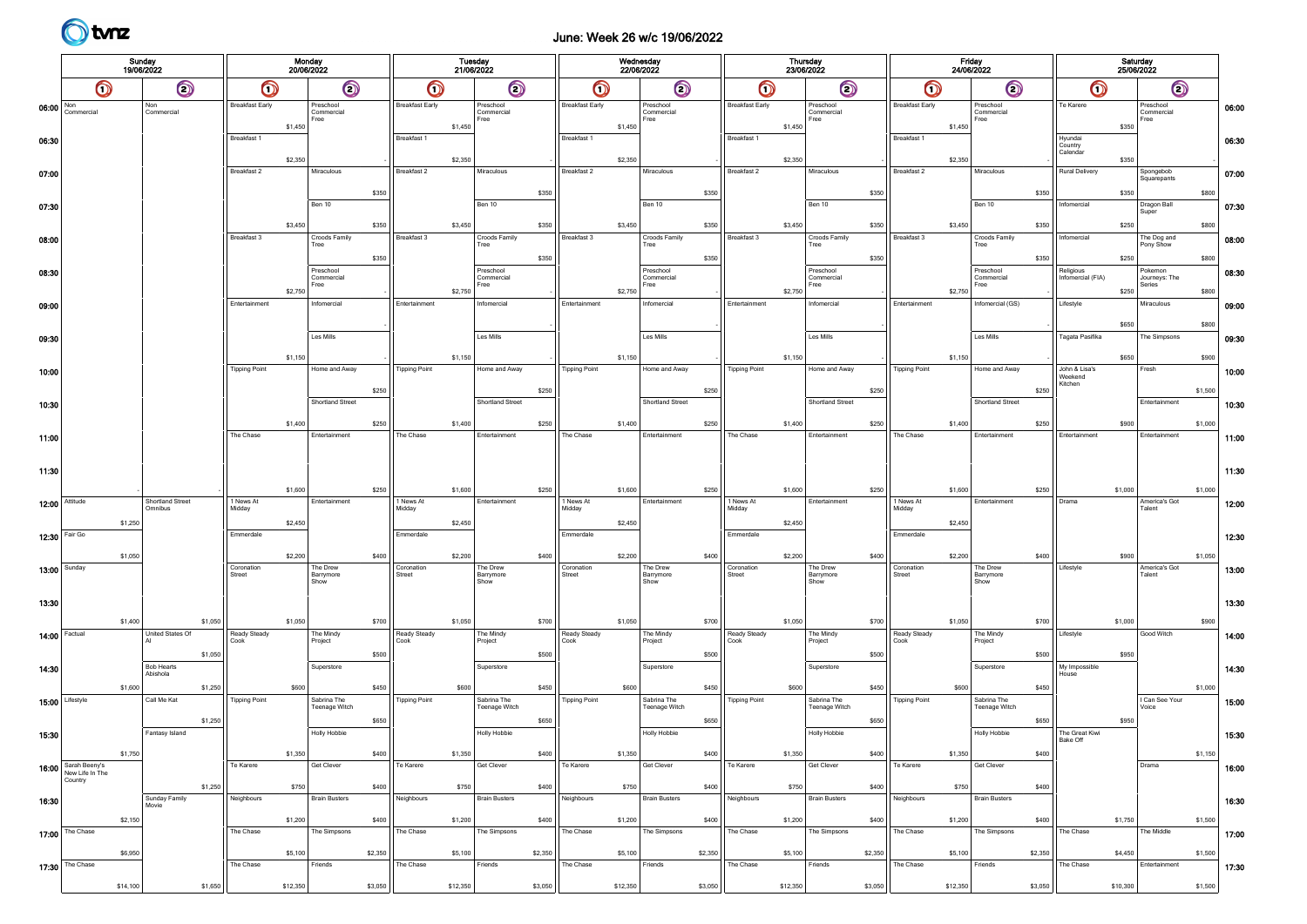# June: Week 26 w/c 19/06/2022

| Time | Sunday 19/06/2022 (1) | Sunday 19/06/2022 (2) | Monday 20/06/2022 (1) | Monday 20/06/2022 (2) | Tuesday 21/06/2022 (1) | Tuesday 21/06/2022 (2) | Wednesday 22/06/2022 (1) | Wednesday 22/06/2022 (2) | Thursday 23/06/2022 (1) | Thursday 23/06/2022 (2) | Friday 24/06/2022 (1) | Friday 24/06/2022 (2) | Saturday 25/06/2022 (1) | Saturday 25/06/2022 (2) |
|---|---|---|---|---|---|---|---|---|---|---|---|---|---|---|
| 06:00 | Non Commercial - | Non Commercial - | Breakfast Early $1,450 | Preschool Commercial Free - | Breakfast Early $1,450 | Preschool Commercial Free - | Breakfast Early $1,450 | Preschool Commercial Free - | Breakfast Early $1,450 | Preschool Commercial Free - | Breakfast Early $1,450 | Preschool Commercial Free - | Te Karere $350 | Preschool Commercial Free - |
| 06:30 | | | Breakfast 1 $2,350 | | Breakfast 1 $2,350 | | Breakfast 1 $2,350 | | Breakfast 1 $2,350 | | Breakfast 1 $2,350 | | Hyundai Country Calendar $350 | |
| 07:00 | | | Breakfast 2 $3,450 | Miraculous $350 | Breakfast 2 $3,450 | Miraculous $350 | Breakfast 2 $3,450 | Miraculous $350 | Breakfast 2 $3,450 | Miraculous $350 | Breakfast 2 $3,450 | Miraculous $350 | Rural Delivery $350 | Spongebob Squarepants $800 |
| 07:30 | | | | Ben 10 $350 | | Ben 10 $350 | | Ben 10 $350 | | Ben 10 $350 | | Ben 10 $350 | Infomercial $250 | Dragon Ball Super $800 |
| 08:00 | | | Breakfast 3 $2,750 | Croods Family Tree $350 | Breakfast 3 $2,750 | Croods Family Tree $350 | Breakfast 3 $2,750 | Croods Family Tree $350 | Breakfast 3 $2,750 | Croods Family Tree $350 | Breakfast 3 $2,750 | Croods Family Tree $350 | Infomercial $250 | The Dog and Pony Show $800 |
| 08:30 | | | | Preschool Commercial Free - | | Preschool Commercial Free - | | Preschool Commercial Free - | | Preschool Commercial Free - | | Preschool Commercial Free - | Religious Infomercial (FIA) $250 | Pokemon Journeys: The Series $800 |
| 09:00 | | | Entertainment $1,150 | Infomercial - | Entertainment $1,150 | Infomercial - | Entertainment $1,150 | Infomercial - | Entertainment $1,150 | Infomercial - | Entertainment $1,150 | Infomercial (GS) - | Lifestyle $650 | Miraculous $800 |
| 09:30 | | | | Les Mills - | | Les Mills - | | Les Mills - | | Les Mills - | | Les Mills - | Tagata Pasifika $650 | The Simpsons $900 |
| 10:00 | | | Tipping Point $1,400 | Home and Away $250 | Tipping Point $1,400 | Home and Away $250 | Tipping Point $1,400 | Home and Away $250 | Tipping Point $1,400 | Home and Away $250 | Tipping Point $1,400 | Home and Away $250 | John & Lisa's Weekend Kitchen $900 | Fresh $1,500 |
| 10:30 | | | | Shortland Street $250 | | Shortland Street $250 | | Shortland Street $250 | | Shortland Street $250 | | Shortland Street $250 | | Entertainment $1,000 |
| 11:00 | | | The Chase $1,600 | Entertainment $250 | The Chase $1,600 | Entertainment $250 | The Chase $1,600 | Entertainment $250 | The Chase $1,600 | Entertainment $250 | The Chase $1,600 | Entertainment $250 | Entertainment $1,000 | Entertainment $1,000 |
| 11:30 | | | | | | | | | | | | | | |
| 12:00 | Attitude $1,250 | Shortland Street Omnibus $1,050 | 1 News At Midday $2,450 | Entertainment $400 | 1 News At Midday $2,450 | Entertainment $400 | 1 News At Midday $2,450 | Entertainment $400 | 1 News At Midday $2,450 | Entertainment $400 | 1 News At Midday $2,450 | Entertainment $400 | Drama $900 | America's Got Talent $1,050 |
| 12:30 | Fair Go $1,050 | | Emmerdale $2,200 | | Emmerdale $2,200 | | Emmerdale $2,200 | | Emmerdale $2,200 | | Emmerdale $2,200 | | | |
| 13:00 | Sunday $1,400 | | Coronation Street $1,050 | The Drew Barrymore Show $700 | Coronation Street $1,050 | The Drew Barrymore Show $700 | Coronation Street $1,050 | The Drew Barrymore Show $700 | Coronation Street $1,050 | The Drew Barrymore Show $700 | Coronation Street $1,050 | The Drew Barrymore Show $700 | Lifestyle $1,000 | America's Got Talent $900 |
| 13:30 | | | | | | | | | | | | | | |
| 14:00 | Factual $1,600 | United States Of AI $1,050 | Ready Steady Cook $600 | The Mindy Project $500 | Ready Steady Cook $600 | The Mindy Project $500 | Ready Steady Cook $600 | The Mindy Project $500 | Ready Steady Cook $600 | The Mindy Project $500 | Ready Steady Cook $600 | The Mindy Project $500 | Lifestyle $950 | Good Witch $1,000 |
| 14:30 | | Bob Hearts Abishola $1,250 | | Superstore $450 | | Superstore $450 | | Superstore $450 | | Superstore $450 | | Superstore $450 | My Impossible House $950 | |
| 15:00 | Lifestyle $1,750 | Call Me Kat $1,250 | Tipping Point $1,350 | Sabrina The Teenage Witch $650 | Tipping Point $1,350 | Sabrina The Teenage Witch $650 | Tipping Point $1,350 | Sabrina The Teenage Witch $650 | Tipping Point $1,350 | Sabrina The Teenage Witch $650 | Tipping Point $1,350 | Sabrina The Teenage Witch $650 | | I Can See Your Voice $1,150 |
| 15:30 | | Fantasy Island $1,250 | | Holly Hobbie $400 | | Holly Hobbie $400 | | Holly Hobbie $400 | | Holly Hobbie $400 | | Holly Hobbie $400 | The Great Kiwi Bake Off $1,750 | |
| 16:00 | Sarah Beeny's New Life In The Country $2,150 | | Te Karere $750 | Get Clever $400 | Te Karere $750 | Get Clever $400 | Te Karere $750 | Get Clever $400 | Te Karere $750 | Get Clever $400 | Te Karere $750 | Get Clever $400 | | Drama $1,500 |
| 16:30 | | Sunday Family Movie $1,650 | Neighbours $1,200 | Brain Busters $400 | Neighbours $1,200 | Brain Busters $400 | Neighbours $1,200 | Brain Busters $400 | Neighbours $1,200 | Brain Busters $400 | Neighbours $1,200 | Brain Busters $400 | | |
| 17:00 | The Chase $6,950 | | The Chase $5,100 | The Simpsons $2,350 | The Chase $5,100 | The Simpsons $2,350 | The Chase $5,100 | The Simpsons $2,350 | The Chase $5,100 | The Simpsons $2,350 | The Chase $5,100 | The Simpsons $2,350 | The Chase $4,450 | The Middle $1,500 |
| 17:30 | The Chase $14,100 | | The Chase $12,350 | Friends $3,050 | The Chase $12,350 | Friends $3,050 | The Chase $12,350 | Friends $3,050 | The Chase $12,350 | Friends $3,050 | The Chase $12,350 | Friends $3,050 | The Chase $10,300 | Entertainment $1,500 |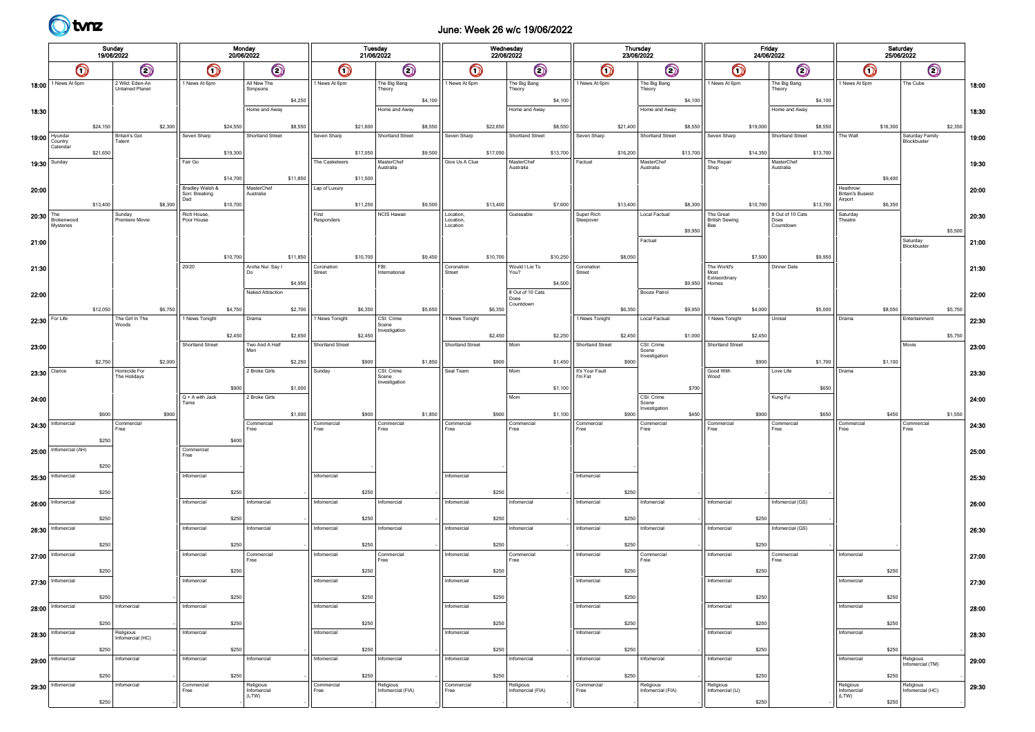# tvnz

## June: Week 26 w/c 19/06/2022

| Time | Sunday 19/06/2022 (1) | Sunday 19/06/2022 (2) | Monday 20/06/2022 (1) | Monday 20/06/2022 (2) | Tuesday 21/06/2022 (1) | Tuesday 21/06/2022 (2) | Wednesday 22/06/2022 (1) | Wednesday 22/06/2022 (2) | Thursday 23/06/2022 (1) | Thursday 23/06/2022 (2) | Friday 24/06/2022 (1) | Friday 24/06/2022 (2) | Saturday 25/06/2022 (1) | Saturday 25/06/2022 (2) |
|---|---|---|---|---|---|---|---|---|---|---|---|---|---|---|
| 18:00 | 1 News At 6pm | 2 Wild: Eden-An Untamed Planet | 1 News At 6pm | All New The Simpsons $4,250 | 1 News At 6pm | The Big Bang Theory $4,100 | 1 News At 6pm | The Big Bang Theory $4,100 | 1 News At 6pm | The Big Bang Theory $4,100 | 1 News At 6pm | The Big Bang Theory $4,100 | 1 News At 6pm | The Cube |
| 18:30 | $24,150 | $2,300 | $24,550 | Home and Away $8,550 | $21,600 | Home and Away $8,550 | $22,650 | Home and Away $8,550 | $21,400 | Home and Away $8,550 | $19,000 | Home and Away $8,550 | $16,300 | $2,350 |
| 19:00 | Hyundai Country Calendar $21,650 | Britain's Got Talent | Seven Sharp $19,300 | Shortland Street | Seven Sharp $17,050 | Shortland Street $9,500 | Seven Sharp $17,050 | Shortland Street $13,700 | Seven Sharp $16,200 | Shortland Street $13,700 | Seven Sharp $14,350 | Shortland Street $13,700 | The Wall | Saturday Family Blockbuster |
| 19:30 | Sunday | | Fair Go $14,700 | $11,850 | The Casketeers $11,500 | MasterChef Australia | Give Us A Clue | MasterChef Australia | Factual | MasterChef Australia | The Repair Shop | MasterChef Australia | $9,400 | |
| 20:00 | $13,400 | $8,300 | Bradley Walsh & Son: Breaking Dad $10,700 | MasterChef Australia | Lap of Luxury $11,250 | $9,500 | $13,400 | $7,600 | $13,400 | $8,300 | $10,700 | $13,700 | Heathrow: Britain's Busiest Airport $6,350 | |
| 20:30 | The Brokenwood Mysteries | Sunday Premiere Movie | Rich House, Poor House | | First Responders | NCIS Hawaii | Location, Location, Location | Guessable | Super Rich Sleepover | Local Factual $9,950 | The Great British Sewing Bee | 8 Out of 10 Cats Does Countdown | Saturday Theatre | $5,500 |
| 21:00 | | | $10,700 | $11,850 | $10,700 | $9,450 | $10,700 | $10,250 | $8,050 | Factual | $7,500 | $9,950 | | Saturday Blockbuster |
| 21:30 | | | 20/20 | Aroha Nui: Say I Do $4,950 | Coronation Street | FBI: International | Coronation Street | Would I Lie To You? $4,500 | Coronation Street | $9,950 | The World's Most Extraordinary Homes | Dinner Date | | |
| 22:00 | $12,050 | $6,750 | $4,750 | Naked Attraction $2,700 | $6,350 | $5,650 | $6,350 | 8 Out of 10 Cats Does Countdown | $6,350 | Booze Patrol $9,950 | $4,000 | $5,000 | $8,050 | $5,750 |
| 22:30 | For Life | The Girl In The Woods | 1 News Tonight $2,450 | Drama $2,650 | 1 News Tonight $2,450 | CSI: Crime Scene Investigation | 1 News Tonight $2,450 | $2,250 | 1 News Tonight $2,450 | Local Factual $1,000 | 1 News Tonight $2,450 | Unreal | Drama | Entertainment $5,750 |
| 23:00 | $2,750 | $2,000 | Shortland Street | Two And A Half Men $2,250 | Shortland Street $900 | $1,850 | Shortland Street $900 | Mom $1,450 | Shortland Street $900 | CSI: Crime Scene Investigation | Shortland Street $900 | $1,700 | $1,100 | Movie |
| 23:30 | Clarice | Homicide For The Holidays | $900 | 2 Broke Girls $1,000 | Sunday | CSI: Crime Scene Investigation | Seal Team | Mom $1,100 | It's Your Fault I'm Fat | $700 | Good With Wood | Love Life $650 | Drama | |
| 24:00 | $600 | $900 | Q + A with Jack Tame | 2 Broke Girls $1,000 | $900 | $1,850 | $900 | Mom $1,100 | $900 | CSI: Crime Scene Investigation $450 | $900 | Kung Fu $650 | $450 | $1,550 |
| 24:30 | Infomercial $250 | Commercial Free | $400 | Commercial Free | Commercial Free | Commercial Free | Commercial Free | Commercial Free | Commercial Free | Commercial Free | Commercial Free | Commercial Free | Commercial Free | Commercial Free |
| 25:00 | Infomercial (AH) $250 | | Commercial Free - | | - | - | - | - | - | - | - | - | | |
| 25:30 | Infomercial $250 | | Infomercial $250 | - | Infomercial $250 | - | Infomercial $250 | - | Infomercial $250 | - | | - | | |
| 26:00 | Infomercial $250 | | Infomercial $250 | Infomercial - | Infomercial $250 | Infomercial - | Infomercial $250 | Infomercial - | Infomercial $250 | Infomercial - | Infomercial $250 | Infomercial (GS) - | | |
| 26:30 | Infomercial $250 | | Infomercial $250 | Infomercial - | Infomercial $250 | Infomercial - | Infomercial $250 | Infomercial - | Infomercial $250 | Infomercial - | Infomercial $250 | Infomercial (GS) - | - | |
| 27:00 | Infomercial $250 | | Infomercial $250 | Commercial Free | Infomercial $250 | Commercial Free | Infomercial $250 | Commercial Free | Infomercial $250 | Commercial Free | Infomercial $250 | Commercial Free | Infomercial $250 | |
| 27:30 | Infomercial $250 | - | Infomercial $250 | | Infomercial $250 | | Infomercial $250 | | Infomercial $250 | | Infomercial $250 | | Infomercial $250 | |
| 28:00 | Infomercial $250 | Infomercial - | Infomercial $250 | | Infomercial $250 | | Infomercial $250 | | Infomercial $250 | | Infomercial $250 | | Infomercial $250 | |
| 28:30 | Infomercial $250 | Religious Infomercial (HC) - | Infomercial $250 | | Infomercial $250 | | Infomercial $250 | | Infomercial $250 | | Infomercial $250 | | Infomercial $250 | |
| 29:00 | Infomercial $250 | Infomercial - | Infomercial $250 | Infomercial - | Infomercial $250 | Infomercial - | Infomercial $250 | Infomercial - | Infomercial $250 | Infomercial - | Infomercial $250 | | Infomercial $250 | Religious Infomercial (TM) |
| 29:30 | Infomercial $250 | Infomercial - | Commercial Free - | Religious Infomercial (LTW) - | Commercial Free - | Religious Infomercial (FIA) - | Commercial Free - | Religious Infomercial (FIA) - | Commercial Free - | Religious Infomercial (FIA) - | Religious Infomercial (IJ) $250 | - | Religious Infomercial (LTW) $250 | Religious Infomercial (HC) - |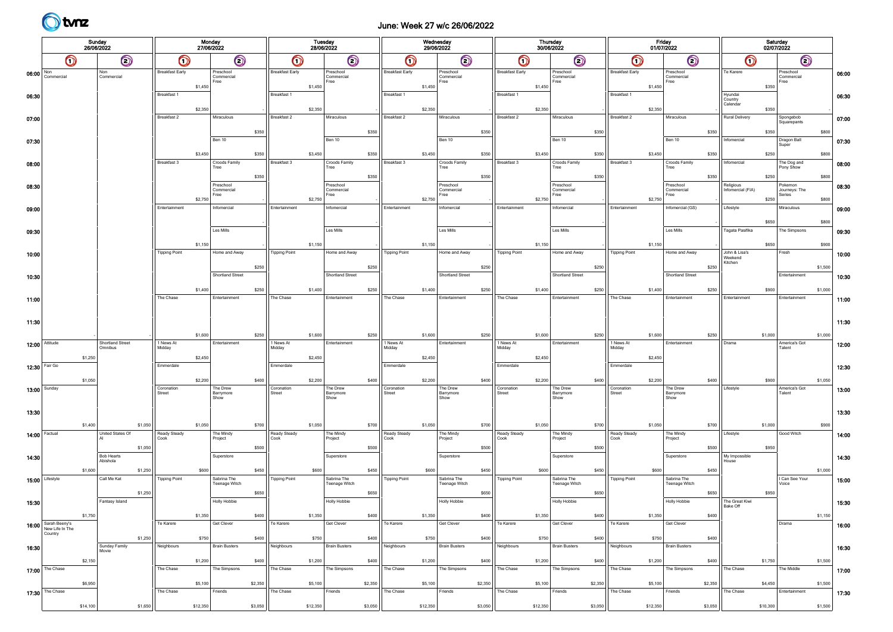# June: Week 27 w/c 26/06/2022

| Time | Sunday 26/06/2022 (1) | Sunday 26/06/2022 (2) | Monday 27/06/2022 (1) | Monday 27/06/2022 (2) | Tuesday 28/06/2022 (1) | Tuesday 28/06/2022 (2) | Wednesday 29/06/2022 (1) | Wednesday 29/06/2022 (2) | Thursday 30/06/2022 (1) | Thursday 30/06/2022 (2) | Friday 01/07/2022 (1) | Friday 01/07/2022 (2) | Saturday 02/07/2022 (1) | Saturday 02/07/2022 (2) |
|---|---|---|---|---|---|---|---|---|---|---|---|---|---|---|
| 06:00 | Non Commercial - | Non Commercial - | Breakfast Early $1,450 | Preschool Commercial Free - | Breakfast Early $1,450 | Preschool Commercial Free - | Breakfast Early $1,450 | Preschool Commercial Free - | Breakfast Early $1,450 | Preschool Commercial Free - | Breakfast Early $1,450 | Preschool Commercial Free - | Te Karere $350 | Preschool Commercial Free - |
| 06:30 | | | Breakfast 1 $2,350 | | Breakfast 1 $2,350 | | Breakfast 1 $2,350 | | Breakfast 1 $2,350 | | Breakfast 1 $2,350 | | Hyundai Country Calendar $350 | |
| 07:00 | | | Breakfast 2 $3,450 | Miraculous $350 | Breakfast 2 $3,450 | Miraculous $350 | Breakfast 2 $3,450 | Miraculous $350 | Breakfast 2 $3,450 | Miraculous $350 | Breakfast 2 $3,450 | Miraculous $350 | Rural Delivery $350 | Spongebob Squarepants $800 |
| 07:30 | | | | Ben 10 $350 | | Ben 10 $350 | | Ben 10 $350 | | Ben 10 $350 | | Ben 10 $350 | Infomercial $250 | Dragon Ball Super $800 |
| 08:00 | | | Breakfast 3 $2,750 | Croods Family Tree $350 | Breakfast 3 $2,750 | Croods Family Tree $350 | Breakfast 3 $2,750 | Croods Family Tree $350 | $2,750 | Croods Family Tree $350 | Breakfast 3 $2,750 | Croods Family Tree $350 | Infomercial $250 | The Dog and Pony Show $800 |
| 08:30 | | | | Preschool Commercial Free - | | Preschool Commercial Free - | | Preschool Commercial Free - | | Preschool Commercial Free - | | Preschool Commercial Free - | Religious Infomercial (FIA) $250 | Pokemon Journeys: The Series $800 |
| 09:00 | | | Entertainment $1,150 | Infomercial - | Entertainment $1,150 | Infomercial - | Entertainment $1,150 | Infomercial - | Entertainment $1,150 | Infomercial - | Entertainment $1,150 | Infomercial (GS) - | Lifestyle $650 | Miraculous $800 |
| 09:30 | | | | Les Mills - | | Les Mills - | | Les Mills - | | Les Mills - | | Les Mills - | Tagata Pasifika $650 | The Simpsons $900 |
| 10:00 | | | Tipping Point $1,400 | Home and Away $250 | Tipping Point $1,400 | Home and Away $250 | Tipping Point $1,400 | Home and Away $250 | Tipping Point $1,400 | Home and Away $250 | Tipping Point $1,400 | Home and Away $250 | John & Lisa's Weekend Kitchen $900 | Fresh $1,500 |
| 10:30 | | | | Shortland Street $250 | | Shortland Street $250 | | Shortland Street $250 | | Shortland Street $250 | | Shortland Street $250 | | Entertainment $1,000 |
| 11:00 | | | The Chase $1,600 | Entertainment $250 | The Chase $1,600 | Entertainment $250 | The Chase $1,600 | Entertainment $250 | The Chase $1,600 | Entertainment $250 | The Chase $1,600 | Entertainment $250 | Entertainment $1,000 | Entertainment $1,000 |
| 11:30 | | | | | | | | | | | | | | |
| 12:00 | Attitude $1,250 | Shortland Street Omnibus $1,050 | 1 News At Midday $2,450 | Entertainment $400 | 1 News At Midday $2,450 | Entertainment $400 | 1 News At Midday $2,450 | Entertainment $400 | 1 News At Midday $2,450 | Entertainment $400 | 1 News At Midday $2,450 | Entertainment $400 | Drama $900 | America's Got Talent $1,050 |
| 12:30 | Fair Go $1,050 | | Emmerdale $2,200 | | Emmerdale $2,200 | | Emmerdale $2,200 | | Emmerdale $2,200 | | Emmerdale $2,200 | | | |
| 13:00 | Sunday $1,400 | | Coronation Street $1,050 | The Drew Barrymore Show $700 | Coronation Street $1,050 | The Drew Barrymore Show $700 | Coronation Street $1,050 | The Drew Barrymore Show $700 | Coronation Street $1,050 | The Drew Barrymore Show $700 | Coronation Street $1,050 | The Drew Barrymore Show $700 | Lifestyle $1,000 | America's Got Talent $900 |
| 13:30 | | | | | | | | | | | | | | |
| 14:00 | Factual $1,600 | United States Of Al $1,050 | Ready Steady Cook $600 | The Mindy Project $500 | Ready Steady Cook $600 | The Mindy Project $500 | Ready Steady Cook $600 | The Mindy Project $500 | Ready Steady Cook $600 | The Mindy Project $500 | Ready Steady Cook $600 | The Mindy Project $500 | Lifestyle $950 | Good Witch $1,000 |
| 14:30 | | Bob Hearts Abishola $1,250 | | Superstore $450 | | Superstore $450 | | Superstore $450 | | Superstore $450 | | Superstore $450 | My Impossible House $950 | |
| 15:00 | Lifestyle $1,750 | Call Me Kat $1,250 | Tipping Point $1,350 | Sabrina The Teenage Witch $650 | Tipping Point $1,350 | Sabrina The Teenage Witch $650 | Tipping Point $1,350 | Sabrina The Teenage Witch $650 | Tipping Point $1,350 | Sabrina The Teenage Witch $650 | Tipping Point $1,350 | Sabrina The Teenage Witch $650 | | I Can See Your Voice $1,150 |
| 15:30 | | Fantasy Island $1,250 | | Holly Hobbie $400 | | Holly Hobbie $400 | | Holly Hobbie $400 | | Holly Hobbie $400 | | Holly Hobbie $400 | The Great Kiwi Bake Off $1,750 | |
| 16:00 | Sarah Beeny's New Life In The Country $2,150 | | Te Karere $750 | Get Clever $400 | Te Karere $750 | Get Clever $400 | Te Karere $750 | Get Clever $400 | Te Karere $750 | Get Clever $400 | Te Karere $750 | Get Clever $400 | | Drama $1,500 |
| 16:30 | | Sunday Family Movie $1,650 | Neighbours $1,200 | Brain Busters $400 | Neighbours $1,200 | Brain Busters $400 | Neighbours $1,200 | Brain Busters $400 | Neighbours $1,200 | Brain Busters $400 | Neighbours $1,200 | Brain Busters $400 | | |
| 17:00 | The Chase $6,950 | | The Chase $5,100 | The Simpsons $2,350 | The Chase $5,100 | The Simpsons $2,350 | The Chase $5,100 | The Simpsons $2,350 | The Chase $5,100 | The Simpsons $2,350 | The Chase $5,100 | The Simpsons $2,350 | The Chase $4,450 | The Middle $1,500 |
| 17:30 | The Chase $14,100 | | The Chase $12,350 | Friends $3,050 | The Chase $12,350 | Friends $3,050 | The Chase $12,350 | Friends $3,050 | The Chase $12,350 | Friends $3,050 | The Chase $12,350 | Friends $3,050 | The Chase $10,300 | Entertainment $1,500 |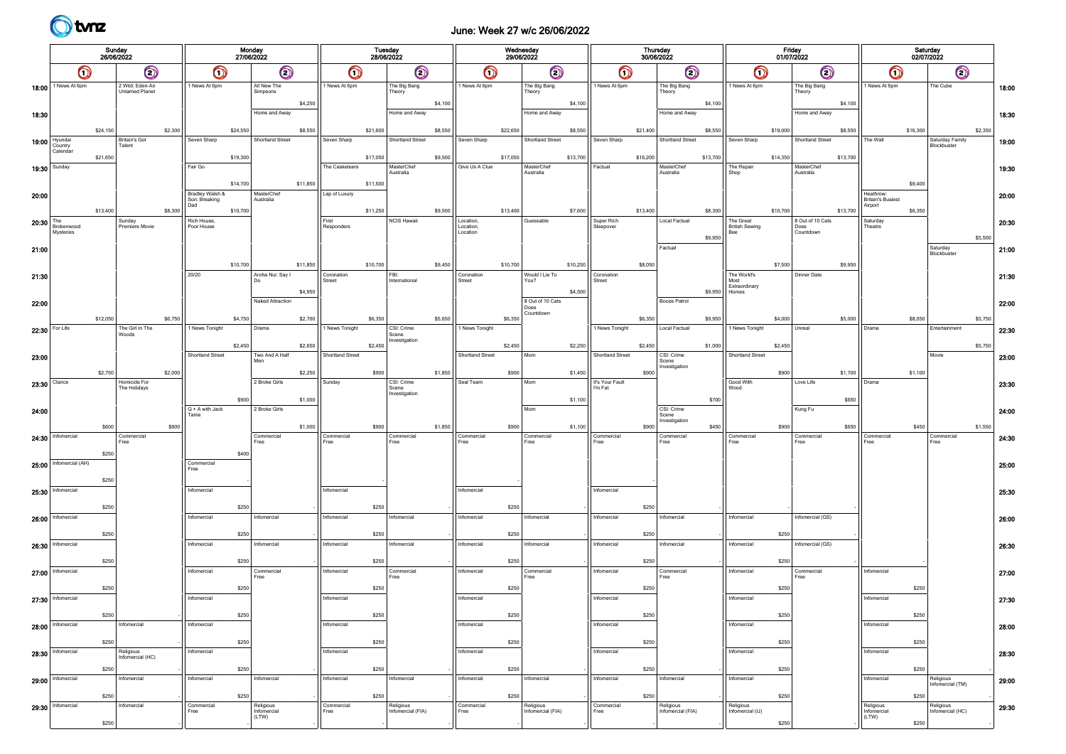# June: Week 27 w/c 26/06/2022

| Time | Sunday 26/06/2022 TVNZ 1 | Sunday 26/06/2022 TVNZ 2 | Monday 27/06/2022 TVNZ 1 | Monday 27/06/2022 TVNZ 2 | Tuesday 28/06/2022 TVNZ 1 | Tuesday 28/06/2022 TVNZ 2 | Wednesday 29/06/2022 TVNZ 1 | Wednesday 29/06/2022 TVNZ 2 | Thursday 30/06/2022 TVNZ 1 | Thursday 30/06/2022 TVNZ 2 | Friday 01/07/2022 TVNZ 1 | Friday 01/07/2022 TVNZ 2 | Saturday 02/07/2022 TVNZ 1 | Saturday 02/07/2022 TVNZ 2 |
|---|---|---|---|---|---|---|---|---|---|---|---|---|---|---|
| 18:00 | 1 News At 6pm $24,150 | 2 Wild: Eden-An Untamed Planet $2,300 | 1 News At 6pm $24,550 | All New The Simpsons $4,250 | 1 News At 6pm $21,600 | The Big Bang Theory $4,100 | 1 News At 6pm $22,650 | The Big Bang Theory $4,100 | 1 News At 6pm $21,400 | The Big Bang Theory $4,100 | 1 News At 6pm $19,000 | The Big Bang Theory $4,100 | 1 News At 6pm $16,300 | The Cube $2,350 |
| 18:30 | | | | Home and Away $8,550 | | Home and Away $8,550 | | Home and Away $8,550 | | Home and Away $8,550 | | Home and Away $8,550 | | |
| 19:00 | Hyundai Country Calendar $21,650 | Britain's Got Talent $8,300 | Seven Sharp $19,300 | Shortland Street $11,850 | Seven Sharp $17,050 | Shortland Street $9,500 | Seven Sharp $17,050 | Shortland Street $13,700 | Seven Sharp $16,200 | Shortland Street $13,700 | Seven Sharp $14,350 | Shortland Street $13,700 | The Wall $9,400 | Saturday Family Blockbuster $5,500 |
| 19:30 | Sunday $13,400 | | Fair Go $14,700 | | The Casketeers $11,500 | MasterChef Australia $9,500 | Give Us A Clue $13,400 | MasterChef Australia $7,600 | Factual $13,400 | MasterChef Australia $8,300 | The Repair Shop $10,700 | MasterChef Australia $13,700 | | |
| 20:00 | | | Bradley Walsh & Son: Breaking Dad $10,700 | MasterChef Australia $11,850 | Lap of Luxury $11,250 | | | | | | | | Heathrow: Britain's Busiest Airport $6,350 | |
| 20:30 | The Brokenwood Mysteries $12,050 | Sunday Premiere Movie $6,750 | Rich House, Poor House $10,700 | | First Responders $10,700 | NCIS Hawaii $9,450 | Location, Location, Location $10,700 | Guessable $10,250 | Super Rich Sleepover $8,050 | Local Factual $9,950 | The Great British Sewing Bee $7,500 | 8 Out of 10 Cats Does Countdown $9,950 | Saturday Theatre $8,050 | |
| 21:00 | | | | | | | | | | Factual $9,950 | | | | Saturday Blockbuster $5,750 |
| 21:30 | | | 20/20 $4,750 | Aroha Nui: Say I Do $4,950 | Coronation Street $6,350 | FBI: International $5,650 | Coronation Street $6,350 | Would I Lie To You? $4,500 | Coronation Street $6,350 | | The World's Most Extraordinary Homes $4,000 | Dinner Date $5,000 | | |
| 22:00 | | | | Naked Attraction $2,700 | | | | 8 Out of 10 Cats Does Countdown $2,250 | | Booze Patrol $9,950 | | | | |
| 22:30 | For Life $2,750 | The Girl In The Woods $2,000 | 1 News Tonight $2,450 | Drama $2,650 | 1 News Tonight $2,450 | CSI: Crime Scene Investigation $1,850 | 1 News Tonight $2,450 | | 1 News Tonight $2,450 | Local Factual $1,000 | 1 News Tonight $2,450 | Unreal $1,700 | Drama $1,100 | Entertainment $5,750 |
| 23:00 | | | Shortland Street $900 | Two And A Half Men $2,250 | Shortland Street $900 | | Shortland Street $900 | Mom $1,450 | Shortland Street $900 | CSI: Crime Scene Investigation $700 | Shortland Street $900 | | | Movie $1,550 |
| 23:30 | Clarice $600 | Homicide For The Holidays $900 | | 2 Broke Girls $1,000 | Sunday $900 | CSI: Crime Scene Investigation $1,850 | Seal Team $900 | Mom $1,100 | It's Your Fault I'm Fat $900 | | Good With Wood $900 | Love Life $650 | Drama $450 | |
| 24:00 | | | Q + A with Jack Tame $400 | 2 Broke Girls $1,000 | | | | Mom $1,100 | | CSI: Crime Scene Investigation $450 | | Kung Fu $650 | | |
| 24:30 | Infomercial $250 | Commercial Free - | | Commercial Free - | Commercial Free - | Commercial Free - | Commercial Free - | Commercial Free - | Commercial Free - | Commercial Free - | Commercial Free - | Commercial Free - | Commercial Free - | Commercial Free |
| 25:00 | Infomercial (AH) $250 | | Commercial Free - | | | | | | | | | | | |
| 25:30 | Infomercial $250 | | Infomercial $250 | | Infomercial $250 | | Infomercial $250 | | Infomercial $250 | | | | | |
| 26:00 | Infomercial $250 | | Infomercial $250 | Infomercial - | Infomercial $250 | Infomercial - | Infomercial $250 | Infomercial - | Infomercial $250 | Infomercial - | Infomercial $250 | Infomercial (GS) - | | |
| 26:30 | Infomercial $250 | | Infomercial $250 | Infomercial - | Infomercial $250 | Infomercial - | Infomercial $250 | Infomercial - | Infomercial $250 | Infomercial - | Infomercial $250 | Infomercial (GS) - | | |
| 27:00 | Infomercial $250 | | Infomercial $250 | Commercial Free - | Infomercial $250 | Commercial Free - | Infomercial $250 | Commercial Free - | Infomercial $250 | Commercial Free - | Infomercial $250 | Commercial Free - | Infomercial $250 | |
| 27:30 | Infomercial $250 | | Infomercial $250 | | Infomercial $250 | | Infomercial $250 | | Infomercial $250 | | Infomercial $250 | | Infomercial $250 | |
| 28:00 | Infomercial $250 | Infomercial - | Infomercial $250 | | Infomercial $250 | | Infomercial $250 | | Infomercial $250 | | Infomercial $250 | | Infomercial $250 | |
| 28:30 | Infomercial $250 | Religious Infomercial (HC) - | Infomercial $250 | | Infomercial $250 | | Infomercial $250 | | Infomercial $250 | | Infomercial $250 | | Infomercial $250 | |
| 29:00 | Infomercial $250 | Infomercial - | Infomercial $250 | Infomercial - | Infomercial $250 | Infomercial - | Infomercial $250 | Infomercial - | Infomercial $250 | Infomercial - | Infomercial $250 | | Infomercial $250 | Religious Infomercial (TM) - |
| 29:30 | Infomercial $250 | Infomercial - | Commercial Free - | Religious Infomercial (LTW) - | Commercial Free - | Religious Infomercial (FIA) - | Commercial Free - | Religious Infomercial (FIA) - | Commercial Free - | Religious Infomercial (FIA) - | Religious Infomercial (IJ) $250 | | Religious Infomercial (LTW) $250 | Religious Infomercial (HC) - |